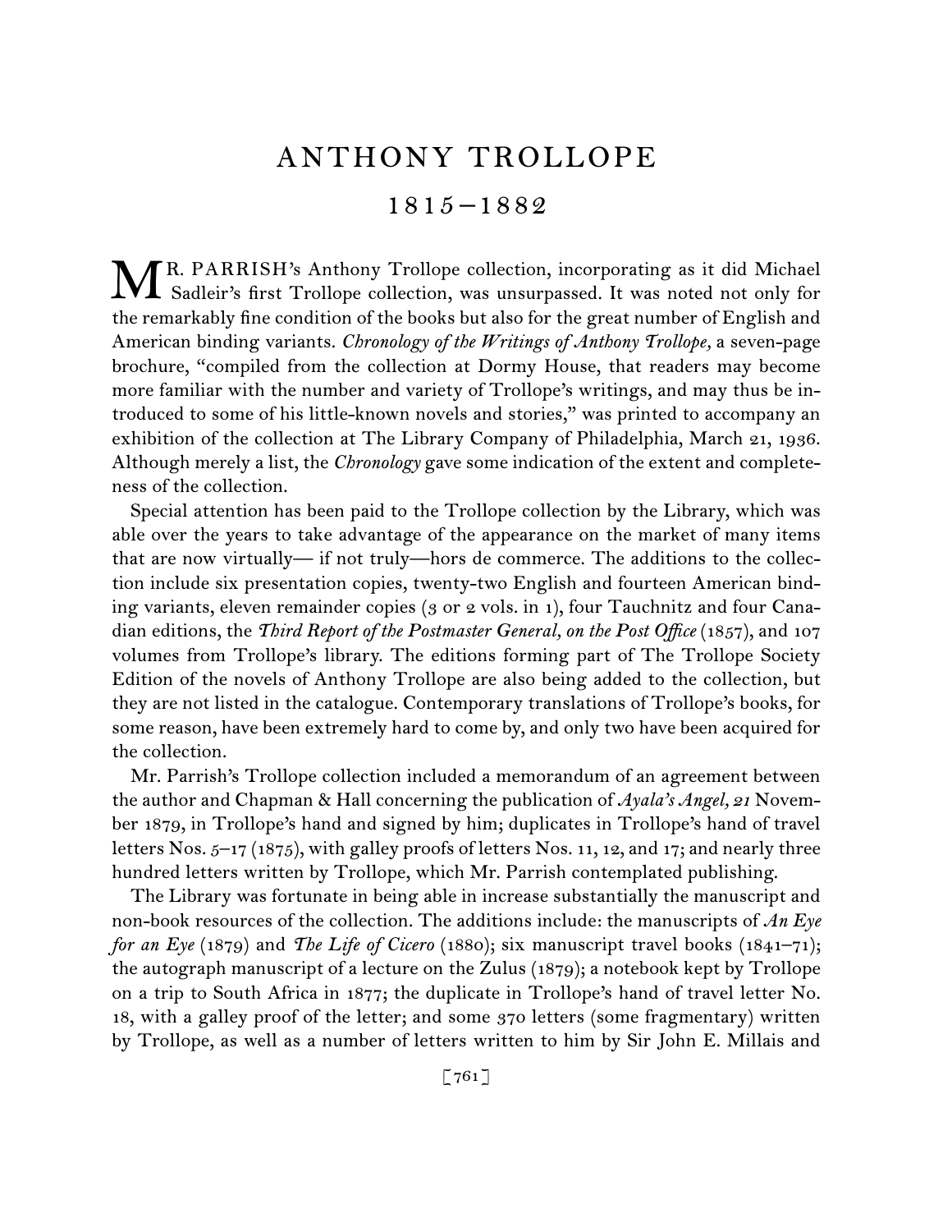# ANTHONY TROLLOPE

## 1815–1882

MR. PARRISH's Anthony Trollope collection, incorporating as it did Michael Sadleir's first Trollope collection, was unsurpassed. It was noted not only for the remarkably fine condition of the books but also for the great number of English and American binding variants. *Chronology of the Writings of Anthony Trollope,* a seven-page brochure, "compiled from the collection at Dormy House, that readers may become more familiar with the number and variety of Trollope's writings, and may thus be introduced to some of his little-known novels and stories," was printed to accompany an exhibition of the collection at The Library Company of Philadelphia, March 21, 1936. Although merely a list, the *Chronology* gave some indication of the extent and completeness of the collection.

Special attention has been paid to the Trollope collection by the Library, which was able over the years to take advantage of the appearance on the market of many items that are now virtually— if not truly—hors de commerce. The additions to the collection include six presentation copies, twenty-two English and fourteen American binding variants, eleven remainder copies (3 or 2 vols. in 1), four Tauchnitz and four Canadian editions, the *Third Report of the Postmaster General, on the Post Office* (1857), and 107 volumes from Trollope's library. The editions forming part of The Trollope Society Edition of the novels of Anthony Trollope are also being added to the collection, but they are not listed in the catalogue. Contemporary translations of Trollope's books, for some reason, have been extremely hard to come by, and only two have been acquired for the collection.

Mr. Parrish's Trollope collection included a memorandum of an agreement between the author and Chapman & Hall concerning the publication of *Ayala's Angel, 21* November 1879, in Trollope's hand and signed by him; duplicates in Trollope's hand of travel letters Nos. 5–17 (1875), with galley proofs of letters Nos. 11, 12, and 17; and nearly three hundred letters written by Trollope, which Mr. Parrish contemplated publishing.

The Library was fortunate in being able in increase substantially the manuscript and non-book resources of the collection. The additions include: the manuscripts of *An Eye for an Eye* (1879) and *The Life of Cicero* (1880); six manuscript travel books (1841–71); the autograph manuscript of a lecture on the Zulus (1879); a notebook kept by Trollope on a trip to South Africa in 1877; the duplicate in Trollope's hand of travel letter No. 18, with a galley proof of the letter; and some 370 letters (some fragmentary) written by Trollope, as well as a number of letters written to him by Sir John E. Millais and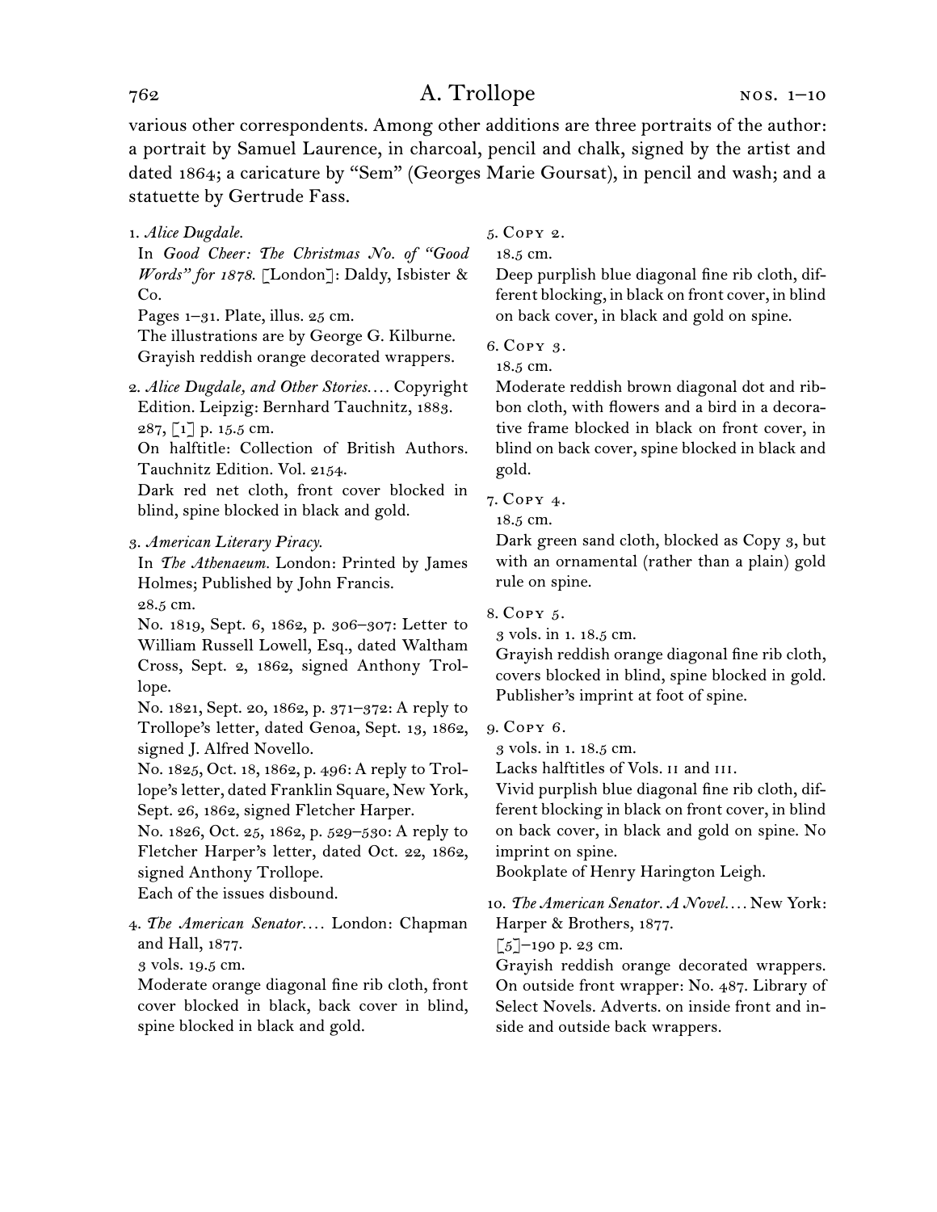various other correspondents. Among other additions are three portraits of the author: a portrait by Samuel Laurence, in charcoal, pencil and chalk, signed by the artist and dated 1864; a caricature by “Sem” (Georges Marie Goursat), in pencil and wash; and a statuette by Gertrude Fass.

1. *Alice Dugdale.*
In *Good Cheer: The Christmas No. of “Good Words” for 1878.* [London]: Daldy, Isbister & Co.
Pages 1–31. Plate, illus. 25 cm.
The illustrations are by George G. Kilburne.
Grayish reddish orange decorated wrappers.

2. *Alice Dugdale, and Other Stories.…* Copyright Edition. Leipzig: Bernhard Tauchnitz, 1883.
287, [1] p. 15.5 cm.
On halftitle: Collection of British Authors. Tauchnitz Edition. Vol. 2154.
Dark red net cloth, front cover blocked in blind, spine blocked in black and gold.

3. *American Literary Piracy.*
In *The Athenaeum.* London: Printed by James Holmes; Published by John Francis.
28.5 cm.
No. 1819, Sept. 6, 1862, p. 306–307: Letter to William Russell Lowell, Esq., dated Waltham Cross, Sept. 2, 1862, signed Anthony Trollope.
No. 1821, Sept. 20, 1862, p. 371–372: A reply to Trollope’s letter, dated Genoa, Sept. 13, 1862, signed J. Alfred Novello.
No. 1825, Oct. 18, 1862, p. 496: A reply to Trollope’s letter, dated Franklin Square, New York, Sept. 26, 1862, signed Fletcher Harper.
No. 1826, Oct. 25, 1862, p. 529–530: A reply to Fletcher Harper’s letter, dated Oct. 22, 1862, signed Anthony Trollope.
Each of the issues disbound.

4. *The American Senator.…* London: Chapman and Hall, 1877.
3 vols. 19.5 cm.
Moderate orange diagonal fine rib cloth, front cover blocked in black, back cover in blind, spine blocked in black and gold.

5. Copy 2.
18.5 cm.
Deep purplish blue diagonal fine rib cloth, different blocking, in black on front cover, in blind on back cover, in black and gold on spine.

6. Copy 3.
18.5 cm.
Moderate reddish brown diagonal dot and ribbon cloth, with flowers and a bird in a decorative frame blocked in black on front cover, in blind on back cover, spine blocked in black and gold.

7. Copy 4.
18.5 cm.
Dark green sand cloth, blocked as Copy 3, but with an ornamental (rather than a plain) gold rule on spine.

8. Copy 5.
3 vols. in 1. 18.5 cm.
Grayish reddish orange diagonal fine rib cloth, covers blocked in blind, spine blocked in gold. Publisher’s imprint at foot of spine.

9. Copy 6.
3 vols. in 1. 18.5 cm.
Lacks halftitles of Vols. II and III.
Vivid purplish blue diagonal fine rib cloth, different blocking in black on front cover, in blind on back cover, in black and gold on spine. No imprint on spine.
Bookplate of Henry Harington Leigh.

10. *The American Senator. A Novel.…* New York: Harper & Brothers, 1877.
[5]–190 p. 23 cm.
Grayish reddish orange decorated wrappers. On outside front wrapper: No. 487. Library of Select Novels. Adverts. on inside front and inside and outside back wrappers.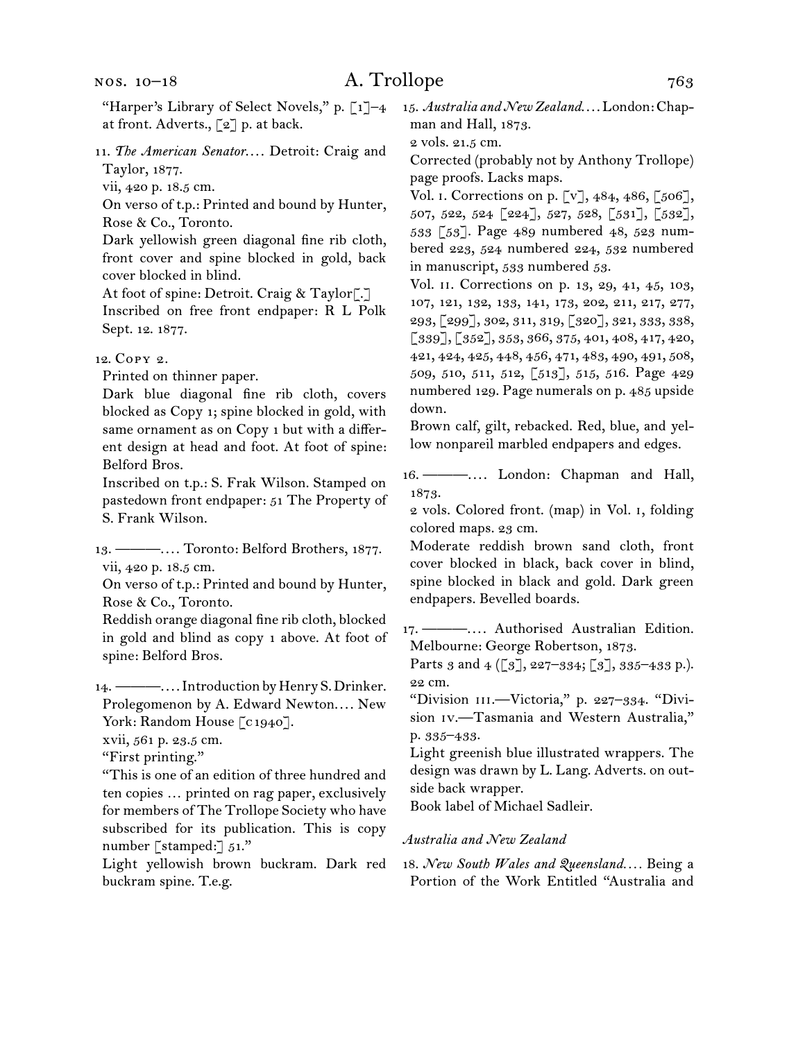"Harper's Library of Select Novels," p. [1]–4 at front. Adverts., [2] p. at back.

11. *The American Senator*. . . . Detroit: Craig and Taylor, 1877.
vii, 420 p. 18.5 cm.
On verso of t.p.: Printed and bound by Hunter, Rose & Co., Toronto.
Dark yellowish green diagonal fine rib cloth, front cover and spine blocked in gold, back cover blocked in blind.
At foot of spine: Detroit. Craig & Taylor[.]
Inscribed on free front endpaper: R L Polk Sept. 12. 1877.

12. Copy 2.
Printed on thinner paper.
Dark blue diagonal fine rib cloth, covers blocked as Copy 1; spine blocked in gold, with same ornament as on Copy 1 but with a different design at head and foot. At foot of spine: Belford Bros.
Inscribed on t.p.: S. Frak Wilson. Stamped on pastedown front endpaper: 51 The Property of S. Frank Wilson.

13. ———. . . . Toronto: Belford Brothers, 1877.
vii, 420 p. 18.5 cm.
On verso of t.p.: Printed and bound by Hunter, Rose & Co., Toronto.
Reddish orange diagonal fine rib cloth, blocked in gold and blind as copy 1 above. At foot of spine: Belford Bros.

14. ———. . . . Introduction by Henry S. Drinker. Prolegomenon by A. Edward Newton. . . . New York: Random House [c1940].
xvii, 561 p. 23.5 cm.
"First printing."
"This is one of an edition of three hundred and ten copies … printed on rag paper, exclusively for members of The Trollope Society who have subscribed for its publication. This is copy number [stamped:] 51."
Light yellowish brown buckram. Dark red buckram spine. T.e.g.

15. *Australia and New Zealand*. . . . London: Chapman and Hall, 1873.
2 vols. 21.5 cm.
Corrected (probably not by Anthony Trollope) page proofs. Lacks maps.
Vol. i. Corrections on p. [v], 484, 486, [506], 507, 522, 524 [224], 527, 528, [531], [532], 533 [53]. Page 489 numbered 48, 523 numbered 223, 524 numbered 224, 532 numbered in manuscript, 533 numbered 53.
Vol. ii. Corrections on p. 13, 29, 41, 45, 103, 107, 121, 132, 133, 141, 173, 202, 211, 217, 277, 293, [299], 302, 311, 319, [320], 321, 333, 338, [339], [352], 353, 366, 375, 401, 408, 417, 420, 421, 424, 425, 448, 456, 471, 483, 490, 491, 508, 509, 510, 511, 512, [513], 515, 516. Page 429 numbered 129. Page numerals on p. 485 upside down.
Brown calf, gilt, rebacked. Red, blue, and yellow nonpareil marbled endpapers and edges.

16. ———. . . . London: Chapman and Hall, 1873.
2 vols. Colored front. (map) in Vol. i, folding colored maps. 23 cm.
Moderate reddish brown sand cloth, front cover blocked in black, back cover in blind, spine blocked in black and gold. Dark green endpapers. Bevelled boards.

17. ———. . . . Authorised Australian Edition. Melbourne: George Robertson, 1873.
Parts 3 and 4 ([3], 227–334; [3], 335–433 p.). 22 cm.
"Division iii.—Victoria," p. 227–334. "Division iv.—Tasmania and Western Australia," p. 335–433.
Light greenish blue illustrated wrappers. The design was drawn by L. Lang. Adverts. on outside back wrapper.
Book label of Michael Sadleir.

*Australia and New Zealand*

18. *New South Wales and Queensland*. . . . Being a Portion of the Work Entitled "Australia and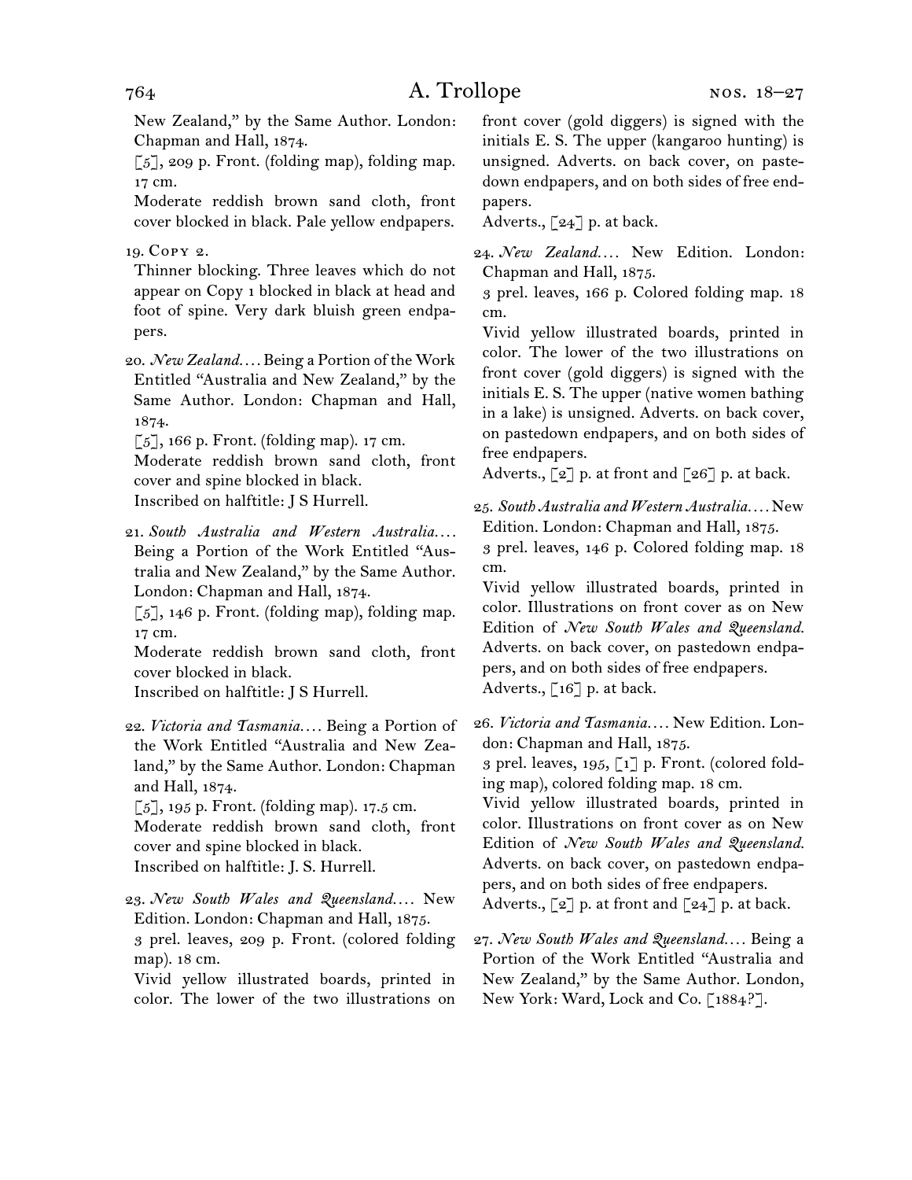New Zealand," by the Same Author. London: Chapman and Hall, 1874.
[5], 209 p. Front. (folding map), folding map. 17 cm.
Moderate reddish brown sand cloth, front cover blocked in black. Pale yellow endpapers.

19. Copy 2.
Thinner blocking. Three leaves which do not appear on Copy 1 blocked in black at head and foot of spine. Very dark bluish green endpapers.

20. *New Zealand*.... Being a Portion of the Work Entitled "Australia and New Zealand," by the Same Author. London: Chapman and Hall, 1874.
[5], 166 p. Front. (folding map). 17 cm.
Moderate reddish brown sand cloth, front cover and spine blocked in black.
Inscribed on halftitle: J S Hurrell.

21. *South Australia and Western Australia*.... Being a Portion of the Work Entitled "Australia and New Zealand," by the Same Author. London: Chapman and Hall, 1874.
[5], 146 p. Front. (folding map), folding map. 17 cm.
Moderate reddish brown sand cloth, front cover blocked in black.
Inscribed on halftitle: J S Hurrell.

22. *Victoria and Tasmania*.... Being a Portion of the Work Entitled "Australia and New Zealand," by the Same Author. London: Chapman and Hall, 1874.
[5], 195 p. Front. (folding map). 17.5 cm.
Moderate reddish brown sand cloth, front cover and spine blocked in black.
Inscribed on halftitle: J. S. Hurrell.

23. *New South Wales and Queensland*.... New Edition. London: Chapman and Hall, 1875.
3 prel. leaves, 209 p. Front. (colored folding map). 18 cm.
Vivid yellow illustrated boards, printed in color. The lower of the two illustrations on front cover (gold diggers) is signed with the initials E. S. The upper (kangaroo hunting) is unsigned. Adverts. on back cover, on pastedown endpapers, and on both sides of free endpapers.
Adverts., [24] p. at back.

24. *New Zealand*.... New Edition. London: Chapman and Hall, 1875.
3 prel. leaves, 166 p. Colored folding map. 18 cm.
Vivid yellow illustrated boards, printed in color. The lower of the two illustrations on front cover (gold diggers) is signed with the initials E. S. The upper (native women bathing in a lake) is unsigned. Adverts. on back cover, on pastedown endpapers, and on both sides of free endpapers.
Adverts., [2] p. at front and [26] p. at back.

25. *South Australia and Western Australia*.... New Edition. London: Chapman and Hall, 1875.
3 prel. leaves, 146 p. Colored folding map. 18 cm.
Vivid yellow illustrated boards, printed in color. Illustrations on front cover as on New Edition of *New South Wales and Queensland*. Adverts. on back cover, on pastedown endpapers, and on both sides of free endpapers.
Adverts., [16] p. at back.

26. *Victoria and Tasmania*.... New Edition. London: Chapman and Hall, 1875.
3 prel. leaves, 195, [1] p. Front. (colored folding map), colored folding map. 18 cm.
Vivid yellow illustrated boards, printed in color. Illustrations on front cover as on New Edition of *New South Wales and Queensland*. Adverts. on back cover, on pastedown endpapers, and on both sides of free endpapers.
Adverts., [2] p. at front and [24] p. at back.

27. *New South Wales and Queensland*.... Being a Portion of the Work Entitled "Australia and New Zealand," by the Same Author. London, New York: Ward, Lock and Co. [1884?].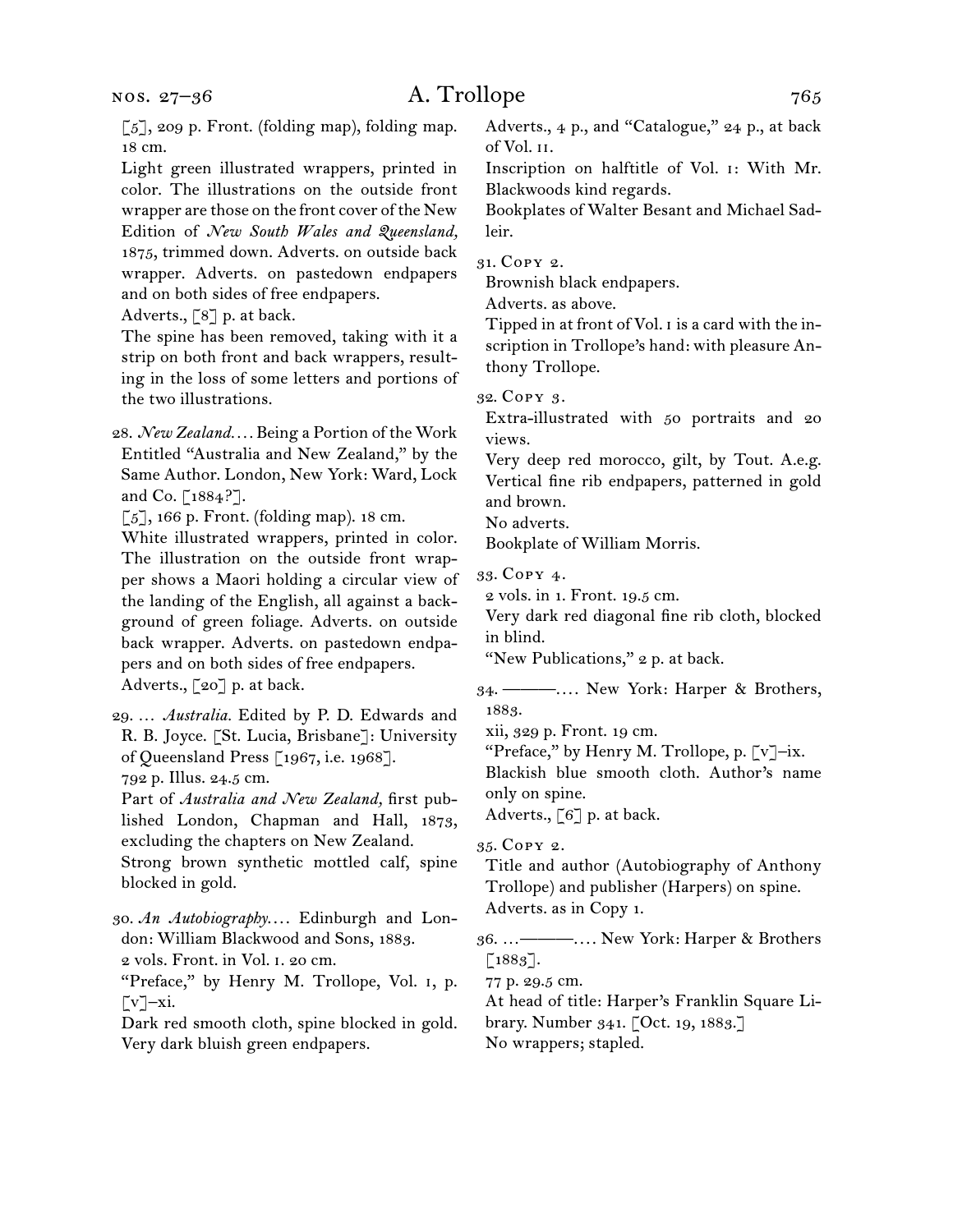[5], 209 p. Front. (folding map), folding map. 18 cm.

Light green illustrated wrappers, printed in color. The illustrations on the outside front wrapper are those on the front cover of the New Edition of *New South Wales and Queensland,* 1875, trimmed down. Adverts. on outside back wrapper. Adverts. on pastedown endpapers and on both sides of free endpapers.

Adverts., [8] p. at back.

The spine has been removed, taking with it a strip on both front and back wrappers, resulting in the loss of some letters and portions of the two illustrations.

28. *New Zealand.* . . . Being a Portion of the Work Entitled "Australia and New Zealand," by the Same Author. London, New York: Ward, Lock and Co. [1884?].

[5], 166 p. Front. (folding map). 18 cm.

White illustrated wrappers, printed in color. The illustration on the outside front wrapper shows a Maori holding a circular view of the landing of the English, all against a background of green foliage. Adverts. on outside back wrapper. Adverts. on pastedown endpapers and on both sides of free endpapers.

Adverts., [20] p. at back.

29. . . . *Australia.* Edited by P. D. Edwards and R. B. Joyce. [St. Lucia, Brisbane]: University of Queensland Press [1967, i.e. 1968].

792 p. Illus. 24.5 cm.

Part of *Australia and New Zealand,* first published London, Chapman and Hall, 1873, excluding the chapters on New Zealand.

Strong brown synthetic mottled calf, spine blocked in gold.

30. *An Autobiography.* . . . Edinburgh and London: William Blackwood and Sons, 1883.

2 vols. Front. in Vol. I. 20 cm.

"Preface," by Henry M. Trollope, Vol. I, p. [v]–xi.

Dark red smooth cloth, spine blocked in gold. Very dark bluish green endpapers.

Adverts., 4 p., and "Catalogue," 24 p., at back of Vol. II.

Inscription on halftitle of Vol. I: With Mr. Blackwoods kind regards.

Bookplates of Walter Besant and Michael Sadleir.

31. Copy 2.

Brownish black endpapers.

Adverts. as above.

Tipped in at front of Vol. I is a card with the inscription in Trollope's hand: with pleasure Anthony Trollope.

32. Copy 3.

Extra-illustrated with 50 portraits and 20 views.

Very deep red morocco, gilt, by Tout. A.e.g. Vertical fine rib endpapers, patterned in gold and brown.

No adverts.

Bookplate of William Morris.

33. Copy 4.

2 vols. in 1. Front. 19.5 cm.

Very dark red diagonal fine rib cloth, blocked in blind.

"New Publications," 2 p. at back.

34. ———. . . . New York: Harper & Brothers, 1883.

xii, 329 p. Front. 19 cm.

"Preface," by Henry M. Trollope, p. [v]–ix.

Blackish blue smooth cloth. Author's name only on spine.

Adverts., [6] p. at back.

35. Copy 2.

Title and author (Autobiography of Anthony Trollope) and publisher (Harpers) on spine.

Adverts. as in Copy 1.

36. . . . ———. . . . New York: Harper & Brothers [1883].

77 p. 29.5 cm.

At head of title: Harper's Franklin Square Library. Number 341. [Oct. 19, 1883.]

No wrappers; stapled.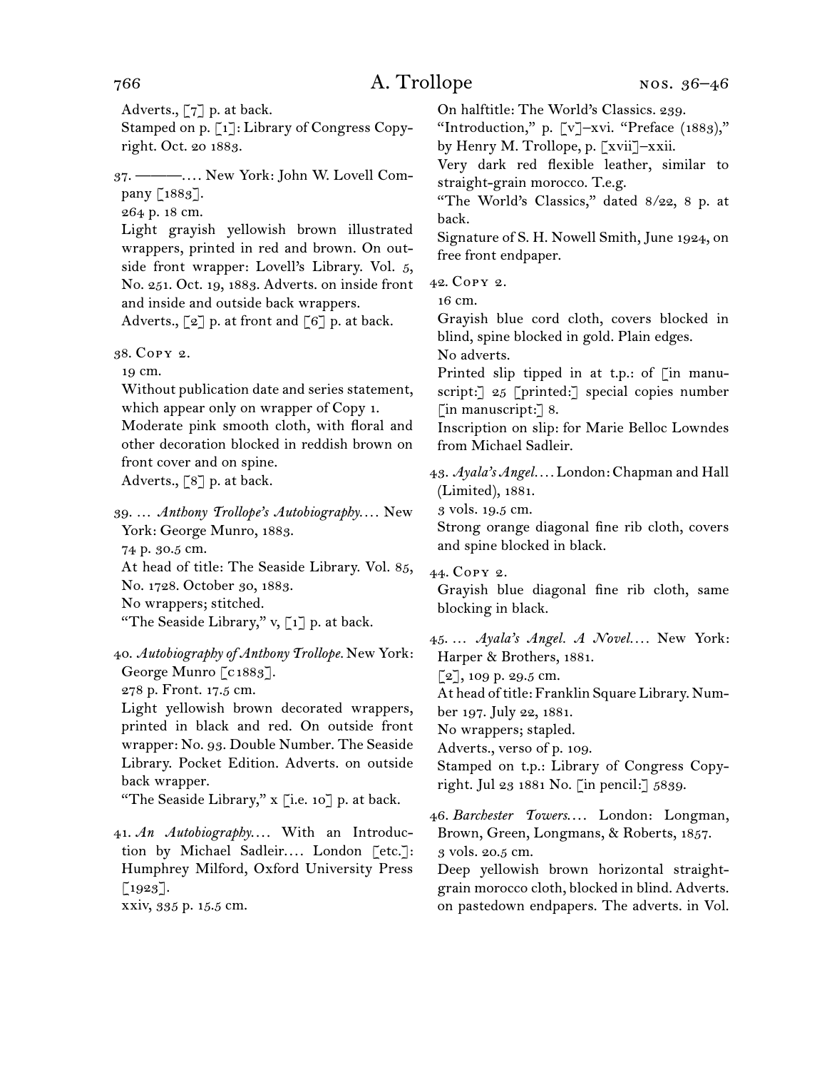Adverts., [7] p. at back.

Stamped on p. [1]: Library of Congress Copyright. Oct. 20 1883.

37. ———. . . . New York: John W. Lovell Company [1883].

264 p. 18 cm.

Light grayish yellowish brown illustrated wrappers, printed in red and brown. On outside front wrapper: Lovell's Library. Vol. 5, No. 251. Oct. 19, 1883. Adverts. on inside front and inside and outside back wrappers.

Adverts., [2] p. at front and [6] p. at back.

38. Copy 2.

19 cm.

Without publication date and series statement, which appear only on wrapper of Copy 1.

Moderate pink smooth cloth, with floral and other decoration blocked in reddish brown on front cover and on spine.

Adverts., [8] p. at back.

39. . . . *Anthony Trollope's Autobiography*. . . . New York: George Munro, 1883.

74 p. 30.5 cm.

At head of title: The Seaside Library. Vol. 85, No. 1728. October 30, 1883.

No wrappers; stitched.

"The Seaside Library," v, [1] p. at back.

40. *Autobiography of Anthony Trollope.* New York: George Munro [c1883].

278 p. Front. 17.5 cm.

Light yellowish brown decorated wrappers, printed in black and red. On outside front wrapper: No. 93. Double Number. The Seaside Library. Pocket Edition. Adverts. on outside back wrapper.

"The Seaside Library," x [i.e. 10] p. at back.

41. *An Autobiography*. . . . With an Introduction by Michael Sadleir. . . . London [etc.]: Humphrey Milford, Oxford University Press [1923].

xxiv, 335 p. 15.5 cm.

On halftitle: The World's Classics. 239.

"Introduction," p. [v]–xvi. "Preface (1883)," by Henry M. Trollope, p. [xvii]–xxii.

Very dark red flexible leather, similar to straight-grain morocco. T.e.g.

"The World's Classics," dated 8/22, 8 p. at back.

Signature of S. H. Nowell Smith, June 1924, on free front endpaper.

42. Copy 2.

16 cm.

Grayish blue cord cloth, covers blocked in blind, spine blocked in gold. Plain edges.

No adverts.

Printed slip tipped in at t.p.: of [in manuscript:] 25 [printed:] special copies number [in manuscript:] 8.

Inscription on slip: for Marie Belloc Lowndes from Michael Sadleir.

43. *Ayala's Angel*. . . . London: Chapman and Hall (Limited), 1881.

3 vols. 19.5 cm.

Strong orange diagonal fine rib cloth, covers and spine blocked in black.

44. Copy 2.

Grayish blue diagonal fine rib cloth, same blocking in black.

45. . . . *Ayala's Angel. A Novel*. . . . New York: Harper & Brothers, 1881.

[2], 109 p. 29.5 cm.

At head of title: Franklin Square Library. Number 197. July 22, 1881.

No wrappers; stapled.

Adverts., verso of p. 109.

Stamped on t.p.: Library of Congress Copyright. Jul 23 1881 No. [in pencil:] 5839.

46. *Barchester Towers*. . . . London: Longman, Brown, Green, Longmans, & Roberts, 1857.

3 vols. 20.5 cm.

Deep yellowish brown horizontal straight-grain morocco cloth, blocked in blind. Adverts. on pastedown endpapers. The adverts. in Vol.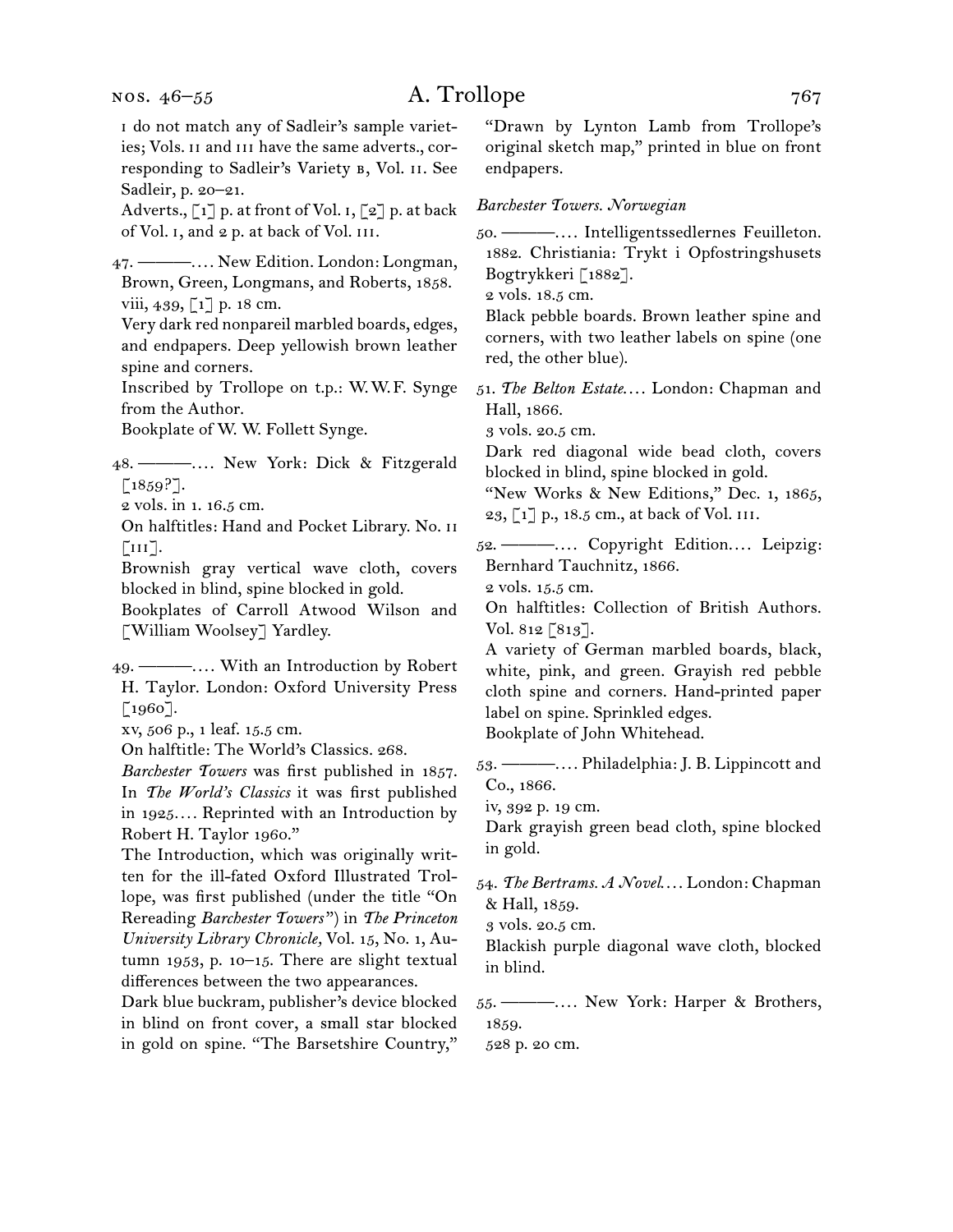I do not match any of Sadleir's sample varieties; Vols. II and III have the same adverts., corresponding to Sadleir's Variety B, Vol. II. See Sadleir, p. 20–21.

Adverts., [1] p. at front of Vol. I, [2] p. at back of Vol. I, and 2 p. at back of Vol. III.

47. ———. . . . New Edition. London: Longman, Brown, Green, Longmans, and Roberts, 1858.
viii, 439, [1] p. 18 cm.
Very dark red nonpareil marbled boards, edges, and endpapers. Deep yellowish brown leather spine and corners.
Inscribed by Trollope on t.p.: W. W. F. Synge from the Author.
Bookplate of W. W. Follett Synge.

48. ———. . . . New York: Dick & Fitzgerald [1859?].
2 vols. in 1. 16.5 cm.
On halftitles: Hand and Pocket Library. No. II [III].
Brownish gray vertical wave cloth, covers blocked in blind, spine blocked in gold.
Bookplates of Carroll Atwood Wilson and [William Woolsey] Yardley.

49. ———. . . . With an Introduction by Robert H. Taylor. London: Oxford University Press [1960].
xv, 506 p., 1 leaf. 15.5 cm.
On halftitle: The World's Classics. 268.
*Barchester Towers* was first published in 1857. In *The World's Classics* it was first published in 1925. . . . Reprinted with an Introduction by Robert H. Taylor 1960."
The Introduction, which was originally written for the ill-fated Oxford Illustrated Trollope, was first published (under the title "On Rereading *Barchester Towers*") in *The Princeton University Library Chronicle,* Vol. 15, No. 1, Autumn 1953, p. 10–15. There are slight textual differences between the two appearances.
Dark blue buckram, publisher's device blocked in blind on front cover, a small star blocked in gold on spine. "The Barsetshire Country," "Drawn by Lynton Lamb from Trollope's original sketch map," printed in blue on front endpapers.

*Barchester Towers. Norwegian*

50. ———. . . . Intelligentssedlernes Feuilleton. 1882. Christiania: Trykt i Opfostringshusets Bogtrykkeri [1882].
2 vols. 18.5 cm.
Black pebble boards. Brown leather spine and corners, with two leather labels on spine (one red, the other blue).

51. *The Belton Estate.* . . . London: Chapman and Hall, 1866.
3 vols. 20.5 cm.
Dark red diagonal wide bead cloth, covers blocked in blind, spine blocked in gold.
"New Works & New Editions," Dec. 1, 1865, 23, [1] p., 18.5 cm., at back of Vol. III.

52. ———. . . . Copyright Edition. . . . Leipzig: Bernhard Tauchnitz, 1866.
2 vols. 15.5 cm.
On halftitles: Collection of British Authors. Vol. 812 [813].
A variety of German marbled boards, black, white, pink, and green. Grayish red pebble cloth spine and corners. Hand-printed paper label on spine. Sprinkled edges.
Bookplate of John Whitehead.

53. ———. . . . Philadelphia: J. B. Lippincott and Co., 1866.
iv, 392 p. 19 cm.
Dark grayish green bead cloth, spine blocked in gold.

54. *The Bertrams. A Novel.* . . . London: Chapman & Hall, 1859.
3 vols. 20.5 cm.
Blackish purple diagonal wave cloth, blocked in blind.

55. ———. . . . New York: Harper & Brothers, 1859.
528 p. 20 cm.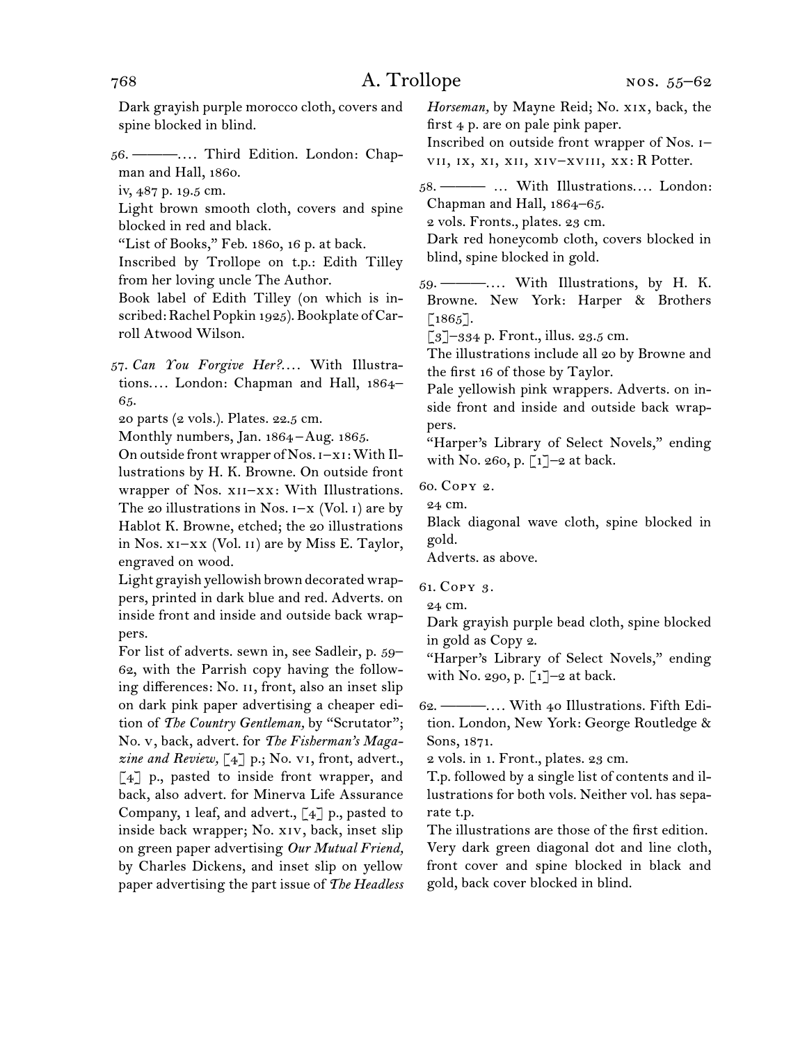Dark grayish purple morocco cloth, covers and spine blocked in blind.

56. ———. . . . Third Edition. London: Chapman and Hall, 1860.
iv, 487 p. 19.5 cm.
Light brown smooth cloth, covers and spine blocked in red and black.
"List of Books," Feb. 1860, 16 p. at back.
Inscribed by Trollope on t.p.: Edith Tilley from her loving uncle The Author.
Book label of Edith Tilley (on which is inscribed: Rachel Popkin 1925). Bookplate of Carroll Atwood Wilson.

57. *Can You Forgive Her?*. . . . With Illustrations. . . . London: Chapman and Hall, 1864–65.
20 parts (2 vols.). Plates. 22.5 cm.
Monthly numbers, Jan. 1864–Aug. 1865.
On outside front wrapper of Nos. I–XI: With Illustrations by H. K. Browne. On outside front wrapper of Nos. XII–XX: With Illustrations. The 20 illustrations in Nos. I–X (Vol. I) are by Hablot K. Browne, etched; the 20 illustrations in Nos. XI–XX (Vol. II) are by Miss E. Taylor, engraved on wood.
Light grayish yellowish brown decorated wrappers, printed in dark blue and red. Adverts. on inside front and inside and outside back wrappers.
For list of adverts. sewn in, see Sadleir, p. 59–62, with the Parrish copy having the following differences: No. II, front, also an inset slip on dark pink paper advertising a cheaper edition of *The Country Gentleman,* by "Scrutator"; No. V, back, advert. for *The Fisherman's Magazine and Review,* [4] p.; No. VI, front, advert., [4] p., pasted to inside front wrapper, and back, also advert. for Minerva Life Assurance Company, 1 leaf, and advert., [4] p., pasted to inside back wrapper; No. XIV, back, inset slip on green paper advertising *Our Mutual Friend,* by Charles Dickens, and inset slip on yellow paper advertising the part issue of *The Headless Horseman,* by Mayne Reid; No. XIX, back, the first 4 p. are on pale pink paper.
Inscribed on outside front wrapper of Nos. I–VII, IX, XI, XII, XIV–XVIII, XX: R Potter.

58. ——— . . . With Illustrations. . . . London: Chapman and Hall, 1864–65.
2 vols. Fronts., plates. 23 cm.
Dark red honeycomb cloth, covers blocked in blind, spine blocked in gold.

59. ———. . . . With Illustrations, by H. K. Browne. New York: Harper & Brothers [1865].
[3]–334 p. Front., illus. 23.5 cm.
The illustrations include all 20 by Browne and the first 16 of those by Taylor.
Pale yellowish pink wrappers. Adverts. on inside front and inside and outside back wrappers.
"Harper's Library of Select Novels," ending with No. 260, p. [1]–2 at back.

60. Copy 2.
24 cm.
Black diagonal wave cloth, spine blocked in gold.
Adverts. as above.

61. Copy 3.
24 cm.
Dark grayish purple bead cloth, spine blocked in gold as Copy 2.
"Harper's Library of Select Novels," ending with No. 290, p. [1]–2 at back.

62. ———. . . . With 40 Illustrations. Fifth Edition. London, New York: George Routledge & Sons, 1871.
2 vols. in 1. Front., plates. 23 cm.
T.p. followed by a single list of contents and illustrations for both vols. Neither vol. has separate t.p.
The illustrations are those of the first edition.
Very dark green diagonal dot and line cloth, front cover and spine blocked in black and gold, back cover blocked in blind.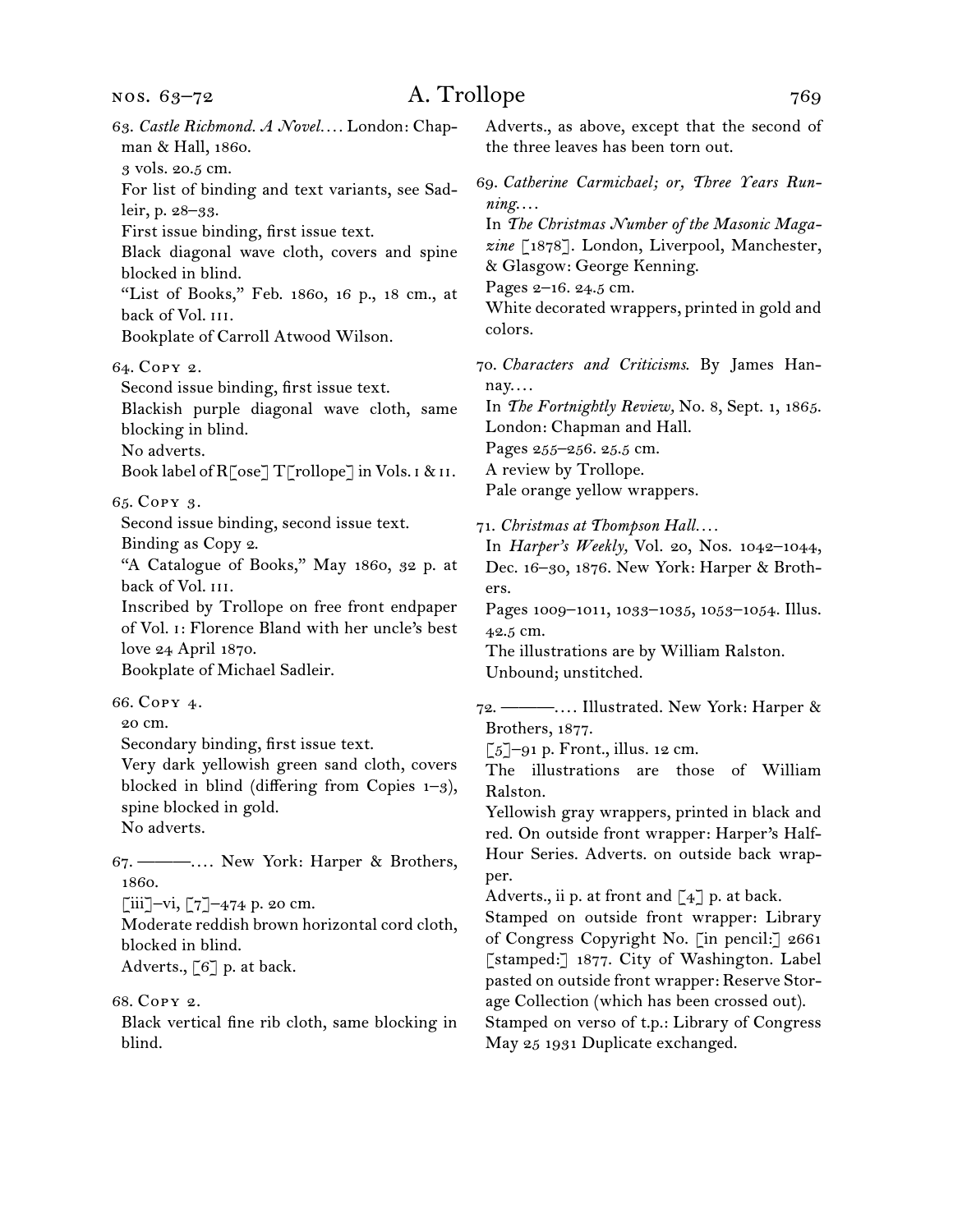63. *Castle Richmond. A Novel.* . . . London: Chapman & Hall, 1860.
3 vols. 20.5 cm.
For list of binding and text variants, see Sadleir, p. 28–33.
First issue binding, first issue text.
Black diagonal wave cloth, covers and spine blocked in blind.
"List of Books," Feb. 1860, 16 p., 18 cm., at back of Vol. III.
Bookplate of Carroll Atwood Wilson.

64. Copy 2.
Second issue binding, first issue text.
Blackish purple diagonal wave cloth, same blocking in blind.
No adverts.
Book label of R[ose] T[rollope] in Vols. I & II.

65. Copy 3.
Second issue binding, second issue text.
Binding as Copy 2.
"A Catalogue of Books," May 1860, 32 p. at back of Vol. III.
Inscribed by Trollope on free front endpaper of Vol. I: Florence Bland with her uncle's best love 24 April 1870.
Bookplate of Michael Sadleir.

66. Copy 4.
20 cm.
Secondary binding, first issue text.
Very dark yellowish green sand cloth, covers blocked in blind (differing from Copies 1–3), spine blocked in gold.
No adverts.

67. ———. . . . New York: Harper & Brothers, 1860.
[iii]–vi, [7]–474 p. 20 cm.
Moderate reddish brown horizontal cord cloth, blocked in blind.
Adverts., [6] p. at back.

68. Copy 2.
Black vertical fine rib cloth, same blocking in blind.
Adverts., as above, except that the second of the three leaves has been torn out.

69. *Catherine Carmichael; or, Three Years Running.* . . .
In *The Christmas Number of the Masonic Magazine* [1878]. London, Liverpool, Manchester, & Glasgow: George Kenning.
Pages 2–16. 24.5 cm.
White decorated wrappers, printed in gold and colors.

70. *Characters and Criticisms.* By James Hannay. . . .
In *The Fortnightly Review,* No. 8, Sept. 1, 1865. London: Chapman and Hall.
Pages 255–256. 25.5 cm.
A review by Trollope.
Pale orange yellow wrappers.

71. *Christmas at Thompson Hall.* . . .
In *Harper's Weekly,* Vol. 20, Nos. 1042–1044, Dec. 16–30, 1876. New York: Harper & Brothers.
Pages 1009–1011, 1033–1035, 1053–1054. Illus. 42.5 cm.
The illustrations are by William Ralston.
Unbound; unstitched.

72. ———. . . . Illustrated. New York: Harper & Brothers, 1877.
[5]–91 p. Front., illus. 12 cm.
The illustrations are those of William Ralston.
Yellowish gray wrappers, printed in black and red. On outside front wrapper: Harper's Half-Hour Series. Adverts. on outside back wrapper.
Adverts., ii p. at front and [4] p. at back.
Stamped on outside front wrapper: Library of Congress Copyright No. [in pencil:] 2661 [stamped:] 1877. City of Washington. Label pasted on outside front wrapper: Reserve Storage Collection (which has been crossed out).
Stamped on verso of t.p.: Library of Congress May 25 1931 Duplicate exchanged.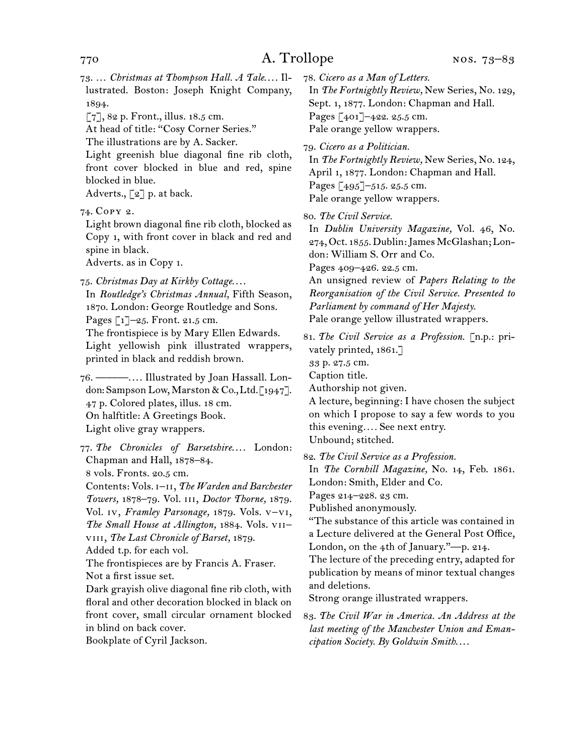73. … *Christmas at Thompson Hall. A Tale.*… Illustrated. Boston: Joseph Knight Company, 1894.
[7], 82 p. Front., illus. 18.5 cm.
At head of title: "Cosy Corner Series."
The illustrations are by A. Sacker.
Light greenish blue diagonal fine rib cloth, front cover blocked in blue and red, spine blocked in blue.
Adverts., [2] p. at back.

74. Copy 2.
Light brown diagonal fine rib cloth, blocked as Copy 1, with front cover in black and red and spine in black.
Adverts. as in Copy 1.

75. *Christmas Day at Kirkby Cottage.*…
In *Routledge's Christmas Annual,* Fifth Season, 1870. London: George Routledge and Sons.
Pages [1]–25. Front. 21.5 cm.
The frontispiece is by Mary Ellen Edwards.
Light yellowish pink illustrated wrappers, printed in black and reddish brown.

76. ———.… Illustrated by Joan Hassall. London: Sampson Low, Marston & Co., Ltd. [1947].
47 p. Colored plates, illus. 18 cm.
On halftitle: A Greetings Book.
Light olive gray wrappers.

77. *The Chronicles of Barsetshire.*… London: Chapman and Hall, 1878–84.
8 vols. Fronts. 20.5 cm.
Contents: Vols. i–ii, *The Warden and Barchester Towers,* 1878–79. Vol. iii, *Doctor Thorne,* 1879. Vol. iv, *Framley Parsonage,* 1879. Vols. v–vi, *The Small House at Allington,* 1884. Vols. vii–viii, *The Last Chronicle of Barset,* 1879.
Added t.p. for each vol.
The frontispieces are by Francis A. Fraser.
Not a first issue set.
Dark grayish olive diagonal fine rib cloth, with floral and other decoration blocked in black on front cover, small circular ornament blocked in blind on back cover.
Bookplate of Cyril Jackson.

78. *Cicero as a Man of Letters.*
In *The Fortnightly Review,* New Series, No. 129, Sept. 1, 1877. London: Chapman and Hall.
Pages [401]–422. 25.5 cm.
Pale orange yellow wrappers.

79. *Cicero as a Politician.*
In *The Fortnightly Review,* New Series, No. 124, April 1, 1877. London: Chapman and Hall.
Pages [495]–515. 25.5 cm.
Pale orange yellow wrappers.

80. *The Civil Service.*
In *Dublin University Magazine,* Vol. 46, No. 274, Oct. 1855. Dublin: James McGlashan; London: William S. Orr and Co.
Pages 409–426. 22.5 cm.
An unsigned review of *Papers Relating to the Reorganisation of the Civil Service. Presented to Parliament by command of Her Majesty.*
Pale orange yellow illustrated wrappers.

81. *The Civil Service as a Profession.* [n.p.: privately printed, 1861.]
33 p. 27.5 cm.
Caption title.
Authorship not given.
A lecture, beginning: I have chosen the subject on which I propose to say a few words to you this evening.… See next entry.
Unbound; stitched.

82. *The Civil Service as a Profession.*
In *The Cornhill Magazine,* No. 14, Feb. 1861. London: Smith, Elder and Co.
Pages 214–228. 23 cm.
Published anonymously.
"The substance of this article was contained in a Lecture delivered at the General Post Office, London, on the 4th of January."—p. 214.
The lecture of the preceding entry, adapted for publication by means of minor textual changes and deletions.
Strong orange illustrated wrappers.

83. *The Civil War in America. An Address at the last meeting of the Manchester Union and Emancipation Society. By Goldwin Smith.*…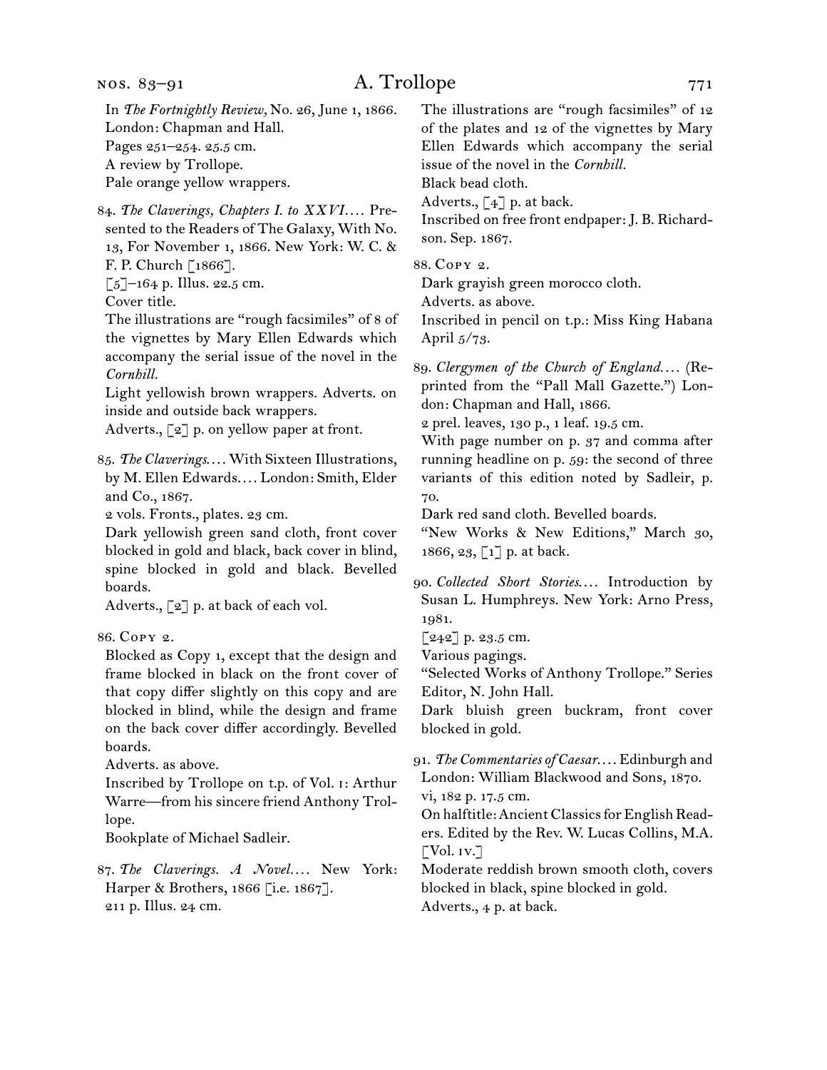In *The Fortnightly Review,* No. 26, June 1, 1866. London: Chapman and Hall.
Pages 251–254. 25.5 cm.
A review by Trollope.
Pale orange yellow wrappers.

84. *The Claverings, Chapters I. to XXVI.…* Presented to the Readers of The Galaxy, With No. 13, For November 1, 1866. New York: W. C. & F. P. Church [1866].
[5]–164 p. Illus. 22.5 cm.
Cover title.
The illustrations are "rough facsimiles" of 8 of the vignettes by Mary Ellen Edwards which accompany the serial issue of the novel in the *Cornhill.*
Light yellowish brown wrappers. Adverts. on inside and outside back wrappers.
Adverts., [2] p. on yellow paper at front.

85. *The Claverings.…* With Sixteen Illustrations, by M. Ellen Edwards.… London: Smith, Elder and Co., 1867.
2 vols. Fronts., plates. 23 cm.
Dark yellowish green sand cloth, front cover blocked in gold and black, back cover in blind, spine blocked in gold and black. Bevelled boards.
Adverts., [2] p. at back of each vol.

86. Copy 2.
Blocked as Copy 1, except that the design and frame blocked in black on the front cover of that copy differ slightly on this copy and are blocked in blind, while the design and frame on the back cover differ accordingly. Bevelled boards.
Adverts. as above.
Inscribed by Trollope on t.p. of Vol. I: Arthur Warre—from his sincere friend Anthony Trollope.
Bookplate of Michael Sadleir.

87. *The Claverings. A Novel.…* New York: Harper & Brothers, 1866 [i.e. 1867].
211 p. Illus. 24 cm.
The illustrations are "rough facsimiles" of 12 of the plates and 12 of the vignettes by Mary Ellen Edwards which accompany the serial issue of the novel in the *Cornhill.*
Black bead cloth.
Adverts., [4] p. at back.
Inscribed on free front endpaper: J. B. Richardson. Sep. 1867.

88. Copy 2.
Dark grayish green morocco cloth.
Adverts. as above.
Inscribed in pencil on t.p.: Miss King Habana April 5/73.

89. *Clergymen of the Church of England.…* (Reprinted from the "Pall Mall Gazette.") London: Chapman and Hall, 1866.
2 prel. leaves, 130 p., 1 leaf. 19.5 cm.
With page number on p. 37 and comma after running headline on p. 59: the second of three variants of this edition noted by Sadleir, p. 70.
Dark red sand cloth. Bevelled boards.
"New Works & New Editions," March 30, 1866, 23, [1] p. at back.

90. *Collected Short Stories.…* Introduction by Susan L. Humphreys. New York: Arno Press, 1981.
[242] p. 23.5 cm.
Various pagings.
"Selected Works of Anthony Trollope." Series Editor, N. John Hall.
Dark bluish green buckram, front cover blocked in gold.

91. *The Commentaries of Caesar.…* Edinburgh and London: William Blackwood and Sons, 1870.
vi, 182 p. 17.5 cm.
On halftitle: Ancient Classics for English Readers. Edited by the Rev. W. Lucas Collins, M.A. [Vol. IV.]
Moderate reddish brown smooth cloth, covers blocked in black, spine blocked in gold.
Adverts., 4 p. at back.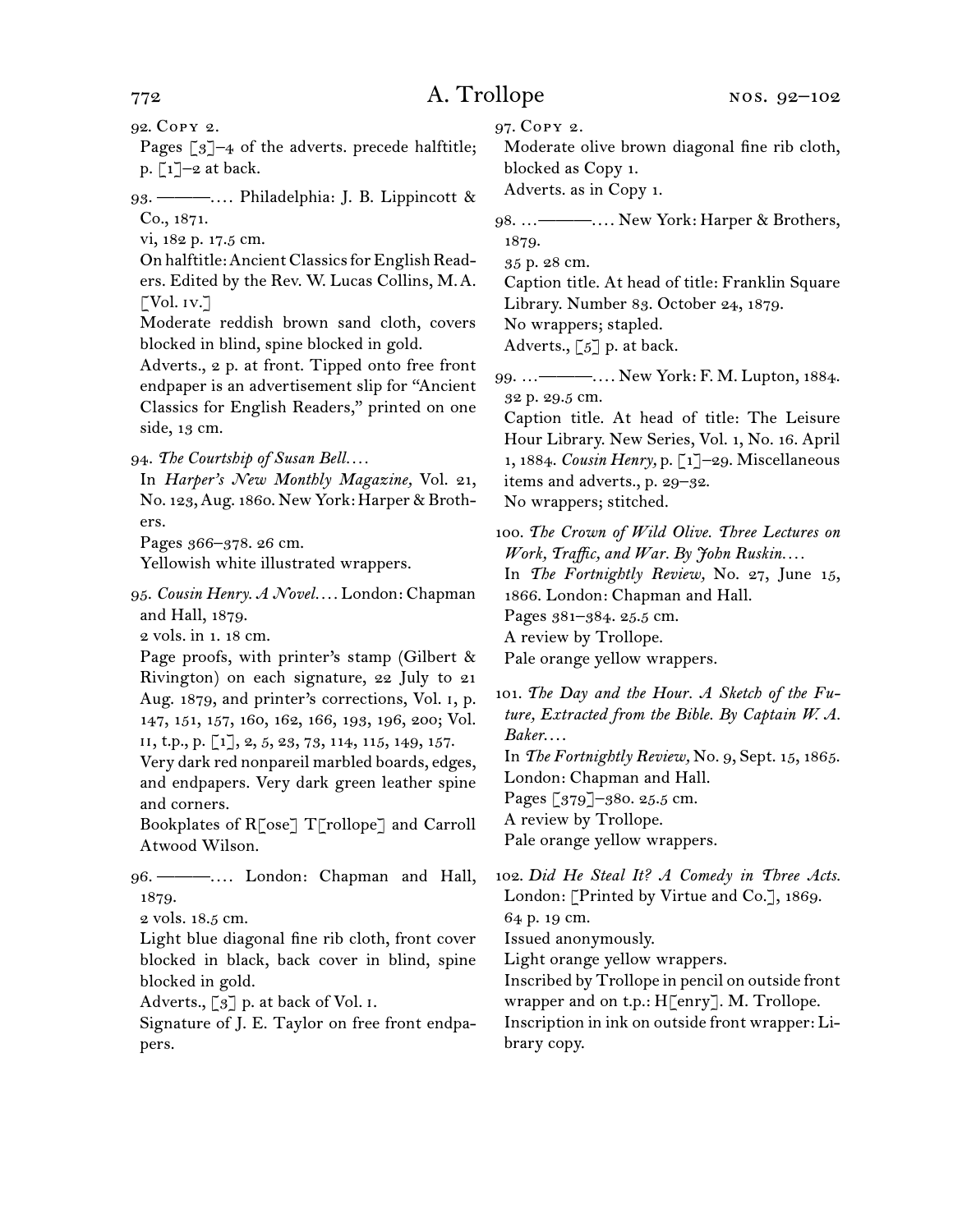92. Copy 2.

Pages [3]–4 of the adverts. precede halftitle; p. [1]–2 at back.

93. ———. . . . Philadelphia: J. B. Lippincott & Co., 1871.

vi, 182 p. 17.5 cm.

On halftitle: Ancient Classics for English Readers. Edited by the Rev. W. Lucas Collins, M.A. [Vol. iv.]

Moderate reddish brown sand cloth, covers blocked in blind, spine blocked in gold.

Adverts., 2 p. at front. Tipped onto free front endpaper is an advertisement slip for "Ancient Classics for English Readers," printed on one side, 13 cm.

94. *The Courtship of Susan Bell. . . .*

In *Harper's New Monthly Magazine,* Vol. 21, No. 123, Aug. 1860. New York: Harper & Brothers.

Pages 366–378. 26 cm.

Yellowish white illustrated wrappers.

95. *Cousin Henry. A Novel. . . .* London: Chapman and Hall, 1879.

2 vols. in 1. 18 cm.

Page proofs, with printer's stamp (Gilbert & Rivington) on each signature, 22 July to 21 Aug. 1879, and printer's corrections, Vol. i, p. 147, 151, 157, 160, 162, 166, 193, 196, 200; Vol. ii, t.p., p. [1], 2, 5, 23, 73, 114, 115, 149, 157.

Very dark red nonpareil marbled boards, edges, and endpapers. Very dark green leather spine and corners.

Bookplates of R[ose] T[rollope] and Carroll Atwood Wilson.

96. ———. . . . London: Chapman and Hall, 1879.

2 vols. 18.5 cm.

Light blue diagonal fine rib cloth, front cover blocked in black, back cover in blind, spine blocked in gold.

Adverts., [3] p. at back of Vol. i.

Signature of J. E. Taylor on free front endpapers.

97. Copy 2.

Moderate olive brown diagonal fine rib cloth, blocked as Copy 1.

Adverts. as in Copy 1.

98. . . . ———. . . . New York: Harper & Brothers, 1879.

35 p. 28 cm.

Caption title. At head of title: Franklin Square Library. Number 83. October 24, 1879.

No wrappers; stapled.

Adverts., [5] p. at back.

99. . . . ———. . . . New York: F. M. Lupton, 1884.

32 p. 29.5 cm.

Caption title. At head of title: The Leisure Hour Library. New Series, Vol. 1, No. 16. April 1, 1884. *Cousin Henry,* p. [1]–29. Miscellaneous items and adverts., p. 29–32.

No wrappers; stitched.

100. *The Crown of Wild Olive. Three Lectures on Work, Traffic, and War. By John Ruskin. . . .*

In *The Fortnightly Review,* No. 27, June 15, 1866. London: Chapman and Hall.

Pages 381–384. 25.5 cm.

A review by Trollope.

Pale orange yellow wrappers.

101. *The Day and the Hour. A Sketch of the Future, Extracted from the Bible. By Captain W. A. Baker. . . .*

In *The Fortnightly Review,* No. 9, Sept. 15, 1865. London: Chapman and Hall.

Pages [379]–380. 25.5 cm.

A review by Trollope.

Pale orange yellow wrappers.

102. *Did He Steal It? A Comedy in Three Acts.* London: [Printed by Virtue and Co.], 1869.

64 p. 19 cm.

Issued anonymously.

Light orange yellow wrappers.

Inscribed by Trollope in pencil on outside front wrapper and on t.p.: H[enry]. M. Trollope.

Inscription in ink on outside front wrapper: Library copy.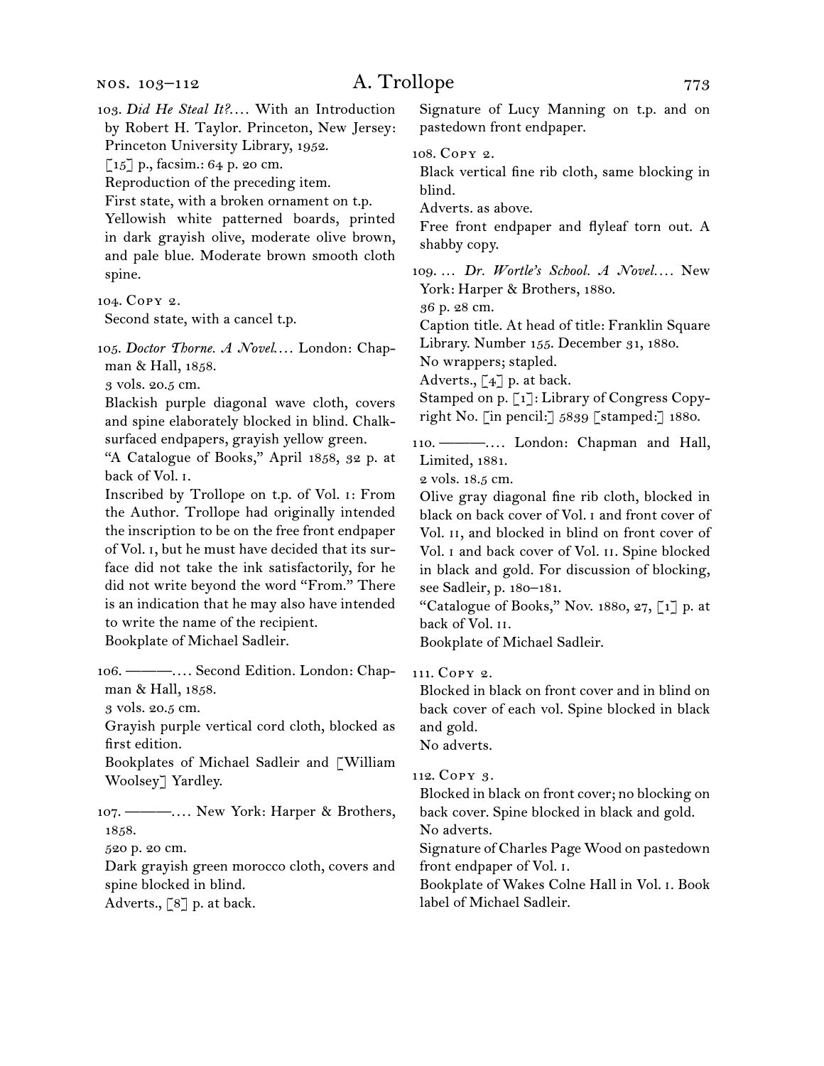103. *Did He Steal It?*.... With an Introduction by Robert H. Taylor. Princeton, New Jersey: Princeton University Library, 1952.
[15] p., facsim.: 64 p. 20 cm.
Reproduction of the preceding item.
First state, with a broken ornament on t.p.
Yellowish white patterned boards, printed in dark grayish olive, moderate olive brown, and pale blue. Moderate brown smooth cloth spine.

104. Copy 2.
Second state, with a cancel t.p.

105. *Doctor Thorne. A Novel*.... London: Chapman & Hall, 1858.
3 vols. 20.5 cm.
Blackish purple diagonal wave cloth, covers and spine elaborately blocked in blind. Chalk-surfaced endpapers, grayish yellow green.
"A Catalogue of Books," April 1858, 32 p. at back of Vol. i.
Inscribed by Trollope on t.p. of Vol. i: From the Author. Trollope had originally intended the inscription to be on the free front endpaper of Vol. i, but he must have decided that its surface did not take the ink satisfactorily, for he did not write beyond the word "From." There is an indication that he may also have intended to write the name of the recipient.
Bookplate of Michael Sadleir.

106. ———.... Second Edition. London: Chapman & Hall, 1858.
3 vols. 20.5 cm.
Grayish purple vertical cord cloth, blocked as first edition.
Bookplates of Michael Sadleir and [William Woolsey] Yardley.

107. ———.... New York: Harper & Brothers, 1858.
520 p. 20 cm.
Dark grayish green morocco cloth, covers and spine blocked in blind.
Adverts., [8] p. at back.
Signature of Lucy Manning on t.p. and on pastedown front endpaper.

108. Copy 2.
Black vertical fine rib cloth, same blocking in blind.
Adverts. as above.
Free front endpaper and flyleaf torn out. A shabby copy.

109. ... *Dr. Wortle's School. A Novel*.... New York: Harper & Brothers, 1880.
36 p. 28 cm.
Caption title. At head of title: Franklin Square Library. Number 155. December 31, 1880.
No wrappers; stapled.
Adverts., [4] p. at back.
Stamped on p. [1]: Library of Congress Copyright No. [in pencil:] 5839 [stamped:] 1880.

110. ———.... London: Chapman and Hall, Limited, 1881.
2 vols. 18.5 cm.
Olive gray diagonal fine rib cloth, blocked in black on back cover of Vol. i and front cover of Vol. ii, and blocked in blind on front cover of Vol. i and back cover of Vol. ii. Spine blocked in black and gold. For discussion of blocking, see Sadleir, p. 180–181.
"Catalogue of Books," Nov. 1880, 27, [1] p. at back of Vol. ii.
Bookplate of Michael Sadleir.

111. Copy 2.
Blocked in black on front cover and in blind on back cover of each vol. Spine blocked in black and gold.
No adverts.

112. Copy 3.
Blocked in black on front cover; no blocking on back cover. Spine blocked in black and gold.
No adverts.
Signature of Charles Page Wood on pastedown front endpaper of Vol. i.
Bookplate of Wakes Colne Hall in Vol. i. Book label of Michael Sadleir.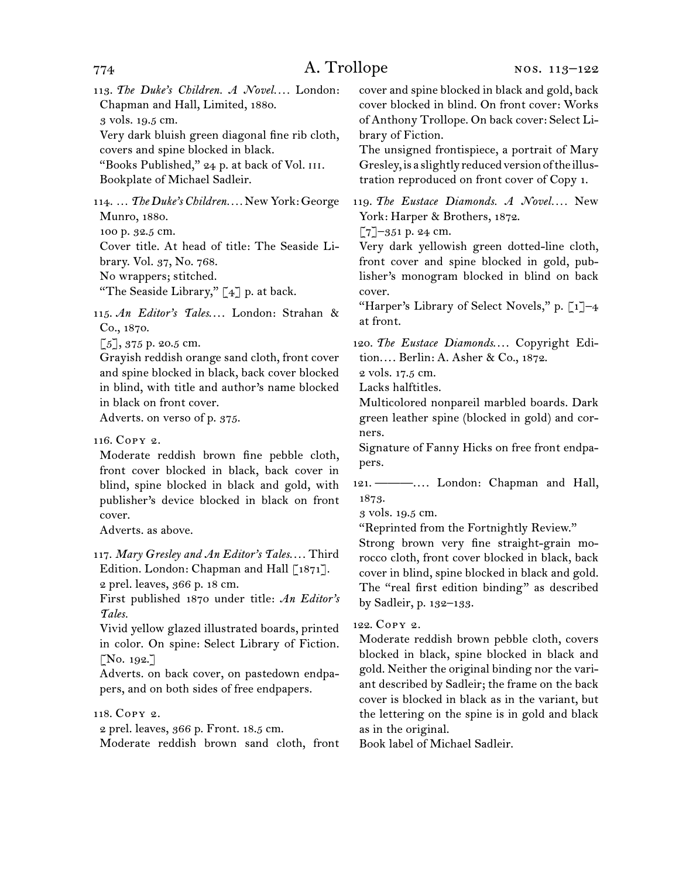113. *The Duke's Children. A Novel.*… London: Chapman and Hall, Limited, 1880.
3 vols. 19.5 cm.
Very dark bluish green diagonal fine rib cloth, covers and spine blocked in black.
"Books Published," 24 p. at back of Vol. III.
Bookplate of Michael Sadleir.

114. … *The Duke's Children.*… New York: George Munro, 1880.
100 p. 32.5 cm.
Cover title. At head of title: The Seaside Library. Vol. 37, No. 768.
No wrappers; stitched.
"The Seaside Library," [4] p. at back.

115. *An Editor's Tales.*… London: Strahan & Co., 1870.
[5], 375 p. 20.5 cm.
Grayish reddish orange sand cloth, front cover and spine blocked in black, back cover blocked in blind, with title and author's name blocked in black on front cover.
Adverts. on verso of p. 375.

116. Copy 2.
Moderate reddish brown fine pebble cloth, front cover blocked in black, back cover in blind, spine blocked in black and gold, with publisher's device blocked in black on front cover.
Adverts. as above.

117. *Mary Gresley and An Editor's Tales.*… Third Edition. London: Chapman and Hall [1871].
2 prel. leaves, 366 p. 18 cm.
First published 1870 under title: *An Editor's Tales.*
Vivid yellow glazed illustrated boards, printed in color. On spine: Select Library of Fiction. [No. 192.]
Adverts. on back cover, on pastedown endpapers, and on both sides of free endpapers.

118. Copy 2.
2 prel. leaves, 366 p. Front. 18.5 cm.
Moderate reddish brown sand cloth, front cover and spine blocked in black and gold, back cover blocked in blind. On front cover: Works of Anthony Trollope. On back cover: Select Library of Fiction.
The unsigned frontispiece, a portrait of Mary Gresley, is a slightly reduced version of the illustration reproduced on front cover of Copy 1.

119. *The Eustace Diamonds. A Novel.*… New York: Harper & Brothers, 1872.
[7]–351 p. 24 cm.
Very dark yellowish green dotted-line cloth, front cover and spine blocked in gold, publisher's monogram blocked in blind on back cover.
"Harper's Library of Select Novels," p. [1]–4 at front.

120. *The Eustace Diamonds.*… Copyright Edition.… Berlin: A. Asher & Co., 1872.
2 vols. 17.5 cm.
Lacks halftitles.
Multicolored nonpareil marbled boards. Dark green leather spine (blocked in gold) and corners.
Signature of Fanny Hicks on free front endpapers.

121. ———.… London: Chapman and Hall, 1873.
3 vols. 19.5 cm.
"Reprinted from the Fortnightly Review."
Strong brown very fine straight-grain morocco cloth, front cover blocked in black, back cover in blind, spine blocked in black and gold. The "real first edition binding" as described by Sadleir, p. 132–133.

122. Copy 2.
Moderate reddish brown pebble cloth, covers blocked in black, spine blocked in black and gold. Neither the original binding nor the variant described by Sadleir; the frame on the back cover is blocked in black as in the variant, but the lettering on the spine is in gold and black as in the original.
Book label of Michael Sadleir.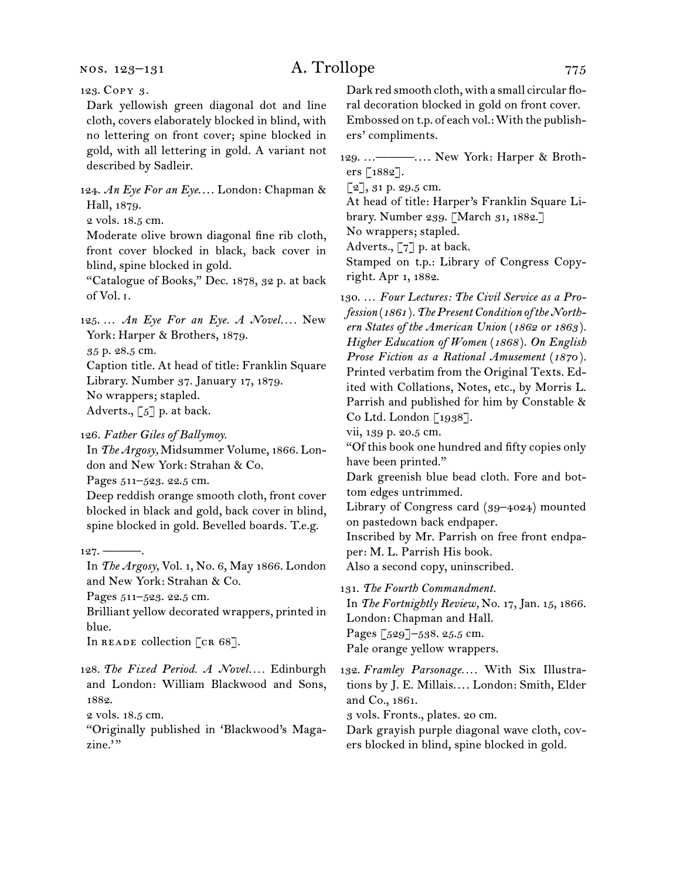123. Copy 3.
Dark yellowish green diagonal dot and line cloth, covers elaborately blocked in blind, with no lettering on front cover; spine blocked in gold, with all lettering in gold. A variant not described by Sadleir.

124. *An Eye For an Eye.*... London: Chapman & Hall, 1879.
2 vols. 18.5 cm.
Moderate olive brown diagonal fine rib cloth, front cover blocked in black, back cover in blind, spine blocked in gold.
"Catalogue of Books," Dec. 1878, 32 p. at back of Vol. i.

125. ... *An Eye For an Eye. A Novel.*... New York: Harper & Brothers, 1879.
35 p. 28.5 cm.
Caption title. At head of title: Franklin Square Library. Number 37. January 17, 1879.
No wrappers; stapled.
Adverts., [5] p. at back.

126. *Father Giles of Ballymoy.*
In *The Argosy,* Midsummer Volume, 1866. London and New York: Strahan & Co.
Pages 511–523. 22.5 cm.
Deep reddish orange smooth cloth, front cover blocked in black and gold, back cover in blind, spine blocked in gold. Bevelled boards. T.e.g.

127. ———.
In *The Argosy,* Vol. 1, No. 6, May 1866. London and New York: Strahan & Co.
Pages 511–523. 22.5 cm.
Brilliant yellow decorated wrappers, printed in blue.
In reade collection [cr 68].

128. *The Fixed Period. A Novel.*... Edinburgh and London: William Blackwood and Sons, 1882.
2 vols. 18.5 cm.
"Originally published in 'Blackwood's Magazine.'"
Dark red smooth cloth, with a small circular floral decoration blocked in gold on front cover.
Embossed on t.p. of each vol.: With the publishers' compliments.

129. ...———.... New York: Harper & Brothers [1882].
[2], 31 p. 29.5 cm.
At head of title: Harper's Franklin Square Library. Number 239. [March 31, 1882.]
No wrappers; stapled.
Adverts., [7] p. at back.
Stamped on t.p.: Library of Congress Copyright. Apr 1, 1882.

130. ... *Four Lectures: The Civil Service as a Profession (1861). The Present Condition of the Northern States of the American Union (1862 or 1863). Higher Education of Women (1868). On English Prose Fiction as a Rational Amusement (1870).* Printed verbatim from the Original Texts. Edited with Collations, Notes, etc., by Morris L. Parrish and published for him by Constable & Co Ltd. London [1938].
vii, 139 p. 20.5 cm.
"Of this book one hundred and fifty copies only have been printed."
Dark greenish blue bead cloth. Fore and bottom edges untrimmed.
Library of Congress card (39–4024) mounted on pastedown back endpaper.
Inscribed by Mr. Parrish on free front endpaper: M. L. Parrish His book.
Also a second copy, uninscribed.

131. *The Fourth Commandment.*
In *The Fortnightly Review,* No. 17, Jan. 15, 1866. London: Chapman and Hall.
Pages [529]–538. 25.5 cm.
Pale orange yellow wrappers.

132. *Framley Parsonage.*... With Six Illustrations by J. E. Millais.... London: Smith, Elder and Co., 1861.
3 vols. Fronts., plates. 20 cm.
Dark grayish purple diagonal wave cloth, covers blocked in blind, spine blocked in gold.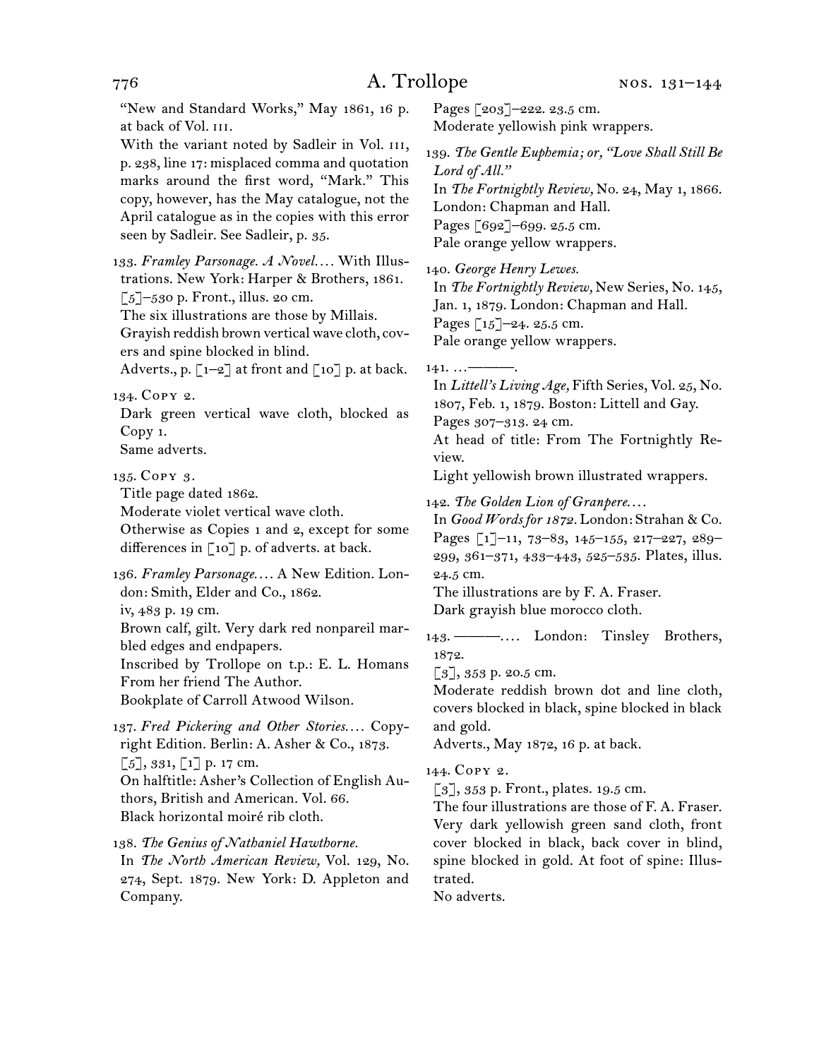"New and Standard Works," May 1861, 16 p. at back of Vol. III.

With the variant noted by Sadleir in Vol. III, p. 238, line 17: misplaced comma and quotation marks around the first word, "Mark." This copy, however, has the May catalogue, not the April catalogue as in the copies with this error seen by Sadleir. See Sadleir, p. 35.

133. *Framley Parsonage. A Novel.* . . . With Illustrations. New York: Harper & Brothers, 1861.
[5]–530 p. Front., illus. 20 cm.
The six illustrations are those by Millais.
Grayish reddish brown vertical wave cloth, covers and spine blocked in blind.
Adverts., p. [1–2] at front and [10] p. at back.

134. Copy 2.
Dark green vertical wave cloth, blocked as Copy 1.
Same adverts.

135. Copy 3.
Title page dated 1862.
Moderate violet vertical wave cloth.
Otherwise as Copies 1 and 2, except for some differences in [10] p. of adverts. at back.

136. *Framley Parsonage.* . . . A New Edition. London: Smith, Elder and Co., 1862.
iv, 483 p. 19 cm.
Brown calf, gilt. Very dark red nonpareil marbled edges and endpapers.
Inscribed by Trollope on t.p.: E. L. Homans From her friend The Author.
Bookplate of Carroll Atwood Wilson.

137. *Fred Pickering and Other Stories.* . . . Copyright Edition. Berlin: A. Asher & Co., 1873.
[5], 331, [1] p. 17 cm.
On halftitle: Asher's Collection of English Authors, British and American. Vol. 66.
Black horizontal moiré rib cloth.

138. *The Genius of Nathaniel Hawthorne.*
In *The North American Review,* Vol. 129, No. 274, Sept. 1879. New York: D. Appleton and Company.
Pages [203]–222. 23.5 cm.
Moderate yellowish pink wrappers.

139. *The Gentle Euphemia; or, "Love Shall Still Be Lord of All."*
In *The Fortnightly Review,* No. 24, May 1, 1866. London: Chapman and Hall.
Pages [692]–699. 25.5 cm.
Pale orange yellow wrappers.

140. *George Henry Lewes.*
In *The Fortnightly Review,* New Series, No. 145, Jan. 1, 1879. London: Chapman and Hall.
Pages [15]–24. 25.5 cm.
Pale orange yellow wrappers.

141. . . . ———.
In *Littell's Living Age,* Fifth Series, Vol. 25, No. 1807, Feb. 1, 1879. Boston: Littell and Gay.
Pages 307–313. 24 cm.
At head of title: From The Fortnightly Review.
Light yellowish brown illustrated wrappers.

142. *The Golden Lion of Granpere.* . . .
In *Good Words for 1872.* London: Strahan & Co.
Pages [1]–11, 73–83, 145–155, 217–227, 289–299, 361–371, 433–443, 525–535. Plates, illus. 24.5 cm.
The illustrations are by F. A. Fraser.
Dark grayish blue morocco cloth.

143. ———. . . . London: Tinsley Brothers, 1872.
[3], 353 p. 20.5 cm.
Moderate reddish brown dot and line cloth, covers blocked in black, spine blocked in black and gold.
Adverts., May 1872, 16 p. at back.

144. Copy 2.
[3], 353 p. Front., plates. 19.5 cm.
The four illustrations are those of F. A. Fraser.
Very dark yellowish green sand cloth, front cover blocked in black, back cover in blind, spine blocked in gold. At foot of spine: Illustrated.
No adverts.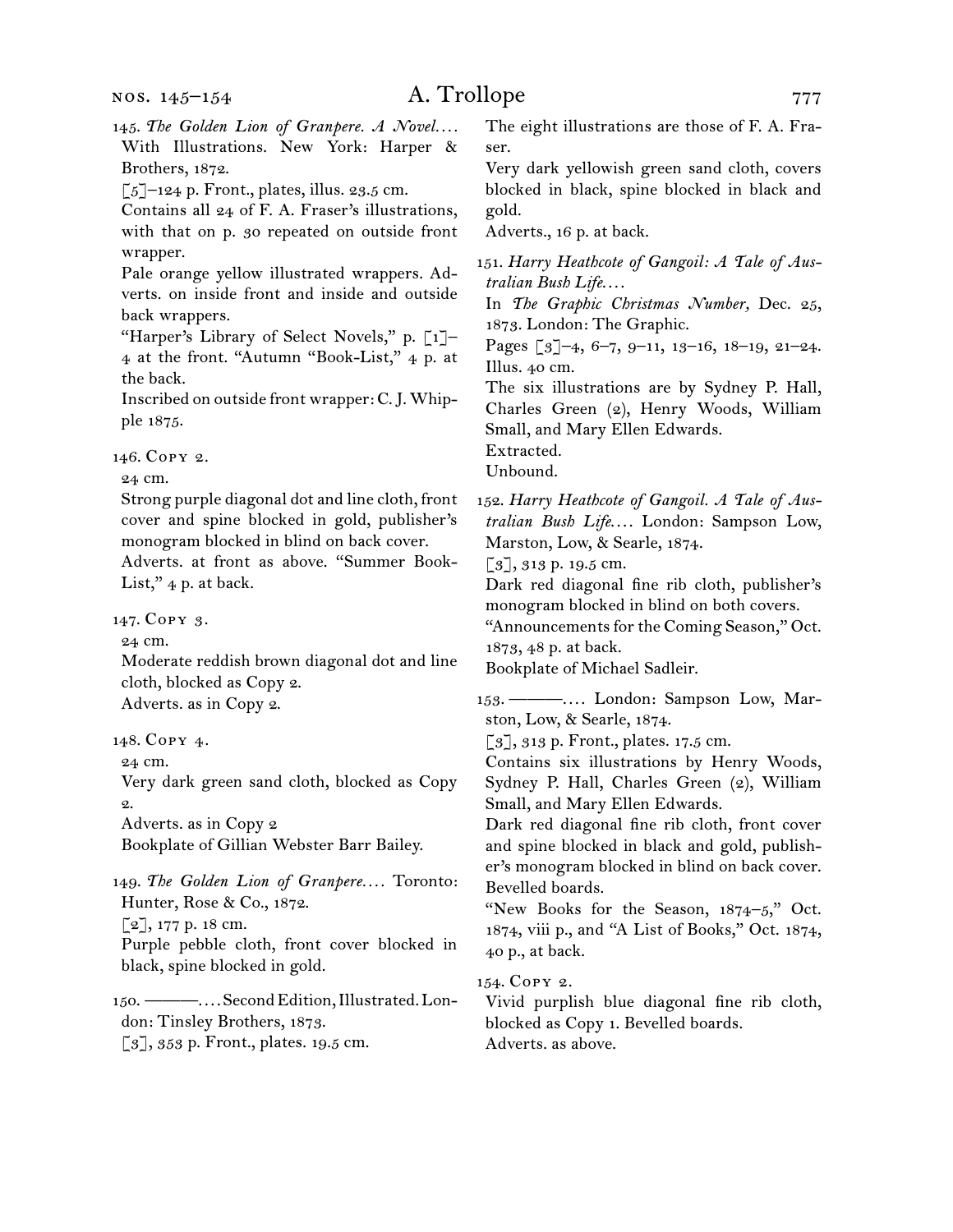145. *The Golden Lion of Granpere. A Novel. . . .* With Illustrations. New York: Harper & Brothers, 1872.
[5]–124 p. Front., plates, illus. 23.5 cm.
Contains all 24 of F. A. Fraser's illustrations, with that on p. 30 repeated on outside front wrapper.
Pale orange yellow illustrated wrappers. Adverts. on inside front and inside and outside back wrappers.
"Harper's Library of Select Novels," p. [1]–4 at the front. "Autumn "Book-List," 4 p. at the back.
Inscribed on outside front wrapper: C. J. Whipple 1875.

146. Copy 2.
24 cm.
Strong purple diagonal dot and line cloth, front cover and spine blocked in gold, publisher's monogram blocked in blind on back cover.
Adverts. at front as above. "Summer Book-List," 4 p. at back.

147. Copy 3.
24 cm.
Moderate reddish brown diagonal dot and line cloth, blocked as Copy 2.
Adverts. as in Copy 2.

148. Copy 4.
24 cm.
Very dark green sand cloth, blocked as Copy 2.
Adverts. as in Copy 2
Bookplate of Gillian Webster Barr Bailey.

149. *The Golden Lion of Granpere. . . .* Toronto: Hunter, Rose & Co., 1872.
[2], 177 p. 18 cm.
Purple pebble cloth, front cover blocked in black, spine blocked in gold.

150. ———. . . . Second Edition, Illustrated. London: Tinsley Brothers, 1873.
[3], 353 p. Front., plates. 19.5 cm.
The eight illustrations are those of F. A. Fraser.
Very dark yellowish green sand cloth, covers blocked in black, spine blocked in black and gold.
Adverts., 16 p. at back.

151. *Harry Heathcote of Gangoil: A Tale of Australian Bush Life. . . .*
In *The Graphic Christmas Number,* Dec. 25, 1873. London: The Graphic.
Pages [3]–4, 6–7, 9–11, 13–16, 18–19, 21–24. Illus. 40 cm.
The six illustrations are by Sydney P. Hall, Charles Green (2), Henry Woods, William Small, and Mary Ellen Edwards.
Extracted.
Unbound.

152. *Harry Heathcote of Gangoil. A Tale of Australian Bush Life. . . .* London: Sampson Low, Marston, Low, & Searle, 1874.
[3], 313 p. 19.5 cm.
Dark red diagonal fine rib cloth, publisher's monogram blocked in blind on both covers.
"Announcements for the Coming Season," Oct. 1873, 48 p. at back.
Bookplate of Michael Sadleir.

153. ———. . . . London: Sampson Low, Marston, Low, & Searle, 1874.
[3], 313 p. Front., plates. 17.5 cm.
Contains six illustrations by Henry Woods, Sydney P. Hall, Charles Green (2), William Small, and Mary Ellen Edwards.
Dark red diagonal fine rib cloth, front cover and spine blocked in black and gold, publisher's monogram blocked in blind on back cover. Bevelled boards.
"New Books for the Season, 1874–5," Oct. 1874, viii p., and "A List of Books," Oct. 1874, 40 p., at back.

154. Copy 2.
Vivid purplish blue diagonal fine rib cloth, blocked as Copy 1. Bevelled boards.
Adverts. as above.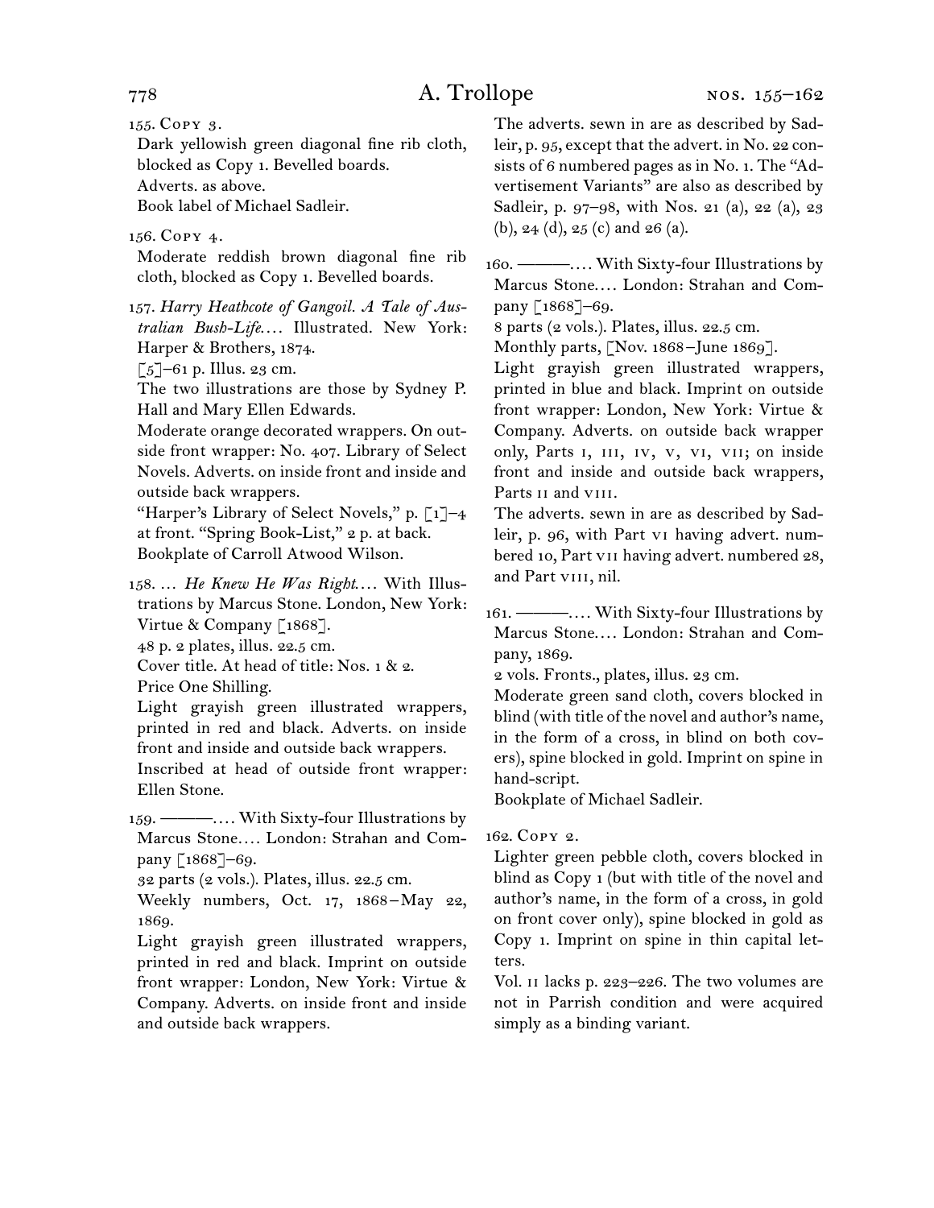155. Copy 3.

Dark yellowish green diagonal fine rib cloth, blocked as Copy 1. Bevelled boards.

Adverts. as above.

Book label of Michael Sadleir.

156. Copy 4.

Moderate reddish brown diagonal fine rib cloth, blocked as Copy 1. Bevelled boards.

157. *Harry Heathcote of Gangoil. A Tale of Australian Bush-Life*.... Illustrated. New York: Harper & Brothers, 1874.

[5]–61 p. Illus. 23 cm.

The two illustrations are those by Sydney P. Hall and Mary Ellen Edwards.

Moderate orange decorated wrappers. On outside front wrapper: No. 407. Library of Select Novels. Adverts. on inside front and inside and outside back wrappers.

"Harper's Library of Select Novels," p. [1]–4 at front. "Spring Book-List," 2 p. at back.

Bookplate of Carroll Atwood Wilson.

158. ... *He Knew He Was Right*.... With Illustrations by Marcus Stone. London, New York: Virtue & Company [1868].

48 p. 2 plates, illus. 22.5 cm.

Cover title. At head of title: Nos. 1 & 2. Price One Shilling.

Light grayish green illustrated wrappers, printed in red and black. Adverts. on inside front and inside and outside back wrappers.

Inscribed at head of outside front wrapper: Ellen Stone.

159. ———.... With Sixty-four Illustrations by Marcus Stone.... London: Strahan and Company [1868]–69.

32 parts (2 vols.). Plates, illus. 22.5 cm.

Weekly numbers, Oct. 17, 1868–May 22, 1869.

Light grayish green illustrated wrappers, printed in red and black. Imprint on outside front wrapper: London, New York: Virtue & Company. Adverts. on inside front and inside and outside back wrappers.

The adverts. sewn in are as described by Sadleir, p. 95, except that the advert. in No. 22 consists of 6 numbered pages as in No. 1. The "Advertisement Variants" are also as described by Sadleir, p. 97–98, with Nos. 21 (a), 22 (a), 23 (b), 24 (d), 25 (c) and 26 (a).

160. ———.... With Sixty-four Illustrations by Marcus Stone.... London: Strahan and Company [1868]–69.

8 parts (2 vols.). Plates, illus. 22.5 cm.

Monthly parts, [Nov. 1868–June 1869].

Light grayish green illustrated wrappers, printed in blue and black. Imprint on outside front wrapper: London, New York: Virtue & Company. Adverts. on outside back wrapper only, Parts I, III, IV, V, VI, VII; on inside front and inside and outside back wrappers, Parts II and VIII.

The adverts. sewn in are as described by Sadleir, p. 96, with Part VI having advert. numbered 10, Part VII having advert. numbered 28, and Part VIII, nil.

161. ———.... With Sixty-four Illustrations by Marcus Stone.... London: Strahan and Company, 1869.

2 vols. Fronts., plates, illus. 23 cm.

Moderate green sand cloth, covers blocked in blind (with title of the novel and author's name, in the form of a cross, in blind on both covers), spine blocked in gold. Imprint on spine in hand-script.

Bookplate of Michael Sadleir.

162. Copy 2.

Lighter green pebble cloth, covers blocked in blind as Copy 1 (but with title of the novel and author's name, in the form of a cross, in gold on front cover only), spine blocked in gold as Copy 1. Imprint on spine in thin capital letters.

Vol. II lacks p. 223–226. The two volumes are not in Parrish condition and were acquired simply as a binding variant.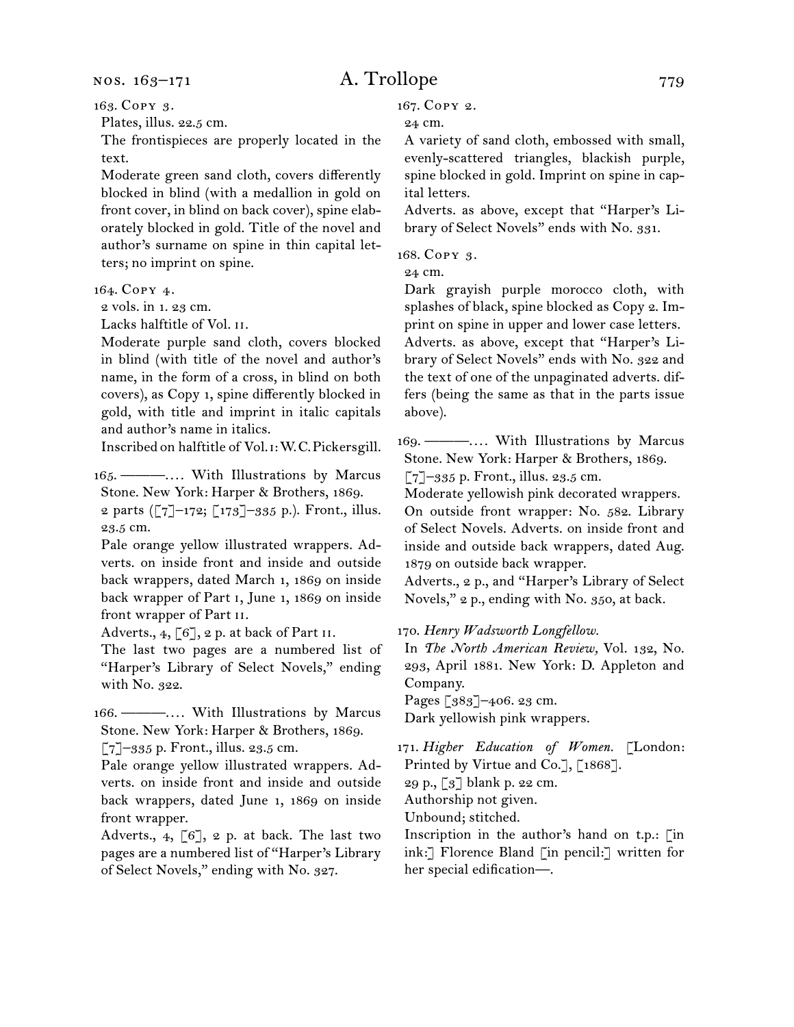163. Copy 3.

Plates, illus. 22.5 cm.

The frontispieces are properly located in the text.

Moderate green sand cloth, covers differently blocked in blind (with a medallion in gold on front cover, in blind on back cover), spine elaborately blocked in gold. Title of the novel and author's surname on spine in thin capital letters; no imprint on spine.

164. Copy 4.

2 vols. in 1. 23 cm.

Lacks halftitle of Vol. ii.

Moderate purple sand cloth, covers blocked in blind (with title of the novel and author's name, in the form of a cross, in blind on both covers), as Copy 1, spine differently blocked in gold, with title and imprint in italic capitals and author's name in italics.

Inscribed on halftitle of Vol. i: W. C. Pickersgill.

165. ———. . . . With Illustrations by Marcus Stone. New York: Harper & Brothers, 1869.

2 parts ([7]–172; [173]–335 p.). Front., illus. 23.5 cm.

Pale orange yellow illustrated wrappers. Adverts. on inside front and inside and outside back wrappers, dated March 1, 1869 on inside back wrapper of Part i, June 1, 1869 on inside front wrapper of Part ii.

Adverts., 4, [6], 2 p. at back of Part ii.

The last two pages are a numbered list of "Harper's Library of Select Novels," ending with No. 322.

166. ———. . . . With Illustrations by Marcus Stone. New York: Harper & Brothers, 1869.

[7]–335 p. Front., illus. 23.5 cm.

Pale orange yellow illustrated wrappers. Adverts. on inside front and inside and outside back wrappers, dated June 1, 1869 on inside front wrapper.

Adverts., 4, [6], 2 p. at back. The last two pages are a numbered list of "Harper's Library of Select Novels," ending with No. 327.

167. Copy 2.

24 cm.

A variety of sand cloth, embossed with small, evenly-scattered triangles, blackish purple, spine blocked in gold. Imprint on spine in capital letters.

Adverts. as above, except that "Harper's Library of Select Novels" ends with No. 331.

168. Copy 3.

24 cm.

Dark grayish purple morocco cloth, with splashes of black, spine blocked as Copy 2. Imprint on spine in upper and lower case letters.

Adverts. as above, except that "Harper's Library of Select Novels" ends with No. 322 and the text of one of the unpaginated adverts. differs (being the same as that in the parts issue above).

169. ———. . . . With Illustrations by Marcus Stone. New York: Harper & Brothers, 1869.

[7]–335 p. Front., illus. 23.5 cm.

Moderate yellowish pink decorated wrappers. On outside front wrapper: No. 582. Library of Select Novels. Adverts. on inside front and inside and outside back wrappers, dated Aug. 1879 on outside back wrapper.

Adverts., 2 p., and "Harper's Library of Select Novels," 2 p., ending with No. 350, at back.

170. *Henry Wadsworth Longfellow.*

In *The North American Review,* Vol. 132, No. 293, April 1881. New York: D. Appleton and Company.

Pages [383]–406. 23 cm.

Dark yellowish pink wrappers.

171. *Higher Education of Women.* [London: Printed by Virtue and Co.], [1868].

29 p., [3] blank p. 22 cm.

Authorship not given.

Unbound; stitched.

Inscription in the author's hand on t.p.: [in ink:] Florence Bland [in pencil:] written for her special edification—.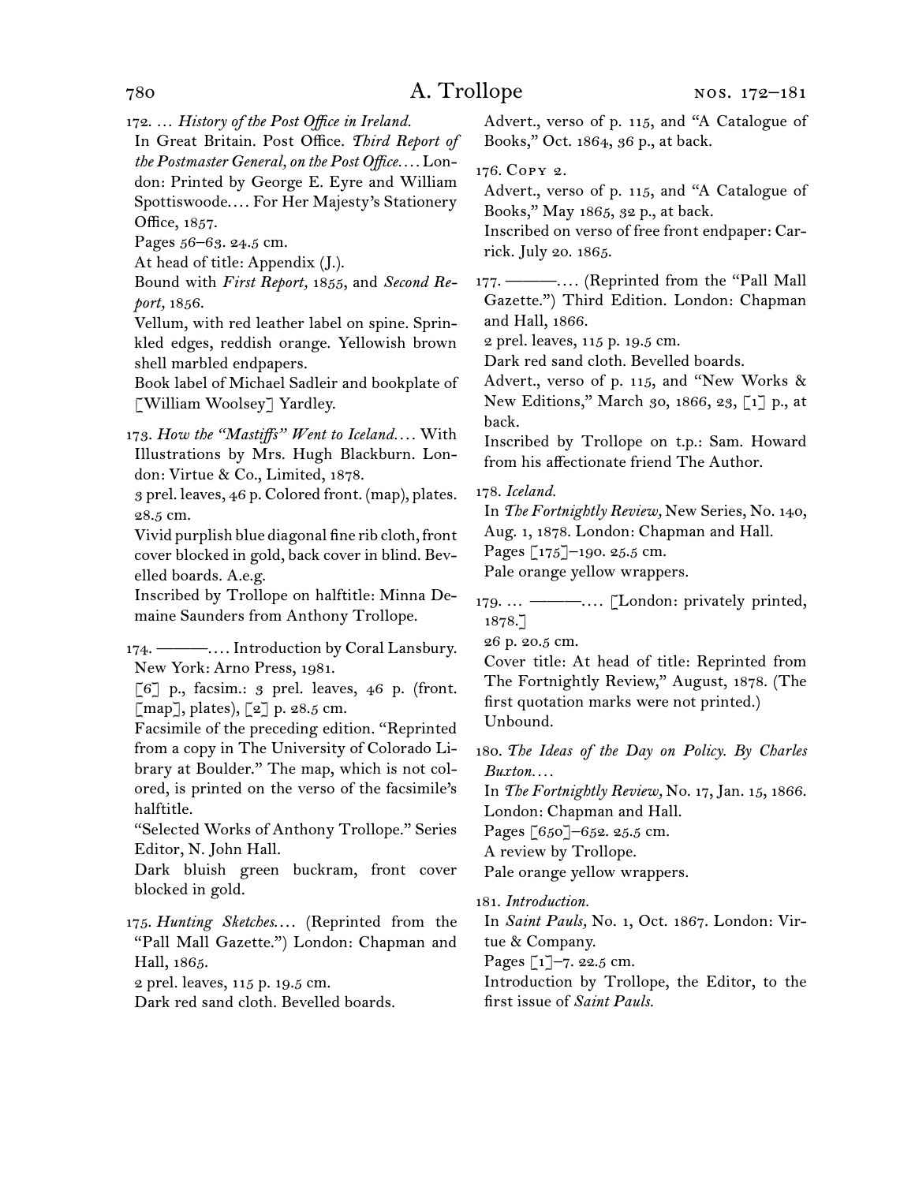172. … *History of the Post Office in Ireland.*
In Great Britain. Post Office. *Third Report of the Postmaster General, on the Post Office.*… London: Printed by George E. Eyre and William Spottiswoode.… For Her Majesty's Stationery Office, 1857.
Pages 56–63. 24.5 cm.
At head of title: Appendix (J.).
Bound with *First Report,* 1855, and *Second Report,* 1856.
Vellum, with red leather label on spine. Sprinkled edges, reddish orange. Yellowish brown shell marbled endpapers.
Book label of Michael Sadleir and bookplate of [William Woolsey] Yardley.

173. *How the "Mastiffs" Went to Iceland.*… With Illustrations by Mrs. Hugh Blackburn. London: Virtue & Co., Limited, 1878.
3 prel. leaves, 46 p. Colored front. (map), plates. 28.5 cm.
Vivid purplish blue diagonal fine rib cloth, front cover blocked in gold, back cover in blind. Bevelled boards. A.e.g.
Inscribed by Trollope on halftitle: Minna Demaine Saunders from Anthony Trollope.

174. ———.… Introduction by Coral Lansbury. New York: Arno Press, 1981.
[6] p., facsim.: 3 prel. leaves, 46 p. (front. [map], plates), [2] p. 28.5 cm.
Facsimile of the preceding edition. "Reprinted from a copy in The University of Colorado Library at Boulder." The map, which is not colored, is printed on the verso of the facsimile's halftitle.
"Selected Works of Anthony Trollope." Series Editor, N. John Hall.
Dark bluish green buckram, front cover blocked in gold.

175. *Hunting Sketches.*… (Reprinted from the "Pall Mall Gazette.") London: Chapman and Hall, 1865.
2 prel. leaves, 115 p. 19.5 cm.
Dark red sand cloth. Bevelled boards.
Advert., verso of p. 115, and "A Catalogue of Books," Oct. 1864, 36 p., at back.

176. Copy 2.
Advert., verso of p. 115, and "A Catalogue of Books," May 1865, 32 p., at back.
Inscribed on verso of free front endpaper: Carrick. July 20. 1865.

177. ———.… (Reprinted from the "Pall Mall Gazette.") Third Edition. London: Chapman and Hall, 1866.
2 prel. leaves, 115 p. 19.5 cm.
Dark red sand cloth. Bevelled boards.
Advert., verso of p. 115, and "New Works & New Editions," March 30, 1866, 23, [1] p., at back.
Inscribed by Trollope on t.p.: Sam. Howard from his affectionate friend The Author.

178. *Iceland.*
In *The Fortnightly Review,* New Series, No. 140, Aug. 1, 1878. London: Chapman and Hall.
Pages [175]–190. 25.5 cm.
Pale orange yellow wrappers.

179. … ———.… [London: privately printed, 1878.]
26 p. 20.5 cm.
Cover title: At head of title: Reprinted from The Fortnightly Review," August, 1878. (The first quotation marks were not printed.)
Unbound.

180. *The Ideas of the Day on Policy. By Charles Buxton.*…
In *The Fortnightly Review,* No. 17, Jan. 15, 1866. London: Chapman and Hall.
Pages [650]–652. 25.5 cm.
A review by Trollope.
Pale orange yellow wrappers.

181. *Introduction.*
In *Saint Pauls,* No. 1, Oct. 1867. London: Virtue & Company.
Pages [1]–7. 22.5 cm.
Introduction by Trollope, the Editor, to the first issue of *Saint Pauls.*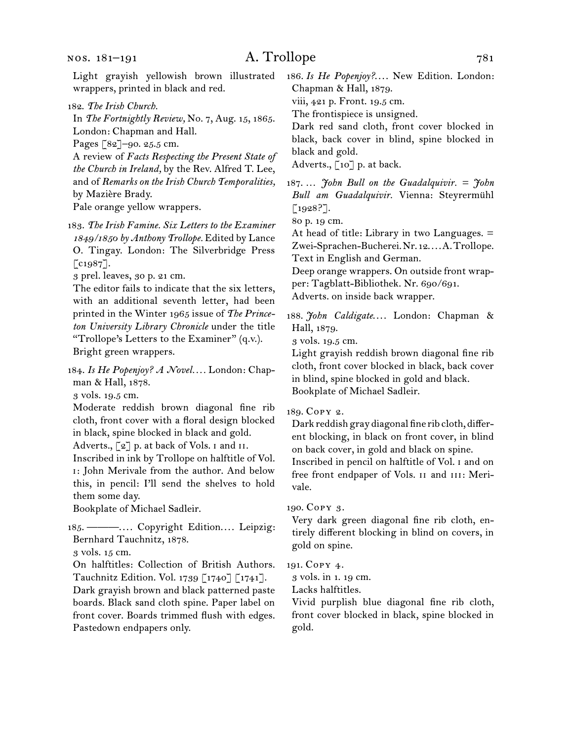Light grayish yellowish brown illustrated wrappers, printed in black and red.

182. *The Irish Church.*
In *The Fortnightly Review,* No. 7, Aug. 15, 1865. London: Chapman and Hall.
Pages [82]–90. 25.5 cm.
A review of *Facts Respecting the Present State of the Church in Ireland,* by the Rev. Alfred T. Lee, and of *Remarks on the Irish Church Temporalities,* by Mazière Brady.
Pale orange yellow wrappers.

183. *The Irish Famine. Six Letters to the Examiner 1849/1850 by Anthony Trollope.* Edited by Lance O. Tingay. London: The Silverbridge Press [c1987].
3 prel. leaves, 30 p. 21 cm.
The editor fails to indicate that the six letters, with an additional seventh letter, had been printed in the Winter 1965 issue of *The Princeton University Library Chronicle* under the title "Trollope's Letters to the Examiner" (q.v.).
Bright green wrappers.

184. *Is He Popenjoy? A Novel.*... London: Chapman & Hall, 1878.
3 vols. 19.5 cm.
Moderate reddish brown diagonal fine rib cloth, front cover with a floral design blocked in black, spine blocked in black and gold.
Adverts., [2] p. at back of Vols. I and II.
Inscribed in ink by Trollope on halftitle of Vol. I: John Merivale from the author. And below this, in pencil: I'll send the shelves to hold them some day.
Bookplate of Michael Sadleir.

185. ———.... Copyright Edition.... Leipzig: Bernhard Tauchnitz, 1878.
3 vols. 15 cm.
On halftitles: Collection of British Authors. Tauchnitz Edition. Vol. 1739 [1740] [1741].
Dark grayish brown and black patterned paste boards. Black sand cloth spine. Paper label on front cover. Boards trimmed flush with edges. Pastedown endpapers only.

186. *Is He Popenjoy?*... New Edition. London: Chapman & Hall, 1879.
viii, 421 p. Front. 19.5 cm.
The frontispiece is unsigned.
Dark red sand cloth, front cover blocked in black, back cover in blind, spine blocked in black and gold.
Adverts., [10] p. at back.

187. ... *John Bull on the Guadalquivir. = John Bull am Guadalquivir.* Vienna: Steyrermühl [1928?].
80 p. 19 cm.
At head of title: Library in two Languages. = Zwei-Sprachen-Bucherei. Nr. 12.... A. Trollope.
Text in English and German.
Deep orange wrappers. On outside front wrapper: Tagblatt-Bibliothek. Nr. 690/691.
Adverts. on inside back wrapper.

188. *John Caldigate.*... London: Chapman & Hall, 1879.
3 vols. 19.5 cm.
Light grayish reddish brown diagonal fine rib cloth, front cover blocked in black, back cover in blind, spine blocked in gold and black.
Bookplate of Michael Sadleir.

189. Copy 2.
Dark reddish gray diagonal fine rib cloth, different blocking, in black on front cover, in blind on back cover, in gold and black on spine.
Inscribed in pencil on halftitle of Vol. I and on free front endpaper of Vols. II and III: Merivale.

190. Copy 3.
Very dark green diagonal fine rib cloth, entirely different blocking in blind on covers, in gold on spine.

191. Copy 4.
3 vols. in 1. 19 cm.
Lacks halftitles.
Vivid purplish blue diagonal fine rib cloth, front cover blocked in black, spine blocked in gold.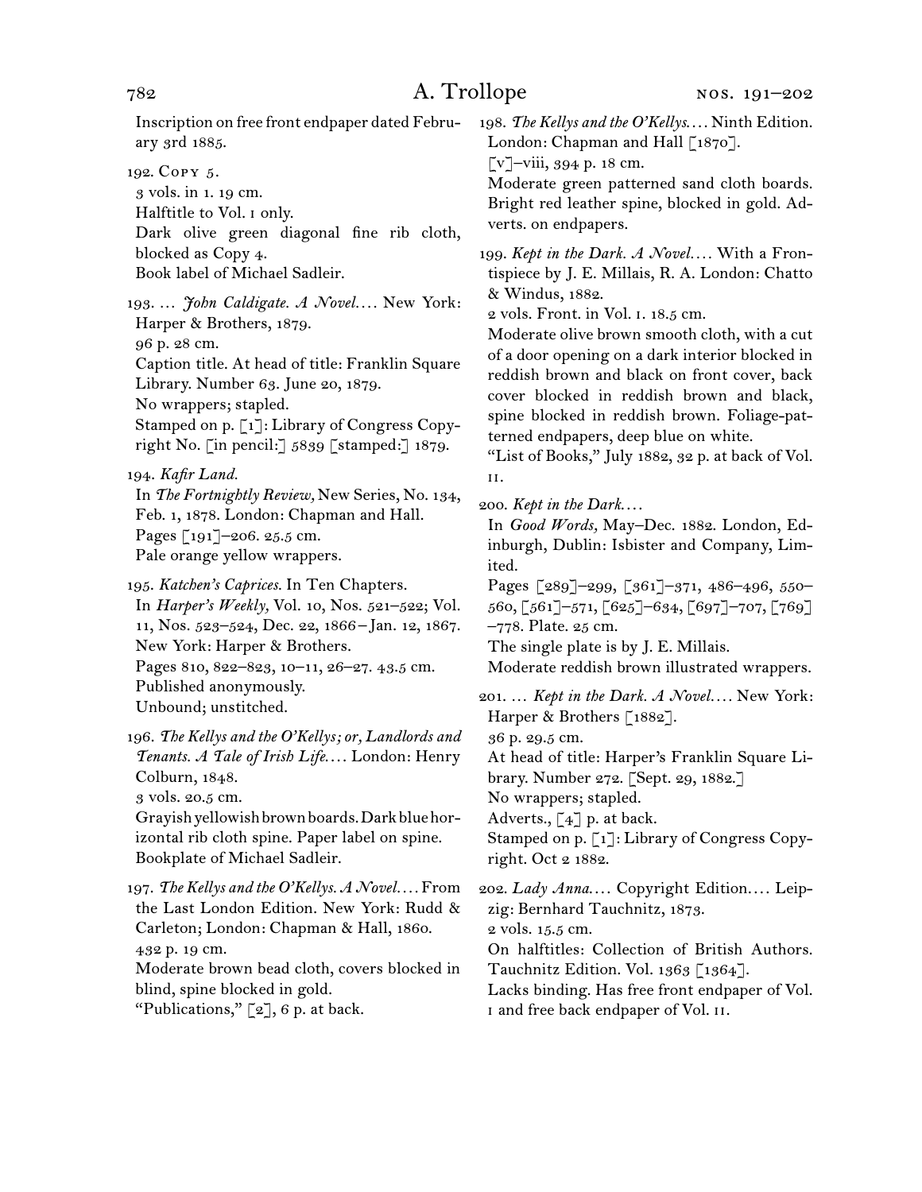Inscription on free front endpaper dated February 3rd 1885.

192. Copy 5.
3 vols. in 1. 19 cm.
Halftitle to Vol. i only.
Dark olive green diagonal fine rib cloth, blocked as Copy 4.
Book label of Michael Sadleir.

193. … *John Caldigate. A Novel.*… New York: Harper & Brothers, 1879.
96 p. 28 cm.
Caption title. At head of title: Franklin Square Library. Number 63. June 20, 1879.
No wrappers; stapled.
Stamped on p. [1]: Library of Congress Copyright No. [in pencil:] 5839 [stamped:] 1879.

194. *Kafir Land.*
In *The Fortnightly Review,* New Series, No. 134, Feb. 1, 1878. London: Chapman and Hall.
Pages [191]–206. 25.5 cm.
Pale orange yellow wrappers.

195. *Katchen's Caprices.* In Ten Chapters.
In *Harper's Weekly,* Vol. 10, Nos. 521–522; Vol. 11, Nos. 523–524, Dec. 22, 1866–Jan. 12, 1867. New York: Harper & Brothers.
Pages 810, 822–823, 10–11, 26–27. 43.5 cm.
Published anonymously.
Unbound; unstitched.

196. *The Kellys and the O'Kellys; or, Landlords and Tenants. A Tale of Irish Life.*… London: Henry Colburn, 1848.
3 vols. 20.5 cm.
Grayish yellowish brown boards. Dark blue horizontal rib cloth spine. Paper label on spine.
Bookplate of Michael Sadleir.

197. *The Kellys and the O'Kellys. A Novel.*… From the Last London Edition. New York: Rudd & Carleton; London: Chapman & Hall, 1860.
432 p. 19 cm.
Moderate brown bead cloth, covers blocked in blind, spine blocked in gold.
"Publications," [2], 6 p. at back.

198. *The Kellys and the O'Kellys.*… Ninth Edition. London: Chapman and Hall [1870].
[v]–viii, 394 p. 18 cm.
Moderate green patterned sand cloth boards. Bright red leather spine, blocked in gold. Adverts. on endpapers.

199. *Kept in the Dark. A Novel.*… With a Frontispiece by J. E. Millais, R. A. London: Chatto & Windus, 1882.
2 vols. Front. in Vol. i. 18.5 cm.
Moderate olive brown smooth cloth, with a cut of a door opening on a dark interior blocked in reddish brown and black on front cover, back cover blocked in reddish brown and black, spine blocked in reddish brown. Foliage-patterned endpapers, deep blue on white.
"List of Books," July 1882, 32 p. at back of Vol. ii.

200. *Kept in the Dark.*…
In *Good Words,* May–Dec. 1882. London, Edinburgh, Dublin: Isbister and Company, Limited.
Pages [289]–299, [361]–371, 486–496, 550–560, [561]–571, [625]–634, [697]–707, [769]–778. Plate. 25 cm.
The single plate is by J. E. Millais.
Moderate reddish brown illustrated wrappers.

201. … *Kept in the Dark. A Novel.*… New York: Harper & Brothers [1882].
36 p. 29.5 cm.
At head of title: Harper's Franklin Square Library. Number 272. [Sept. 29, 1882.]
No wrappers; stapled.
Adverts., [4] p. at back.
Stamped on p. [1]: Library of Congress Copyright. Oct 2 1882.

202. *Lady Anna.*… Copyright Edition.… Leipzig: Bernhard Tauchnitz, 1873.
2 vols. 15.5 cm.
On halftitles: Collection of British Authors. Tauchnitz Edition. Vol. 1363 [1364].
Lacks binding. Has free front endpaper of Vol. i and free back endpaper of Vol. ii.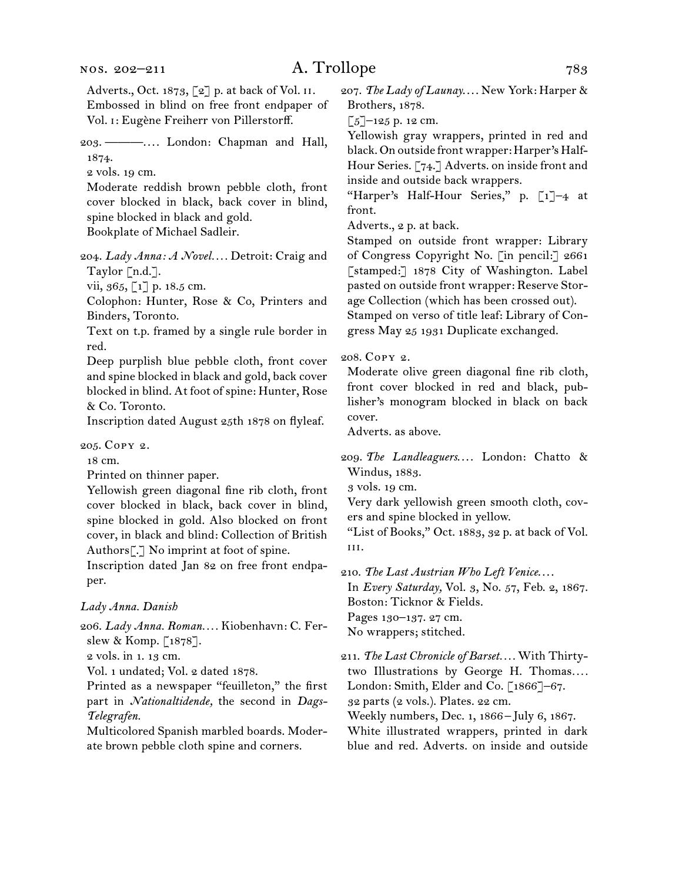Adverts., Oct. 1873, [2] p. at back of Vol. II.
Embossed in blind on free front endpaper of Vol. I: Eugène Freiherr von Pillerstorff.

203. ———.... London: Chapman and Hall, 1874.
2 vols. 19 cm.
Moderate reddish brown pebble cloth, front cover blocked in black, back cover in blind, spine blocked in black and gold.
Bookplate of Michael Sadleir.

204. *Lady Anna: A Novel*.... Detroit: Craig and Taylor [n.d.].
vii, 365, [1] p. 18.5 cm.
Colophon: Hunter, Rose & Co, Printers and Binders, Toronto.
Text on t.p. framed by a single rule border in red.
Deep purplish blue pebble cloth, front cover and spine blocked in black and gold, back cover blocked in blind. At foot of spine: Hunter, Rose & Co. Toronto.
Inscription dated August 25th 1878 on flyleaf.

205. Copy 2.
18 cm.
Printed on thinner paper.
Yellowish green diagonal fine rib cloth, front cover blocked in black, back cover in blind, spine blocked in gold. Also blocked on front cover, in black and blind: Collection of British Authors[.] No imprint at foot of spine.
Inscription dated Jan 82 on free front endpaper.

*Lady Anna. Danish*

206. *Lady Anna. Roman*.... Kiobenhavn: C. Ferslew & Komp. [1878].
2 vols. in 1. 13 cm.
Vol. 1 undated; Vol. 2 dated 1878.
Printed as a newspaper "feuilleton," the first part in *Nationaltidende,* the second in *Dags-Telegrafen.*
Multicolored Spanish marbled boards. Moderate brown pebble cloth spine and corners.

207. *The Lady of Launay*.... New York: Harper & Brothers, 1878.
[5]–125 p. 12 cm.
Yellowish gray wrappers, printed in red and black. On outside front wrapper: Harper's Half-Hour Series. [74.] Adverts. on inside front and inside and outside back wrappers.
"Harper's Half-Hour Series," p. [1]–4 at front.
Adverts., 2 p. at back.
Stamped on outside front wrapper: Library of Congress Copyright No. [in pencil:] 2661 [stamped:] 1878 City of Washington. Label pasted on outside front wrapper: Reserve Storage Collection (which has been crossed out).
Stamped on verso of title leaf: Library of Congress May 25 1931 Duplicate exchanged.

208. Copy 2.
Moderate olive green diagonal fine rib cloth, front cover blocked in red and black, publisher's monogram blocked in black on back cover.
Adverts. as above.

209. *The Landleaguers*.... London: Chatto & Windus, 1883.
3 vols. 19 cm.
Very dark yellowish green smooth cloth, covers and spine blocked in yellow.
"List of Books," Oct. 1883, 32 p. at back of Vol. III.

210. *The Last Austrian Who Left Venice*....
In *Every Saturday,* Vol. 3, No. 57, Feb. 2, 1867.
Boston: Ticknor & Fields.
Pages 130–137. 27 cm.
No wrappers; stitched.

211. *The Last Chronicle of Barset*.... With Thirty-two Illustrations by George H. Thomas....
London: Smith, Elder and Co. [1866]–67.
32 parts (2 vols.). Plates. 22 cm.
Weekly numbers, Dec. 1, 1866 – July 6, 1867.
White illustrated wrappers, printed in dark blue and red. Adverts. on inside and outside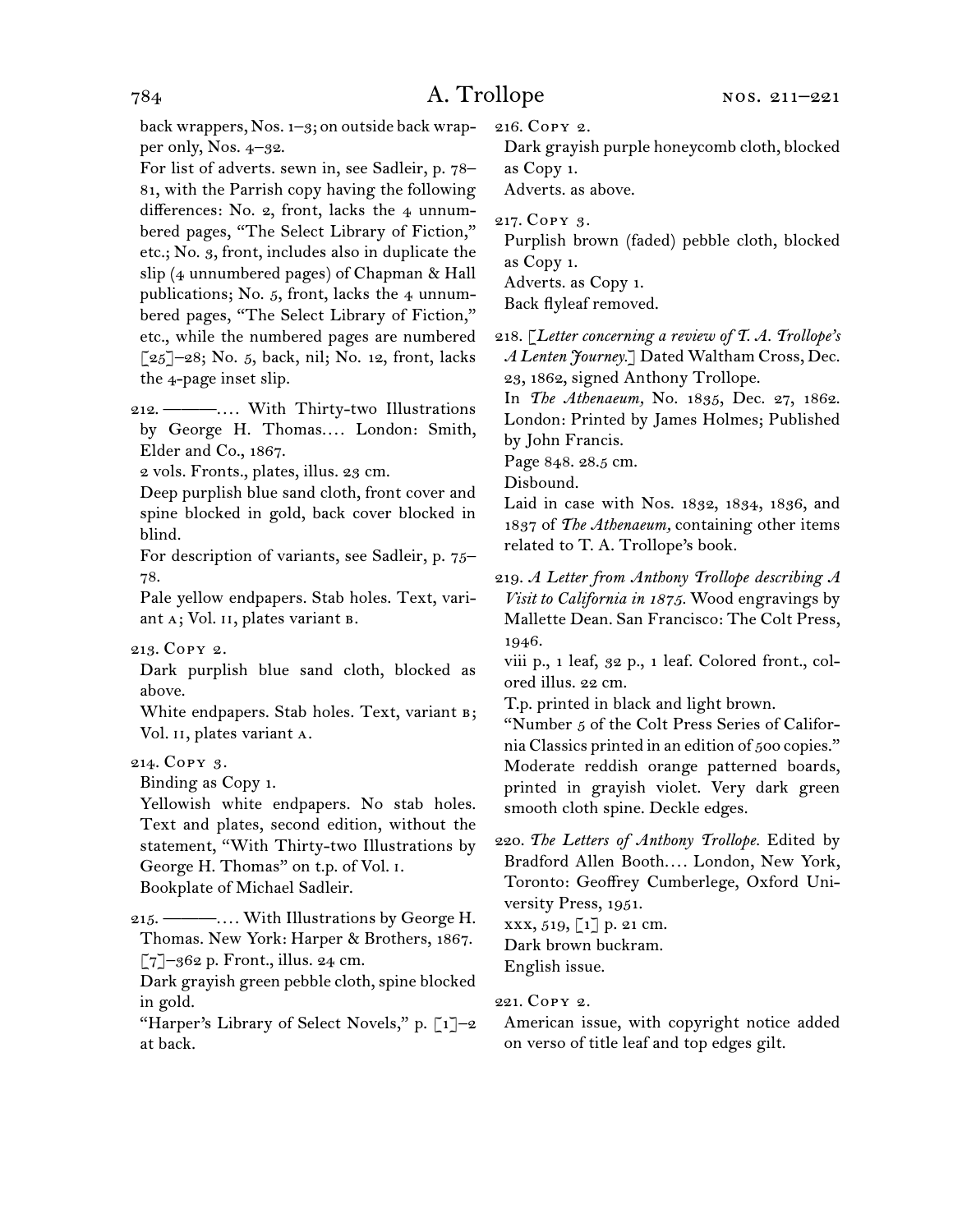back wrappers, Nos. 1–3; on outside back wrapper only, Nos. 4–32.

For list of adverts. sewn in, see Sadleir, p. 78–81, with the Parrish copy having the following differences: No. 2, front, lacks the 4 unnumbered pages, "The Select Library of Fiction," etc.; No. 3, front, includes also in duplicate the slip (4 unnumbered pages) of Chapman & Hall publications; No. 5, front, lacks the 4 unnumbered pages, "The Select Library of Fiction," etc., while the numbered pages are numbered [25]–28; No. 5, back, nil; No. 12, front, lacks the 4-page inset slip.

212. ———. . . . With Thirty-two Illustrations by George H. Thomas. . . . London: Smith, Elder and Co., 1867.

2 vols. Fronts., plates, illus. 23 cm.

Deep purplish blue sand cloth, front cover and spine blocked in gold, back cover blocked in blind.

For description of variants, see Sadleir, p. 75–78.

Pale yellow endpapers. Stab holes. Text, variant A; Vol. II, plates variant B.

213. Copy 2.

Dark purplish blue sand cloth, blocked as above.

White endpapers. Stab holes. Text, variant B; Vol. II, plates variant A.

214. Copy 3.

Binding as Copy 1.

Yellowish white endpapers. No stab holes. Text and plates, second edition, without the statement, "With Thirty-two Illustrations by George H. Thomas" on t.p. of Vol. I.

Bookplate of Michael Sadleir.

215. ———. . . . With Illustrations by George H. Thomas. New York: Harper & Brothers, 1867.

[7]–362 p. Front., illus. 24 cm.

Dark grayish green pebble cloth, spine blocked in gold.

"Harper's Library of Select Novels," p. [1]–2 at back.

216. Copy 2.

Dark grayish purple honeycomb cloth, blocked as Copy 1.

Adverts. as above.

217. Copy 3.

Purplish brown (faded) pebble cloth, blocked as Copy 1.

Adverts. as Copy 1.

Back flyleaf removed.

218. [*Letter concerning a review of T. A. Trollope's A Lenten Journey.*] Dated Waltham Cross, Dec. 23, 1862, signed Anthony Trollope.

In *The Athenaeum,* No. 1835, Dec. 27, 1862. London: Printed by James Holmes; Published by John Francis.

Page 848. 28.5 cm.

Disbound.

Laid in case with Nos. 1832, 1834, 1836, and 1837 of *The Athenaeum,* containing other items related to T. A. Trollope's book.

219. *A Letter from Anthony Trollope describing A Visit to California in 1875.* Wood engravings by Mallette Dean. San Francisco: The Colt Press, 1946.

viii p., 1 leaf, 32 p., 1 leaf. Colored front., colored illus. 22 cm.

T.p. printed in black and light brown.

"Number 5 of the Colt Press Series of California Classics printed in an edition of 500 copies."

Moderate reddish orange patterned boards, printed in grayish violet. Very dark green smooth cloth spine. Deckle edges.

220. *The Letters of Anthony Trollope.* Edited by Bradford Allen Booth. . . . London, New York, Toronto: Geoffrey Cumberlege, Oxford University Press, 1951.

xxx, 519, [1] p. 21 cm.

Dark brown buckram.

English issue.

221. Copy 2.

American issue, with copyright notice added on verso of title leaf and top edges gilt.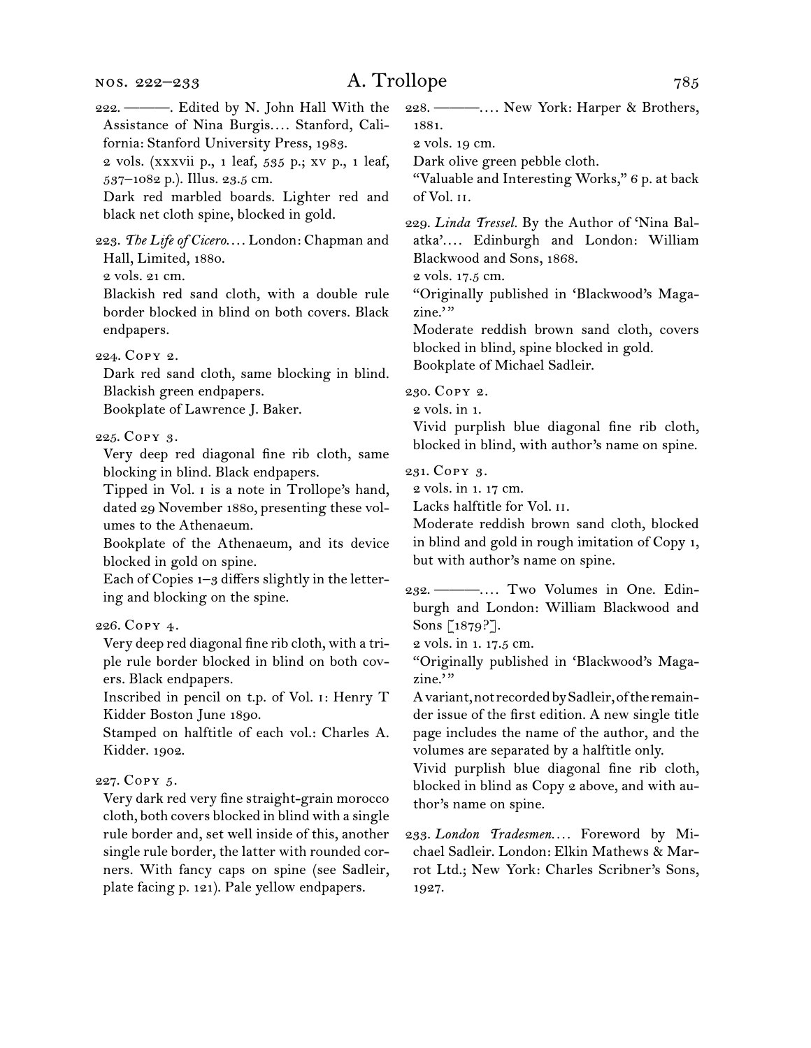222. ———. Edited by N. John Hall With the Assistance of Nina Burgis.... Stanford, California: Stanford University Press, 1983.
2 vols. (xxxvii p., 1 leaf, 535 p.; xv p., 1 leaf, 537–1082 p.). Illus. 23.5 cm.
Dark red marbled boards. Lighter red and black net cloth spine, blocked in gold.

223. *The Life of Cicero*.... London: Chapman and Hall, Limited, 1880.
2 vols. 21 cm.
Blackish red sand cloth, with a double rule border blocked in blind on both covers. Black endpapers.

224. Copy 2.
Dark red sand cloth, same blocking in blind. Blackish green endpapers.
Bookplate of Lawrence J. Baker.

225. Copy 3.
Very deep red diagonal fine rib cloth, same blocking in blind. Black endpapers.
Tipped in Vol. I is a note in Trollope's hand, dated 29 November 1880, presenting these volumes to the Athenaeum.
Bookplate of the Athenaeum, and its device blocked in gold on spine.
Each of Copies 1–3 differs slightly in the lettering and blocking on the spine.

226. Copy 4.
Very deep red diagonal fine rib cloth, with a triple rule border blocked in blind on both covers. Black endpapers.
Inscribed in pencil on t.p. of Vol. I: Henry T Kidder Boston June 1890.
Stamped on halftitle of each vol.: Charles A. Kidder. 1902.

227. Copy 5.
Very dark red very fine straight-grain morocco cloth, both covers blocked in blind with a single rule border and, set well inside of this, another single rule border, the latter with rounded corners. With fancy caps on spine (see Sadleir, plate facing p. 121). Pale yellow endpapers.

228. ———.... New York: Harper & Brothers, 1881.
2 vols. 19 cm.
Dark olive green pebble cloth.
"Valuable and Interesting Works," 6 p. at back of Vol. II.

229. *Linda Tressel*. By the Author of 'Nina Balatka'.... Edinburgh and London: William Blackwood and Sons, 1868.
2 vols. 17.5 cm.
"Originally published in 'Blackwood's Magazine.'"
Moderate reddish brown sand cloth, covers blocked in blind, spine blocked in gold.
Bookplate of Michael Sadleir.

230. Copy 2.
2 vols. in 1.
Vivid purplish blue diagonal fine rib cloth, blocked in blind, with author's name on spine.

231. Copy 3.
2 vols. in 1. 17 cm.
Lacks halftitle for Vol. II.
Moderate reddish brown sand cloth, blocked in blind and gold in rough imitation of Copy 1, but with author's name on spine.

232. ———.... Two Volumes in One. Edinburgh and London: William Blackwood and Sons [1879?].
2 vols. in 1. 17.5 cm.
"Originally published in 'Blackwood's Magazine.'"
A variant, not recorded by Sadleir, of the remainder issue of the first edition. A new single title page includes the name of the author, and the volumes are separated by a halftitle only.
Vivid purplish blue diagonal fine rib cloth, blocked in blind as Copy 2 above, and with author's name on spine.

233. *London Tradesmen*.... Foreword by Michael Sadleir. London: Elkin Mathews & Marrot Ltd.; New York: Charles Scribner's Sons, 1927.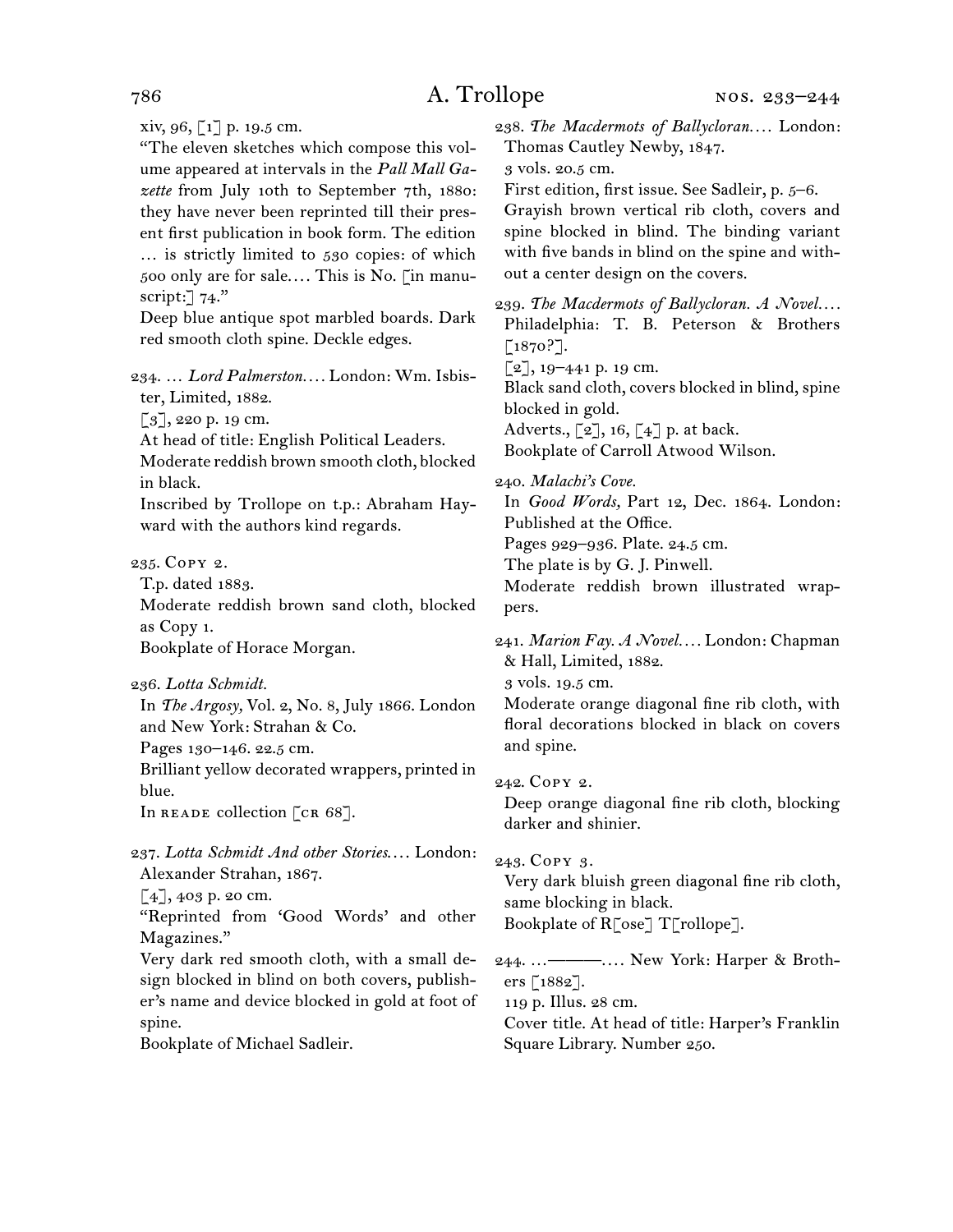xiv, 96, [1] p. 19.5 cm.

"The eleven sketches which compose this volume appeared at intervals in the *Pall Mall Gazette* from July 10th to September 7th, 1880: they have never been reprinted till their present first publication in book form. The edition … is strictly limited to 530 copies: of which 500 only are for sale.… This is No. [in manuscript:] 74."

Deep blue antique spot marbled boards. Dark red smooth cloth spine. Deckle edges.

234. … *Lord Palmerston.*… London: Wm. Isbister, Limited, 1882.
[3], 220 p. 19 cm.
At head of title: English Political Leaders.
Moderate reddish brown smooth cloth, blocked in black.
Inscribed by Trollope on t.p.: Abraham Hayward with the authors kind regards.

235. Copy 2.
T.p. dated 1883.
Moderate reddish brown sand cloth, blocked as Copy 1.
Bookplate of Horace Morgan.

236. *Lotta Schmidt.*
In *The Argosy,* Vol. 2, No. 8, July 1866. London and New York: Strahan & Co.
Pages 130–146. 22.5 cm.
Brilliant yellow decorated wrappers, printed in blue.
In reade collection [cr 68].

237. *Lotta Schmidt And other Stories.*… London: Alexander Strahan, 1867.
[4], 403 p. 20 cm.
"Reprinted from 'Good Words' and other Magazines."
Very dark red smooth cloth, with a small design blocked in blind on both covers, publisher's name and device blocked in gold at foot of spine.
Bookplate of Michael Sadleir.

238. *The Macdermots of Ballycloran.*… London: Thomas Cautley Newby, 1847.
3 vols. 20.5 cm.
First edition, first issue. See Sadleir, p. 5–6.
Grayish brown vertical rib cloth, covers and spine blocked in blind. The binding variant with five bands in blind on the spine and without a center design on the covers.

239. *The Macdermots of Ballycloran. A Novel.*… Philadelphia: T. B. Peterson & Brothers [1870?].
[2], 19–441 p. 19 cm.
Black sand cloth, covers blocked in blind, spine blocked in gold.
Adverts., [2], 16, [4] p. at back.
Bookplate of Carroll Atwood Wilson.

240. *Malachi's Cove.*
In *Good Words,* Part 12, Dec. 1864. London: Published at the Office.
Pages 929–936. Plate. 24.5 cm.
The plate is by G. J. Pinwell.
Moderate reddish brown illustrated wrappers.

241. *Marion Fay. A Novel.*… London: Chapman & Hall, Limited, 1882.
3 vols. 19.5 cm.
Moderate orange diagonal fine rib cloth, with floral decorations blocked in black on covers and spine.

242. Copy 2.
Deep orange diagonal fine rib cloth, blocking darker and shinier.

243. Copy 3.
Very dark bluish green diagonal fine rib cloth, same blocking in black.
Bookplate of R[ose] T[rollope].

244. …———…. New York: Harper & Brothers [1882].
119 p. Illus. 28 cm.
Cover title. At head of title: Harper's Franklin Square Library. Number 250.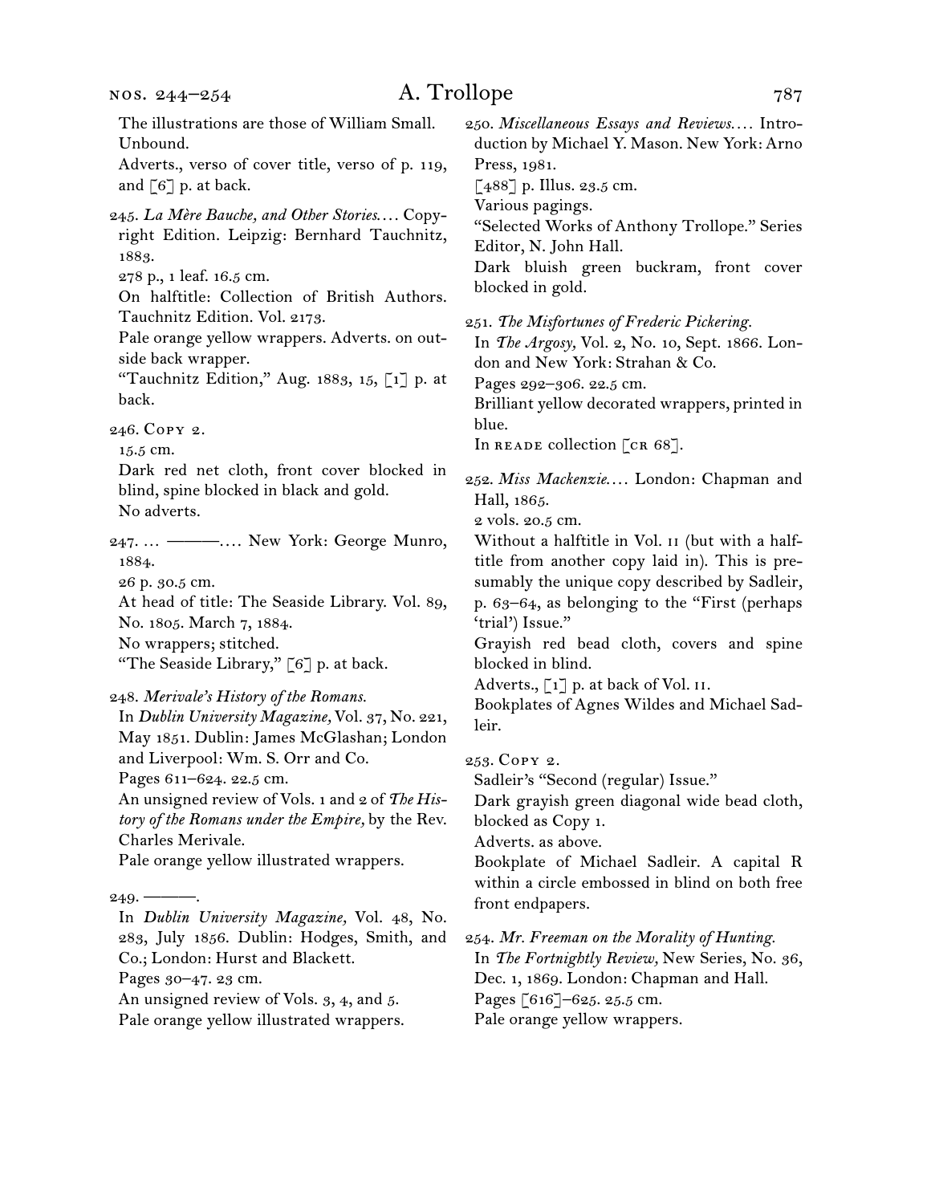The illustrations are those of William Small.
Unbound.
Adverts., verso of cover title, verso of p. 119, and [6] p. at back.

245. *La Mère Bauche, and Other Stories*.... Copyright Edition. Leipzig: Bernhard Tauchnitz, 1883.
278 p., 1 leaf. 16.5 cm.
On halftitle: Collection of British Authors. Tauchnitz Edition. Vol. 2173.
Pale orange yellow wrappers. Adverts. on outside back wrapper.
"Tauchnitz Edition," Aug. 1883, 15, [1] p. at back.

246. Copy 2.
15.5 cm.
Dark red net cloth, front cover blocked in blind, spine blocked in black and gold.
No adverts.

247. ... ———.... New York: George Munro, 1884.
26 p. 30.5 cm.
At head of title: The Seaside Library. Vol. 89, No. 1805. March 7, 1884.
No wrappers; stitched.
"The Seaside Library," [6] p. at back.

248. *Merivale's History of the Romans.*
In *Dublin University Magazine,* Vol. 37, No. 221, May 1851. Dublin: James McGlashan; London and Liverpool: Wm. S. Orr and Co.
Pages 611–624. 22.5 cm.
An unsigned review of Vols. 1 and 2 of *The History of the Romans under the Empire,* by the Rev. Charles Merivale.
Pale orange yellow illustrated wrappers.

249. ———.
In *Dublin University Magazine,* Vol. 48, No. 283, July 1856. Dublin: Hodges, Smith, and Co.; London: Hurst and Blackett.
Pages 30–47. 23 cm.
An unsigned review of Vols. 3, 4, and 5.
Pale orange yellow illustrated wrappers.

250. *Miscellaneous Essays and Reviews*.... Introduction by Michael Y. Mason. New York: Arno Press, 1981.
[488] p. Illus. 23.5 cm.
Various pagings.
"Selected Works of Anthony Trollope." Series Editor, N. John Hall.
Dark bluish green buckram, front cover blocked in gold.

251. *The Misfortunes of Frederic Pickering.*
In *The Argosy,* Vol. 2, No. 10, Sept. 1866. London and New York: Strahan & Co.
Pages 292–306. 22.5 cm.
Brilliant yellow decorated wrappers, printed in blue.
In READE collection [CR 68].

252. *Miss Mackenzie*.... London: Chapman and Hall, 1865.
2 vols. 20.5 cm.
Without a halftitle in Vol. II (but with a halftitle from another copy laid in). This is presumably the unique copy described by Sadleir, p. 63–64, as belonging to the "First (perhaps 'trial') Issue."
Grayish red bead cloth, covers and spine blocked in blind.
Adverts., [1] p. at back of Vol. II.
Bookplates of Agnes Wildes and Michael Sadleir.

253. Copy 2.
Sadleir's "Second (regular) Issue."
Dark grayish green diagonal wide bead cloth, blocked as Copy 1.
Adverts. as above.
Bookplate of Michael Sadleir. A capital R within a circle embossed in blind on both free front endpapers.

254. *Mr. Freeman on the Morality of Hunting.*
In *The Fortnightly Review,* New Series, No. 36, Dec. 1, 1869. London: Chapman and Hall.
Pages [616]–625. 25.5 cm.
Pale orange yellow wrappers.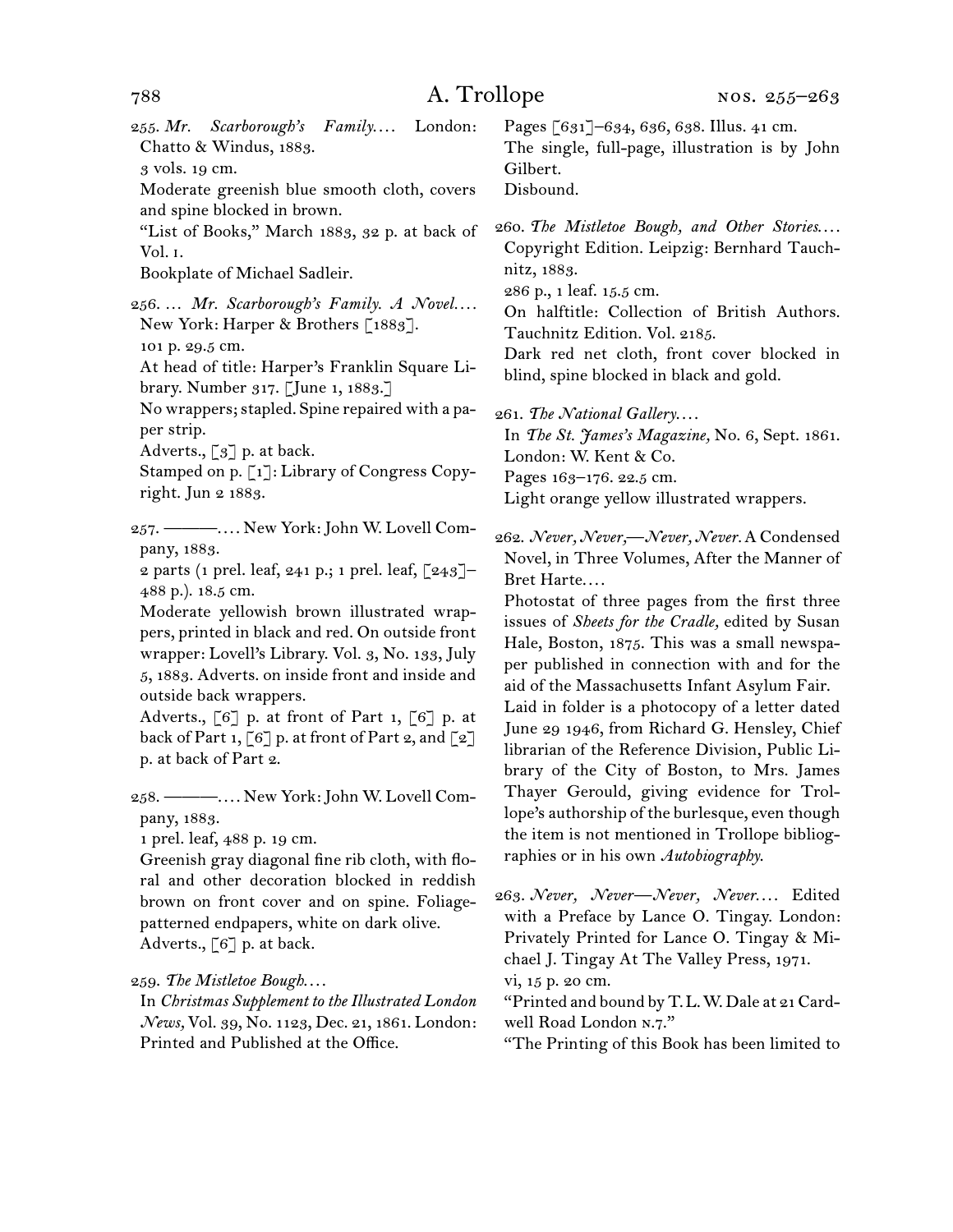255. *Mr. Scarborough's Family.*… London: Chatto & Windus, 1883.
3 vols. 19 cm.
Moderate greenish blue smooth cloth, covers and spine blocked in brown.
"List of Books," March 1883, 32 p. at back of Vol. 1.
Bookplate of Michael Sadleir.

256. … *Mr. Scarborough's Family. A Novel.*… New York: Harper & Brothers [1883].
101 p. 29.5 cm.
At head of title: Harper's Franklin Square Library. Number 317. [June 1, 1883.]
No wrappers; stapled. Spine repaired with a paper strip.
Adverts., [3] p. at back.
Stamped on p. [1]: Library of Congress Copyright. Jun 2 1883.

257. ———.… New York: John W. Lovell Company, 1883.
2 parts (1 prel. leaf, 241 p.; 1 prel. leaf, [243]–488 p.). 18.5 cm.
Moderate yellowish brown illustrated wrappers, printed in black and red. On outside front wrapper: Lovell's Library. Vol. 3, No. 133, July 5, 1883. Adverts. on inside front and inside and outside back wrappers.
Adverts., [6] p. at front of Part 1, [6] p. at back of Part 1, [6] p. at front of Part 2, and [2] p. at back of Part 2.

258. ———.… New York: John W. Lovell Company, 1883.
1 prel. leaf, 488 p. 19 cm.
Greenish gray diagonal fine rib cloth, with floral and other decoration blocked in reddish brown on front cover and on spine. Foliage-patterned endpapers, white on dark olive.
Adverts., [6] p. at back.

259. *The Mistletoe Bough.*…
In *Christmas Supplement to the Illustrated London News,* Vol. 39, No. 1123, Dec. 21, 1861. London: Printed and Published at the Office.
Pages [631]–634, 636, 638. Illus. 41 cm.
The single, full-page, illustration is by John Gilbert.
Disbound.

260. *The Mistletoe Bough, and Other Stories.*… Copyright Edition. Leipzig: Bernhard Tauchnitz, 1883.
286 p., 1 leaf. 15.5 cm.
On halftitle: Collection of British Authors. Tauchnitz Edition. Vol. 2185.
Dark red net cloth, front cover blocked in blind, spine blocked in black and gold.

261. *The National Gallery.*…
In *The St. James's Magazine,* No. 6, Sept. 1861. London: W. Kent & Co.
Pages 163–176. 22.5 cm.
Light orange yellow illustrated wrappers.

262. *Never, Never,—Never, Never.* A Condensed Novel, in Three Volumes, After the Manner of Bret Harte.…
Photostat of three pages from the first three issues of *Sheets for the Cradle,* edited by Susan Hale, Boston, 1875. This was a small newspaper published in connection with and for the aid of the Massachusetts Infant Asylum Fair.
Laid in folder is a photocopy of a letter dated June 29 1946, from Richard G. Hensley, Chief librarian of the Reference Division, Public Library of the City of Boston, to Mrs. James Thayer Gerould, giving evidence for Trollope's authorship of the burlesque, even though the item is not mentioned in Trollope bibliographies or in his own *Autobiography.*

263. *Never, Never—Never, Never.*… Edited with a Preface by Lance O. Tingay. London: Privately Printed for Lance O. Tingay & Michael J. Tingay At The Valley Press, 1971.
vi, 15 p. 20 cm.
"Printed and bound by T. L. W. Dale at 21 Cardwell Road London N.7."
"The Printing of this Book has been limited to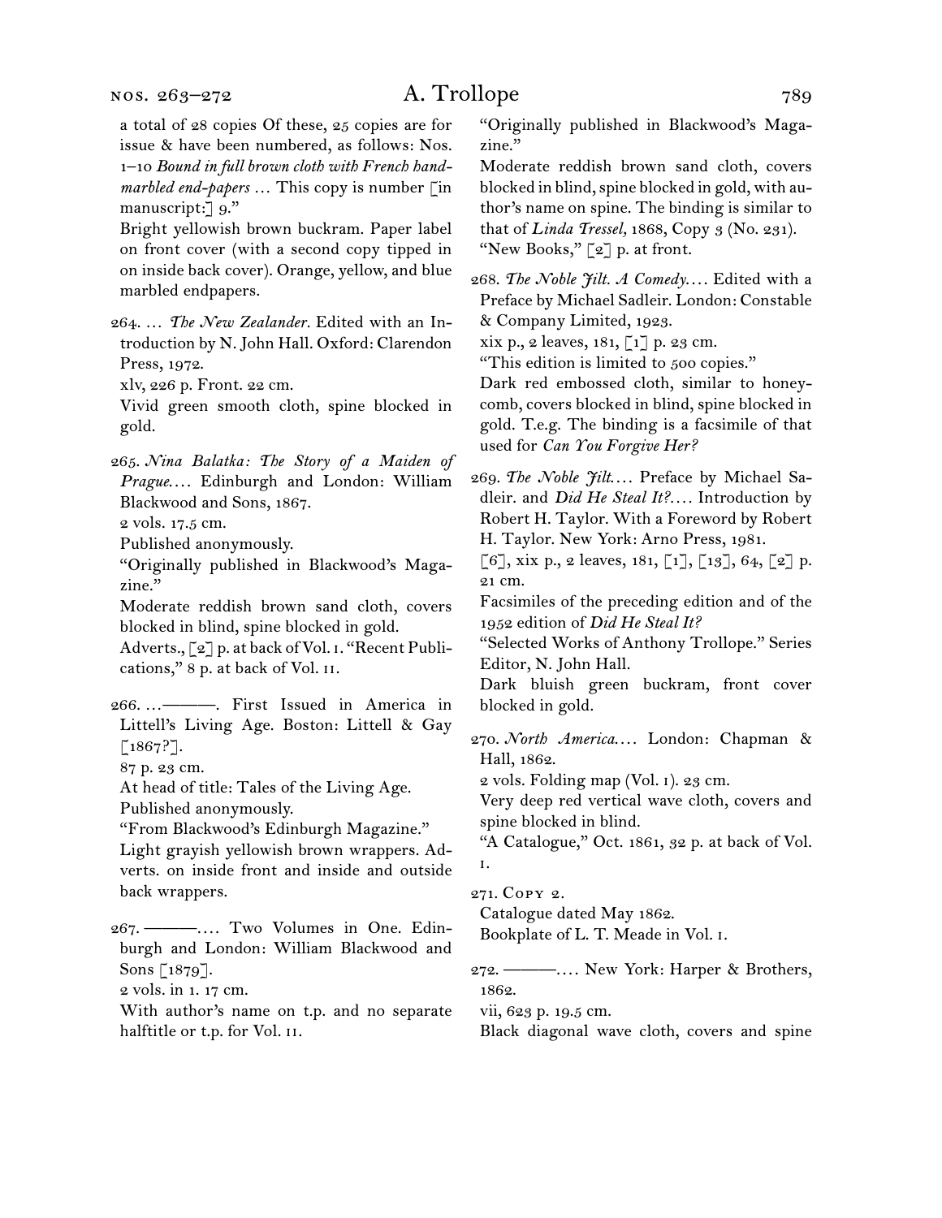a total of 28 copies Of these, 25 copies are for issue & have been numbered, as follows: Nos. 1–10 *Bound in full brown cloth with French hand-marbled end-papers …* This copy is number [in manuscript:] 9."

Bright yellowish brown buckram. Paper label on front cover (with a second copy tipped in on inside back cover). Orange, yellow, and blue marbled endpapers.

264. … *The New Zealander*. Edited with an Introduction by N. John Hall. Oxford: Clarendon Press, 1972.
xlv, 226 p. Front. 22 cm.
Vivid green smooth cloth, spine blocked in gold.

265. *Nina Balatka: The Story of a Maiden of Prague.…* Edinburgh and London: William Blackwood and Sons, 1867.
2 vols. 17.5 cm.
Published anonymously.
"Originally published in Blackwood's Magazine."
Moderate reddish brown sand cloth, covers blocked in blind, spine blocked in gold.
Adverts., [2] p. at back of Vol. i. "Recent Publications," 8 p. at back of Vol. ii.

266. …———. First Issued in America in Littell's Living Age. Boston: Littell & Gay [1867?].
87 p. 23 cm.
At head of title: Tales of the Living Age.
Published anonymously.
"From Blackwood's Edinburgh Magazine."
Light grayish yellowish brown wrappers. Adverts. on inside front and inside and outside back wrappers.

267. ———.… Two Volumes in One. Edinburgh and London: William Blackwood and Sons [1879].
2 vols. in 1. 17 cm.
With author's name on t.p. and no separate halftitle or t.p. for Vol. ii.
"Originally published in Blackwood's Magazine."
Moderate reddish brown sand cloth, covers blocked in blind, spine blocked in gold, with author's name on spine. The binding is similar to that of *Linda Tressel,* 1868, Copy 3 (No. 231).
"New Books," [2] p. at front.

268. *The Noble Jilt. A Comedy.…* Edited with a Preface by Michael Sadleir. London: Constable & Company Limited, 1923.
xix p., 2 leaves, 181, [1] p. 23 cm.
"This edition is limited to 500 copies."
Dark red embossed cloth, similar to honeycomb, covers blocked in blind, spine blocked in gold. T.e.g. The binding is a facsimile of that used for *Can You Forgive Her?*

269. *The Noble Jilt.…* Preface by Michael Sadleir. and *Did He Steal It?.…* Introduction by Robert H. Taylor. With a Foreword by Robert H. Taylor. New York: Arno Press, 1981.
[6], xix p., 2 leaves, 181, [1], [13], 64, [2] p. 21 cm.
Facsimiles of the preceding edition and of the 1952 edition of *Did He Steal It?*
"Selected Works of Anthony Trollope." Series Editor, N. John Hall.
Dark bluish green buckram, front cover blocked in gold.

270. *North America.…* London: Chapman & Hall, 1862.
2 vols. Folding map (Vol. i). 23 cm.
Very deep red vertical wave cloth, covers and spine blocked in blind.
"A Catalogue," Oct. 1861, 32 p. at back of Vol. i.

271. Copy 2.
Catalogue dated May 1862.
Bookplate of L. T. Meade in Vol. i.

272. ———.… New York: Harper & Brothers, 1862.
vii, 623 p. 19.5 cm.
Black diagonal wave cloth, covers and spine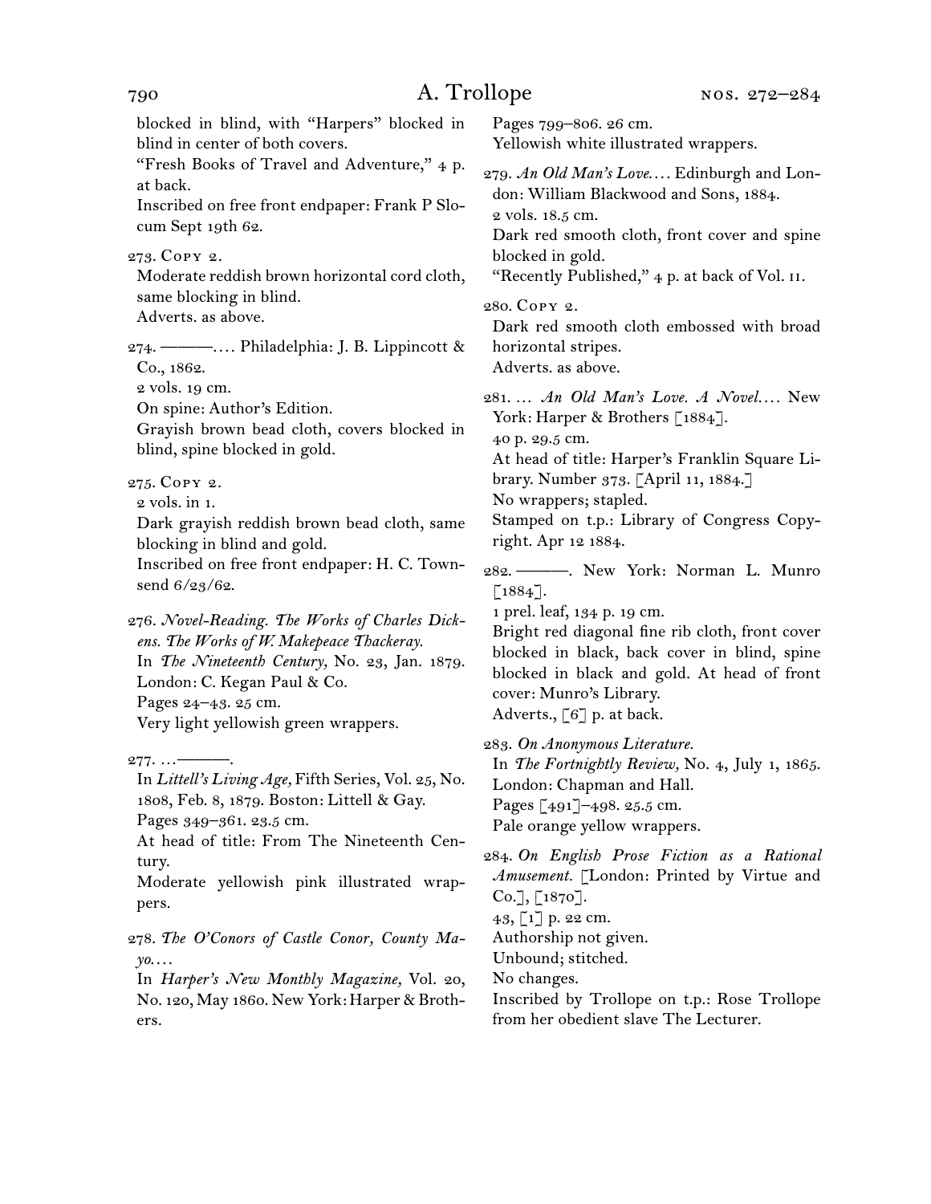blocked in blind, with "Harpers" blocked in blind in center of both covers.
"Fresh Books of Travel and Adventure," 4 p. at back.
Inscribed on free front endpaper: Frank P Slocum Sept 19th 62.

273. Copy 2.
Moderate reddish brown horizontal cord cloth, same blocking in blind.
Adverts. as above.

274. ———. . . . Philadelphia: J. B. Lippincott & Co., 1862.
2 vols. 19 cm.
On spine: Author's Edition.
Grayish brown bead cloth, covers blocked in blind, spine blocked in gold.

275. Copy 2.
2 vols. in 1.
Dark grayish reddish brown bead cloth, same blocking in blind and gold.
Inscribed on free front endpaper: H. C. Townsend 6/23/62.

276. *Novel-Reading. The Works of Charles Dickens. The Works of W. Makepeace Thackeray.*
In *The Nineteenth Century,* No. 23, Jan. 1879. London: C. Kegan Paul & Co.
Pages 24–43. 25 cm.
Very light yellowish green wrappers.

277. . . . ———.
In *Littell's Living Age,* Fifth Series, Vol. 25, No. 1808, Feb. 8, 1879. Boston: Littell & Gay.
Pages 349–361. 23.5 cm.
At head of title: From The Nineteenth Century.
Moderate yellowish pink illustrated wrappers.

278. *The O'Conors of Castle Conor, County Mayo. . . .*
In *Harper's New Monthly Magazine,* Vol. 20, No. 120, May 1860. New York: Harper & Brothers.
Pages 799–806. 26 cm.
Yellowish white illustrated wrappers.

279. *An Old Man's Love. . . .* Edinburgh and London: William Blackwood and Sons, 1884.
2 vols. 18.5 cm.
Dark red smooth cloth, front cover and spine blocked in gold.
"Recently Published," 4 p. at back of Vol. II.

280. Copy 2.
Dark red smooth cloth embossed with broad horizontal stripes.
Adverts. as above.

281. . . . *An Old Man's Love. A Novel. . . .* New York: Harper & Brothers [1884].
40 p. 29.5 cm.
At head of title: Harper's Franklin Square Library. Number 373. [April 11, 1884.]
No wrappers; stapled.
Stamped on t.p.: Library of Congress Copyright. Apr 12 1884.

282. ———. New York: Norman L. Munro [1884].
1 prel. leaf, 134 p. 19 cm.
Bright red diagonal fine rib cloth, front cover blocked in black, back cover in blind, spine blocked in black and gold. At head of front cover: Munro's Library.
Adverts., [6] p. at back.

283. *On Anonymous Literature.*
In *The Fortnightly Review,* No. 4, July 1, 1865. London: Chapman and Hall.
Pages [491]–498. 25.5 cm.
Pale orange yellow wrappers.

284. *On English Prose Fiction as a Rational Amusement.* [London: Printed by Virtue and Co.], [1870].
43, [1] p. 22 cm.
Authorship not given.
Unbound; stitched.
No changes.
Inscribed by Trollope on t.p.: Rose Trollope from her obedient slave The Lecturer.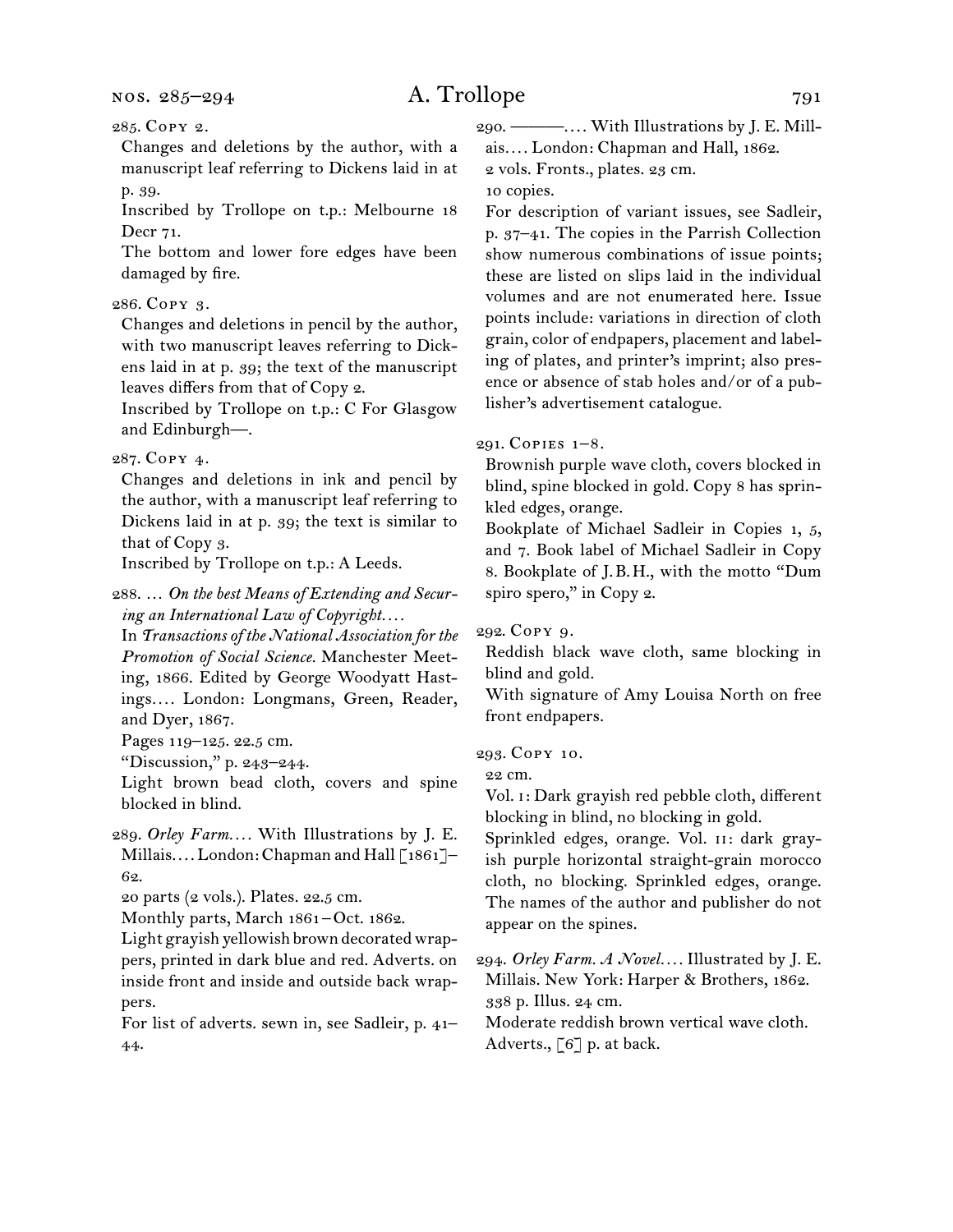285. Copy 2.

Changes and deletions by the author, with a manuscript leaf referring to Dickens laid in at p. 39.

Inscribed by Trollope on t.p.: Melbourne 18 Decr 71.

The bottom and lower fore edges have been damaged by fire.

286. Copy 3.

Changes and deletions in pencil by the author, with two manuscript leaves referring to Dickens laid in at p. 39; the text of the manuscript leaves differs from that of Copy 2.

Inscribed by Trollope on t.p.: C For Glasgow and Edinburgh—.

287. Copy 4.

Changes and deletions in ink and pencil by the author, with a manuscript leaf referring to Dickens laid in at p. 39; the text is similar to that of Copy 3.

Inscribed by Trollope on t.p.: A Leeds.

288. … *On the best Means of Extending and Securing an International Law of Copyright.…*

In *Transactions of the National Association for the Promotion of Social Science.* Manchester Meeting, 1866. Edited by George Woodyatt Hastings.… London: Longmans, Green, Reader, and Dyer, 1867.

Pages 119–125. 22.5 cm.

"Discussion," p. 243–244.

Light brown bead cloth, covers and spine blocked in blind.

289. *Orley Farm.…* With Illustrations by J. E. Millais.… London: Chapman and Hall [1861]–62.

20 parts (2 vols.). Plates. 22.5 cm.

Monthly parts, March 1861 – Oct. 1862.

Light grayish yellowish brown decorated wrappers, printed in dark blue and red. Adverts. on inside front and inside and outside back wrappers.

For list of adverts. sewn in, see Sadleir, p. 41–44.

290. ———.… With Illustrations by J. E. Millais.… London: Chapman and Hall, 1862.

2 vols. Fronts., plates. 23 cm.

10 copies.

For description of variant issues, see Sadleir, p. 37–41. The copies in the Parrish Collection show numerous combinations of issue points; these are listed on slips laid in the individual volumes and are not enumerated here. Issue points include: variations in direction of cloth grain, color of endpapers, placement and labeling of plates, and printer's imprint; also presence or absence of stab holes and/or of a publisher's advertisement catalogue.

291. Copies 1–8.

Brownish purple wave cloth, covers blocked in blind, spine blocked in gold. Copy 8 has sprinkled edges, orange.

Bookplate of Michael Sadleir in Copies 1, 5, and 7. Book label of Michael Sadleir in Copy 8. Bookplate of J. B. H., with the motto "Dum spiro spero," in Copy 2.

292. Copy 9.

Reddish black wave cloth, same blocking in blind and gold.

With signature of Amy Louisa North on free front endpapers.

293. Copy 10.

22 cm.

Vol. I: Dark grayish red pebble cloth, different blocking in blind, no blocking in gold. Sprinkled edges, orange. Vol. II: dark grayish purple horizontal straight-grain morocco cloth, no blocking. Sprinkled edges, orange. The names of the author and publisher do not appear on the spines.

294. *Orley Farm. A Novel.…* Illustrated by J. E. Millais. New York: Harper & Brothers, 1862.

338 p. Illus. 24 cm.

Moderate reddish brown vertical wave cloth. Adverts., [6] p. at back.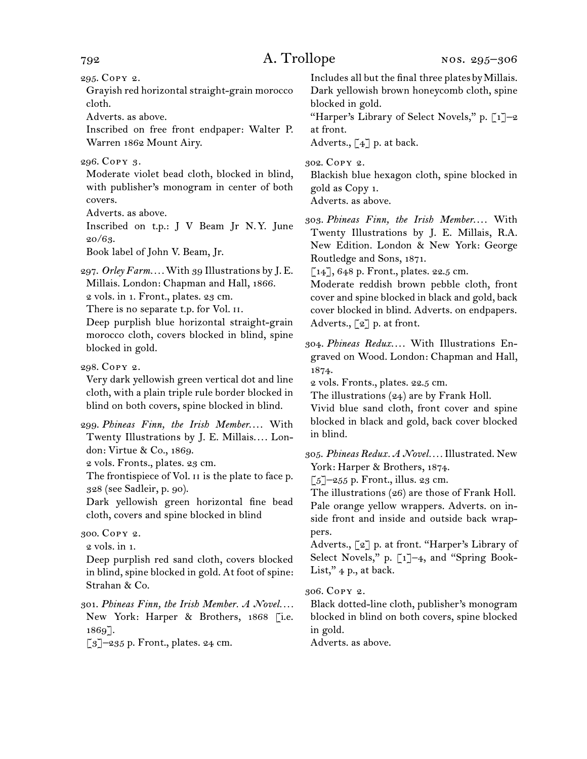295. Copy 2.

Grayish red horizontal straight-grain morocco cloth.

Adverts. as above.

Inscribed on free front endpaper: Walter P. Warren 1862 Mount Airy.

296. Copy 3.

Moderate violet bead cloth, blocked in blind, with publisher's monogram in center of both covers.

Adverts. as above.

Inscribed on t.p.: J V Beam Jr N.Y. June 20/63.

Book label of John V. Beam, Jr.

297. *Orley Farm.*… With 39 Illustrations by J. E. Millais. London: Chapman and Hall, 1866.

2 vols. in 1. Front., plates. 23 cm.

There is no separate t.p. for Vol. II.

Deep purplish blue horizontal straight-grain morocco cloth, covers blocked in blind, spine blocked in gold.

298. Copy 2.

Very dark yellowish green vertical dot and line cloth, with a plain triple rule border blocked in blind on both covers, spine blocked in blind.

299. *Phineas Finn, the Irish Member.*… With Twenty Illustrations by J. E. Millais.… London: Virtue & Co., 1869.

2 vols. Fronts., plates. 23 cm.

The frontispiece of Vol. II is the plate to face p. 328 (see Sadleir, p. 90).

Dark yellowish green horizontal fine bead cloth, covers and spine blocked in blind

300. Copy 2.

2 vols. in 1.

Deep purplish red sand cloth, covers blocked in blind, spine blocked in gold. At foot of spine: Strahan & Co.

301. *Phineas Finn, the Irish Member. A Novel.*… New York: Harper & Brothers, 1868 [i.e. 1869].

[3]–235 p. Front., plates. 24 cm.

Includes all but the final three plates by Millais.

Dark yellowish brown honeycomb cloth, spine blocked in gold.

"Harper's Library of Select Novels," p. [1]–2 at front.

Adverts., [4] p. at back.

302. Copy 2.

Blackish blue hexagon cloth, spine blocked in gold as Copy 1.

Adverts. as above.

303. *Phineas Finn, the Irish Member.*… With Twenty Illustrations by J. E. Millais, R.A. New Edition. London & New York: George Routledge and Sons, 1871.

[14], 648 p. Front., plates. 22.5 cm.

Moderate reddish brown pebble cloth, front cover and spine blocked in black and gold, back cover blocked in blind. Adverts. on endpapers.

Adverts., [2] p. at front.

304. *Phineas Redux.*… With Illustrations Engraved on Wood. London: Chapman and Hall, 1874.

2 vols. Fronts., plates. 22.5 cm.

The illustrations (24) are by Frank Holl.

Vivid blue sand cloth, front cover and spine blocked in black and gold, back cover blocked in blind.

305. *Phineas Redux. A Novel.*… Illustrated. New York: Harper & Brothers, 1874.

[5]–255 p. Front., illus. 23 cm.

The illustrations (26) are those of Frank Holl.

Pale orange yellow wrappers. Adverts. on inside front and inside and outside back wrappers.

Adverts., [2] p. at front. "Harper's Library of Select Novels," p. [1]–4, and "Spring Book-List," 4 p., at back.

306. Copy 2.

Black dotted-line cloth, publisher's monogram blocked in blind on both covers, spine blocked in gold.

Adverts. as above.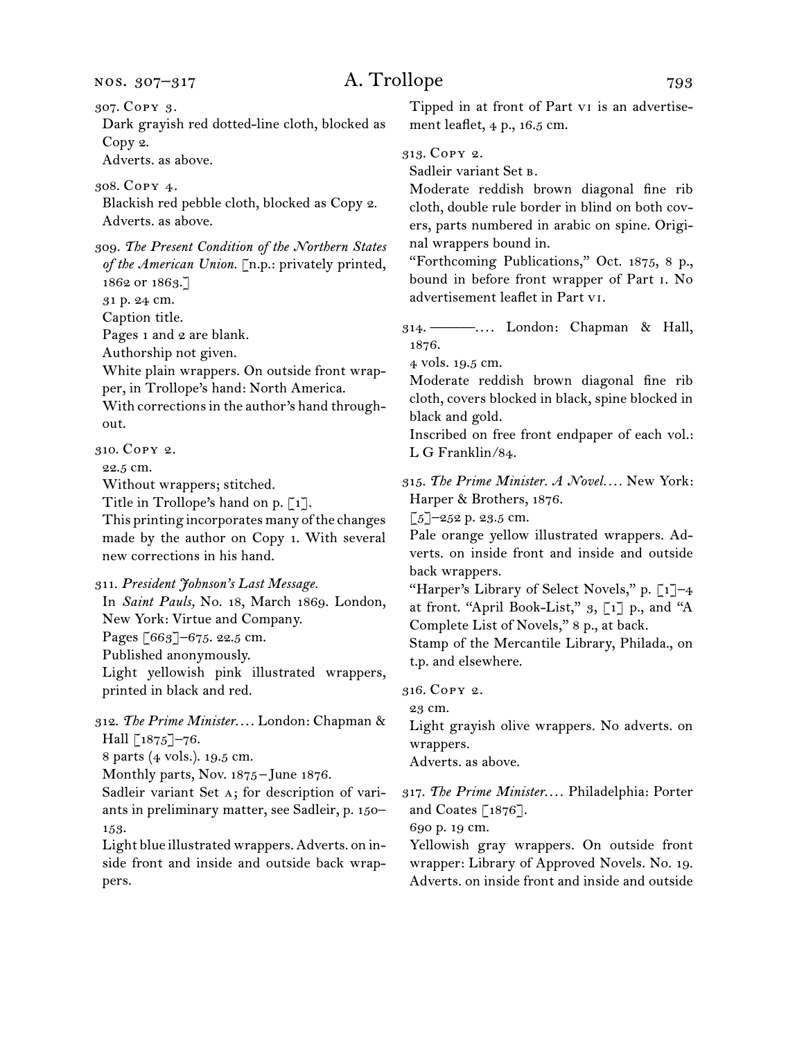307. Copy 3.
Dark grayish red dotted-line cloth, blocked as Copy 2.
Adverts. as above.

308. Copy 4.
Blackish red pebble cloth, blocked as Copy 2.
Adverts. as above.

309. *The Present Condition of the Northern States of the American Union.* [n.p.: privately printed, 1862 or 1863.]
31 p. 24 cm.
Caption title.
Pages 1 and 2 are blank.
Authorship not given.
White plain wrappers. On outside front wrapper, in Trollope's hand: North America.
With corrections in the author's hand throughout.

310. Copy 2.
22.5 cm.
Without wrappers; stitched.
Title in Trollope's hand on p. [1].
This printing incorporates many of the changes made by the author on Copy 1. With several new corrections in his hand.

311. *President Johnson's Last Message.*
In *Saint Pauls,* No. 18, March 1869. London, New York: Virtue and Company.
Pages [663]–675. 22.5 cm.
Published anonymously.
Light yellowish pink illustrated wrappers, printed in black and red.

312. *The Prime Minister. . . .* London: Chapman & Hall [1875]–76.
8 parts (4 vols.). 19.5 cm.
Monthly parts, Nov. 1875–June 1876.
Sadleir variant Set a; for description of variants in preliminary matter, see Sadleir, p. 150–153.
Light blue illustrated wrappers. Adverts. on inside front and inside and outside back wrappers.
Tipped in at front of Part vi is an advertisement leaflet, 4 p., 16.5 cm.

313. Copy 2.
Sadleir variant Set b.
Moderate reddish brown diagonal fine rib cloth, double rule border in blind on both covers, parts numbered in arabic on spine. Original wrappers bound in.
"Forthcoming Publications," Oct. 1875, 8 p., bound in before front wrapper of Part i. No advertisement leaflet in Part vi.

314. ———. . . . London: Chapman & Hall, 1876.
4 vols. 19.5 cm.
Moderate reddish brown diagonal fine rib cloth, covers blocked in black, spine blocked in black and gold.
Inscribed on free front endpaper of each vol.: L G Franklin/84.

315. *The Prime Minister. A Novel. . . .* New York: Harper & Brothers, 1876.
[5]–252 p. 23.5 cm.
Pale orange yellow illustrated wrappers. Adverts. on inside front and inside and outside back wrappers.
"Harper's Library of Select Novels," p. [1]–4 at front. "April Book-List," 3, [1] p., and "A Complete List of Novels," 8 p., at back.
Stamp of the Mercantile Library, Philada., on t.p. and elsewhere.

316. Copy 2.
23 cm.
Light grayish olive wrappers. No adverts. on wrappers.
Adverts. as above.

317. *The Prime Minister. . . .* Philadelphia: Porter and Coates [1876].
690 p. 19 cm.
Yellowish gray wrappers. On outside front wrapper: Library of Approved Novels. No. 19.
Adverts. on inside front and inside and outside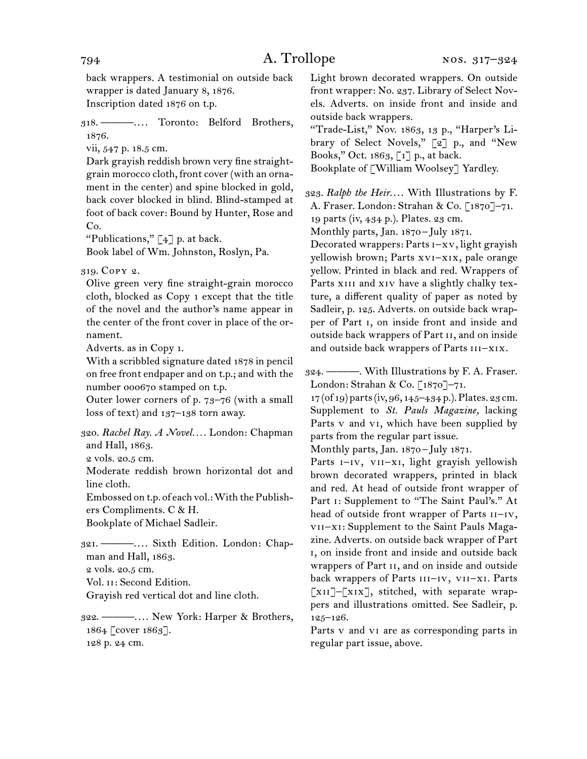back wrappers. A testimonial on outside back wrapper is dated January 8, 1876.
Inscription dated 1876 on t.p.

318. ———.... Toronto: Belford Brothers, 1876.
vii, 547 p. 18.5 cm.
Dark grayish reddish brown very fine straight-grain morocco cloth, front cover (with an ornament in the center) and spine blocked in gold, back cover blocked in blind. Blind-stamped at foot of back cover: Bound by Hunter, Rose and Co.
"Publications," [4] p. at back.
Book label of Wm. Johnston, Roslyn, Pa.

319. Copy 2.
Olive green very fine straight-grain morocco cloth, blocked as Copy 1 except that the title of the novel and the author's name appear in the center of the front cover in place of the ornament.
Adverts. as in Copy 1.
With a scribbled signature dated 1878 in pencil on free front endpaper and on t.p.; and with the number 000670 stamped on t.p.
Outer lower corners of p. 73–76 (with a small loss of text) and 137–138 torn away.

320. *Rachel Ray. A Novel....* London: Chapman and Hall, 1863.
2 vols. 20.5 cm.
Moderate reddish brown horizontal dot and line cloth.
Embossed on t.p. of each vol.: With the Publishers Compliments. C & H.
Bookplate of Michael Sadleir.

321. ———.... Sixth Edition. London: Chapman and Hall, 1863.
2 vols. 20.5 cm.
Vol. II: Second Edition.
Grayish red vertical dot and line cloth.

322. ———.... New York: Harper & Brothers, 1864 [cover 1863].
128 p. 24 cm.
Light brown decorated wrappers. On outside front wrapper: No. 237. Library of Select Novels. Adverts. on inside front and inside and outside back wrappers.
"Trade-List," Nov. 1863, 13 p., "Harper's Library of Select Novels," [2] p., and "New Books," Oct. 1863, [1] p., at back.
Bookplate of [William Woolsey] Yardley.

323. *Ralph the Heir....* With Illustrations by F. A. Fraser. London: Strahan & Co. [1870]–71.
19 parts (iv, 434 p.). Plates. 23 cm.
Monthly parts, Jan. 1870–July 1871.
Decorated wrappers: Parts I–XV, light grayish yellowish brown; Parts XVI–XIX, pale orange yellow. Printed in black and red. Wrappers of Parts XIII and XIV have a slightly chalky texture, a different quality of paper as noted by Sadleir, p. 125. Adverts. on outside back wrapper of Part I, on inside front and inside and outside back wrappers of Part II, and on inside and outside back wrappers of Parts III–XIX.

324. ———. With Illustrations by F. A. Fraser. London: Strahan & Co. [1870]–71.
17 (of 19) parts (iv, 96, 145–434 p.). Plates. 23 cm.
Supplement to *St. Pauls Magazine,* lacking Parts V and VI, which have been supplied by parts from the regular part issue.
Monthly parts, Jan. 1870–July 1871.
Parts I–IV, VII–XI, light grayish yellowish brown decorated wrappers, printed in black and red. At head of outside front wrapper of Part I: Supplement to "The Saint Paul's." At head of outside front wrapper of Parts II–IV, VII–XI: Supplement to the Saint Pauls Magazine. Adverts. on outside back wrapper of Part I, on inside front and inside and outside back wrappers of Part II, and on inside and outside back wrappers of Parts III–IV, VII–XI. Parts [XII]–[XIX], stitched, with separate wrappers and illustrations omitted. See Sadleir, p. 125–126.
Parts V and VI are as corresponding parts in regular part issue, above.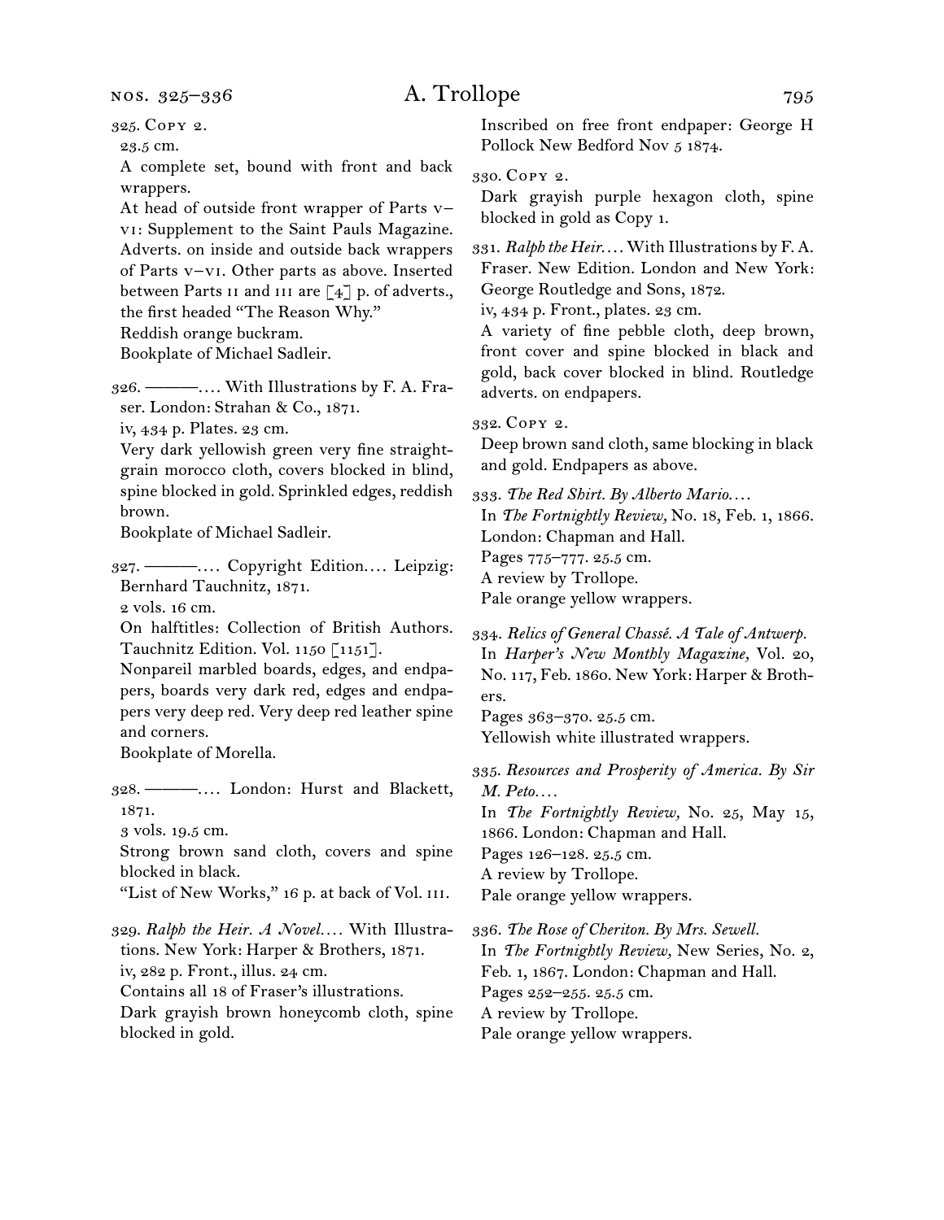325. Copy 2.
23.5 cm.
A complete set, bound with front and back wrappers.
At head of outside front wrapper of Parts v–vi: Supplement to the Saint Pauls Magazine. Adverts. on inside and outside back wrappers of Parts v–vi. Other parts as above. Inserted between Parts ii and iii are [4] p. of adverts., the first headed "The Reason Why."
Reddish orange buckram.
Bookplate of Michael Sadleir.

326. ———. . . . With Illustrations by F. A. Fraser. London: Strahan & Co., 1871.
iv, 434 p. Plates. 23 cm.
Very dark yellowish green very fine straight-grain morocco cloth, covers blocked in blind, spine blocked in gold. Sprinkled edges, reddish brown.
Bookplate of Michael Sadleir.

327. ———. . . . Copyright Edition. . . . Leipzig: Bernhard Tauchnitz, 1871.
2 vols. 16 cm.
On halftitles: Collection of British Authors. Tauchnitz Edition. Vol. 1150 [1151].
Nonpareil marbled boards, edges, and endpapers, boards very dark red, edges and endpapers very deep red. Very deep red leather spine and corners.
Bookplate of Morella.

328. ———. . . . London: Hurst and Blackett, 1871.
3 vols. 19.5 cm.
Strong brown sand cloth, covers and spine blocked in black.
"List of New Works," 16 p. at back of Vol. iii.

329. *Ralph the Heir. A Novel. . . .* With Illustrations. New York: Harper & Brothers, 1871.
iv, 282 p. Front., illus. 24 cm.
Contains all 18 of Fraser's illustrations.
Dark grayish brown honeycomb cloth, spine blocked in gold.
Inscribed on free front endpaper: George H Pollock New Bedford Nov 5 1874.

330. Copy 2.
Dark grayish purple hexagon cloth, spine blocked in gold as Copy 1.

331. *Ralph the Heir. . . .* With Illustrations by F. A. Fraser. New Edition. London and New York: George Routledge and Sons, 1872.
iv, 434 p. Front., plates. 23 cm.
A variety of fine pebble cloth, deep brown, front cover and spine blocked in black and gold, back cover blocked in blind. Routledge adverts. on endpapers.

332. Copy 2.
Deep brown sand cloth, same blocking in black and gold. Endpapers as above.

333. *The Red Shirt. By Alberto Mario. . . .*
In *The Fortnightly Review,* No. 18, Feb. 1, 1866. London: Chapman and Hall.
Pages 775–777. 25.5 cm.
A review by Trollope.
Pale orange yellow wrappers.

334. *Relics of General Chassé. A Tale of Antwerp.*
In *Harper's New Monthly Magazine,* Vol. 20, No. 117, Feb. 1860. New York: Harper & Brothers.
Pages 363–370. 25.5 cm.
Yellowish white illustrated wrappers.

335. *Resources and Prosperity of America. By Sir M. Peto. . . .*
In *The Fortnightly Review,* No. 25, May 15, 1866. London: Chapman and Hall.
Pages 126–128. 25.5 cm.
A review by Trollope.
Pale orange yellow wrappers.

336. *The Rose of Cheriton. By Mrs. Sewell.*
In *The Fortnightly Review,* New Series, No. 2, Feb. 1, 1867. London: Chapman and Hall.
Pages 252–255. 25.5 cm.
A review by Trollope.
Pale orange yellow wrappers.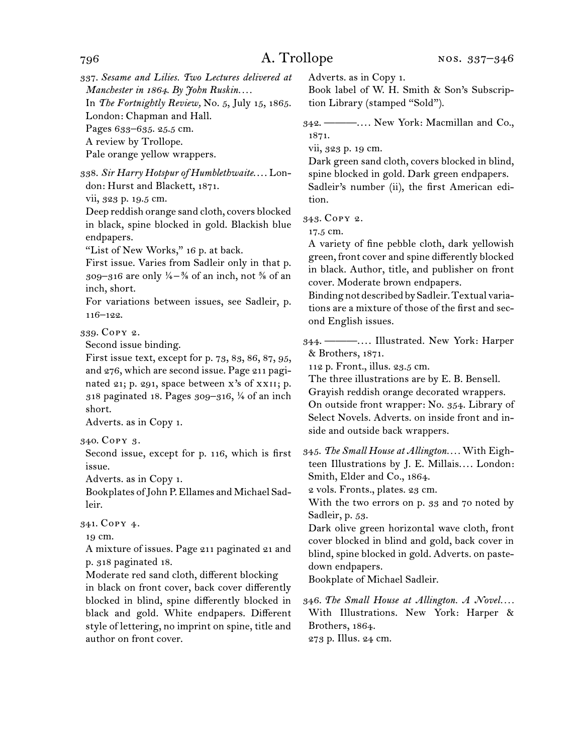337. *Sesame and Lilies. Two Lectures delivered at Manchester in 1864. By John Ruskin. . . .*
In *The Fortnightly Review,* No. 5, July 15, 1865.
London: Chapman and Hall.
Pages 633–635. 25.5 cm.
A review by Trollope.
Pale orange yellow wrappers.

338. *Sir Harry Hotspur of Humblethwaite. . . .* London: Hurst and Blackett, 1871.
vii, 323 p. 19.5 cm.
Deep reddish orange sand cloth, covers blocked in black, spine blocked in gold. Blackish blue endpapers.
"List of New Works," 16 p. at back.
First issue. Varies from Sadleir only in that p. 309–316 are only ¼–⅜ of an inch, not ⅝ of an inch, short.
For variations between issues, see Sadleir, p. 116–122.

339. Copy 2.
Second issue binding.
First issue text, except for p. 73, 83, 86, 87, 95, and 276, which are second issue. Page 211 paginated 21; p. 291, space between x's of xxii; p. 318 paginated 18. Pages 309–316, ¼ of an inch short.
Adverts. as in Copy 1.

340. Copy 3.
Second issue, except for p. 116, which is first issue.
Adverts. as in Copy 1.
Bookplates of John P. Ellames and Michael Sadleir.

341. Copy 4.
19 cm.
A mixture of issues. Page 211 paginated 21 and p. 318 paginated 18.
Moderate red sand cloth, different blocking in black on front cover, back cover differently blocked in blind, spine differently blocked in black and gold. White endpapers. Different style of lettering, no imprint on spine, title and author on front cover.
Adverts. as in Copy 1.
Book label of W. H. Smith & Son's Subscription Library (stamped "Sold").

342. ———. . . . New York: Macmillan and Co., 1871.
vii, 323 p. 19 cm.
Dark green sand cloth, covers blocked in blind, spine blocked in gold. Dark green endpapers.
Sadleir's number (ii), the first American edition.

343. Copy 2.
17.5 cm.
A variety of fine pebble cloth, dark yellowish green, front cover and spine differently blocked in black. Author, title, and publisher on front cover. Moderate brown endpapers.
Binding not described by Sadleir. Textual variations are a mixture of those of the first and second English issues.

344. ———. . . . Illustrated. New York: Harper & Brothers, 1871.
112 p. Front., illus. 23.5 cm.
The three illustrations are by E. B. Bensell.
Grayish reddish orange decorated wrappers.
On outside front wrapper: No. 354. Library of Select Novels. Adverts. on inside front and inside and outside back wrappers.

345. *The Small House at Allington. . . .* With Eighteen Illustrations by J. E. Millais. . . . London: Smith, Elder and Co., 1864.
2 vols. Fronts., plates. 23 cm.
With the two errors on p. 33 and 70 noted by Sadleir, p. 53.
Dark olive green horizontal wave cloth, front cover blocked in blind and gold, back cover in blind, spine blocked in gold. Adverts. on pastedown endpapers.
Bookplate of Michael Sadleir.

346. *The Small House at Allington. A Novel. . . .* With Illustrations. New York: Harper & Brothers, 1864.
273 p. Illus. 24 cm.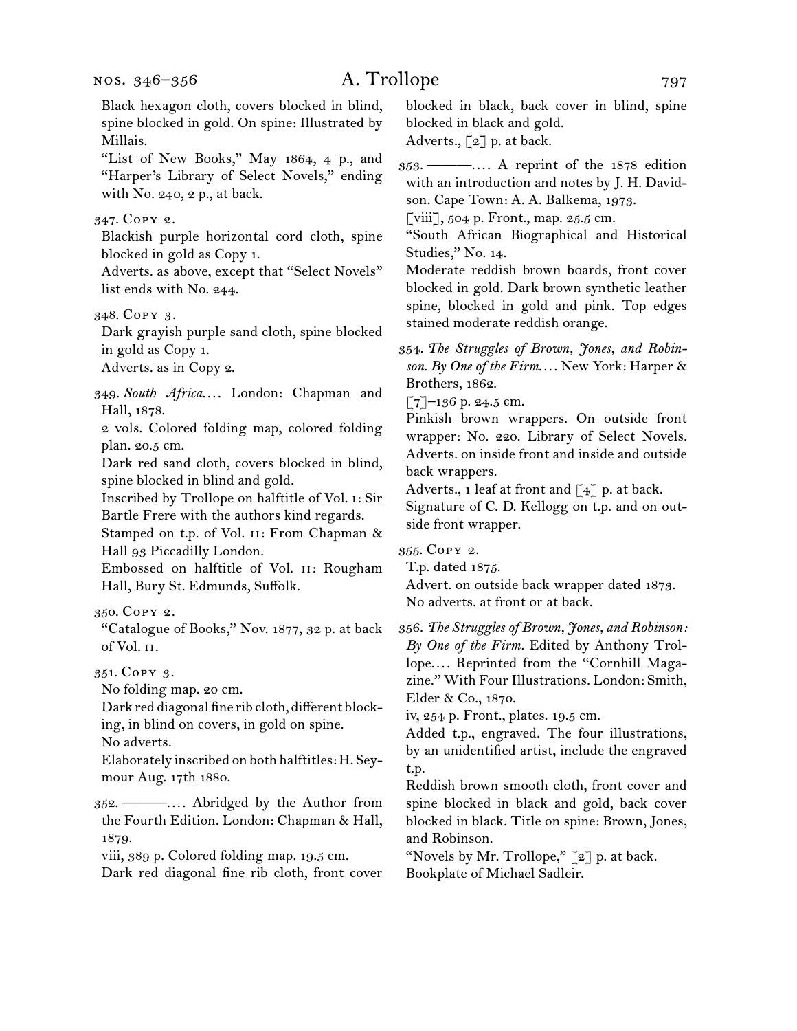Black hexagon cloth, covers blocked in blind, spine blocked in gold. On spine: Illustrated by Millais.

"List of New Books," May 1864, 4 p., and "Harper's Library of Select Novels," ending with No. 240, 2 p., at back.

347. Copy 2.

Blackish purple horizontal cord cloth, spine blocked in gold as Copy 1.

Adverts. as above, except that "Select Novels" list ends with No. 244.

348. Copy 3.

Dark grayish purple sand cloth, spine blocked in gold as Copy 1.

Adverts. as in Copy 2.

349. *South Africa....* London: Chapman and Hall, 1878.

2 vols. Colored folding map, colored folding plan. 20.5 cm.

Dark red sand cloth, covers blocked in blind, spine blocked in blind and gold.

Inscribed by Trollope on halftitle of Vol. I: Sir Bartle Frere with the authors kind regards.

Stamped on t.p. of Vol. II: From Chapman & Hall 93 Piccadilly London.

Embossed on halftitle of Vol. II: Rougham Hall, Bury St. Edmunds, Suffolk.

350. Copy 2.

"Catalogue of Books," Nov. 1877, 32 p. at back of Vol. II.

351. Copy 3.

No folding map. 20 cm.

Dark red diagonal fine rib cloth, different blocking, in blind on covers, in gold on spine.

No adverts.

Elaborately inscribed on both halftitles: H. Seymour Aug. 17th 1880.

352. ———.... Abridged by the Author from the Fourth Edition. London: Chapman & Hall, 1879.

viii, 389 p. Colored folding map. 19.5 cm.

Dark red diagonal fine rib cloth, front cover blocked in black, back cover in blind, spine blocked in black and gold.

Adverts., [2] p. at back.

353. ———.... A reprint of the 1878 edition with an introduction and notes by J. H. Davidson. Cape Town: A. A. Balkema, 1973.

[viii], 504 p. Front., map. 25.5 cm.

"South African Biographical and Historical Studies," No. 14.

Moderate reddish brown boards, front cover blocked in gold. Dark brown synthetic leather spine, blocked in gold and pink. Top edges stained moderate reddish orange.

354. *The Struggles of Brown, Jones, and Robinson. By One of the Firm....* New York: Harper & Brothers, 1862.

[7]–136 p. 24.5 cm.

Pinkish brown wrappers. On outside front wrapper: No. 220. Library of Select Novels. Adverts. on inside front and inside and outside back wrappers.

Adverts., 1 leaf at front and [4] p. at back.

Signature of C. D. Kellogg on t.p. and on outside front wrapper.

355. Copy 2.

T.p. dated 1875.

Advert. on outside back wrapper dated 1873.

No adverts. at front or at back.

356. *The Struggles of Brown, Jones, and Robinson: By One of the Firm.* Edited by Anthony Trollope.... Reprinted from the "Cornhill Magazine." With Four Illustrations. London: Smith, Elder & Co., 1870.

iv, 254 p. Front., plates. 19.5 cm.

Added t.p., engraved. The four illustrations, by an unidentified artist, include the engraved t.p.

Reddish brown smooth cloth, front cover and spine blocked in black and gold, back cover blocked in black. Title on spine: Brown, Jones, and Robinson.

"Novels by Mr. Trollope," [2] p. at back.

Bookplate of Michael Sadleir.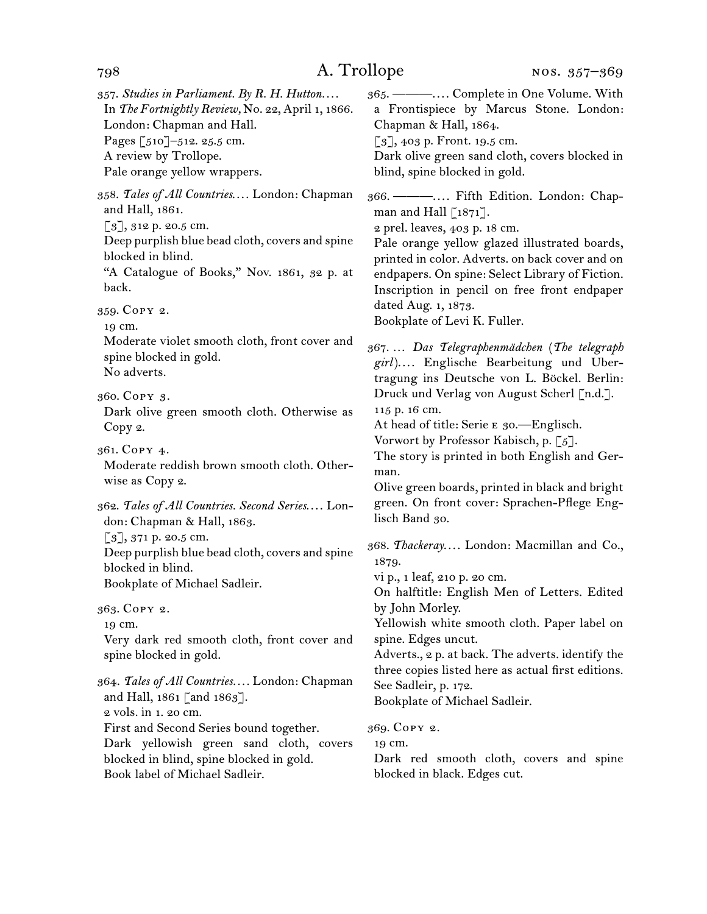357. *Studies in Parliament. By R. H. Hutton*. . . .
In *The Fortnightly Review*, No. 22, April 1, 1866.
London: Chapman and Hall.
Pages [510]–512. 25.5 cm.
A review by Trollope.
Pale orange yellow wrappers.

358. *Tales of All Countries*. . . . London: Chapman and Hall, 1861.
[3], 312 p. 20.5 cm.
Deep purplish blue bead cloth, covers and spine blocked in blind.
"A Catalogue of Books," Nov. 1861, 32 p. at back.

359. Copy 2.
19 cm.
Moderate violet smooth cloth, front cover and spine blocked in gold.
No adverts.

360. Copy 3.
Dark olive green smooth cloth. Otherwise as Copy 2.

361. Copy 4.
Moderate reddish brown smooth cloth. Otherwise as Copy 2.

362. *Tales of All Countries. Second Series*. . . . London: Chapman & Hall, 1863.
[3], 371 p. 20.5 cm.
Deep purplish blue bead cloth, covers and spine blocked in blind.
Bookplate of Michael Sadleir.

363. Copy 2.
19 cm.
Very dark red smooth cloth, front cover and spine blocked in gold.

364. *Tales of All Countries*. . . . London: Chapman and Hall, 1861 [and 1863].
2 vols. in 1. 20 cm.
First and Second Series bound together.
Dark yellowish green sand cloth, covers blocked in blind, spine blocked in gold.
Book label of Michael Sadleir.

365. ———. . . . Complete in One Volume. With a Frontispiece by Marcus Stone. London: Chapman & Hall, 1864.
[3], 403 p. Front. 19.5 cm.
Dark olive green sand cloth, covers blocked in blind, spine blocked in gold.

366. ———. . . . Fifth Edition. London: Chapman and Hall [1871].
2 prel. leaves, 403 p. 18 cm.
Pale orange yellow glazed illustrated boards, printed in color. Adverts. on back cover and on endpapers. On spine: Select Library of Fiction. Inscription in pencil on free front endpaper dated Aug. 1, 1873.
Bookplate of Levi K. Fuller.

367. . . . *Das Telegraphenmädchen* (*The telegraph girl*). . . . Englische Bearbeitung und Ubertragung ins Deutsche von L. Böckel. Berlin: Druck und Verlag von August Scherl [n.d.].
115 p. 16 cm.
At head of title: Serie e 30.—Englisch.
Vorwort by Professor Kabisch, p. [5].
The story is printed in both English and German.
Olive green boards, printed in black and bright green. On front cover: Sprachen-Pflege Englisch Band 30.

368. *Thackeray*. . . . London: Macmillan and Co., 1879.
vi p., 1 leaf, 210 p. 20 cm.
On halftitle: English Men of Letters. Edited by John Morley.
Yellowish white smooth cloth. Paper label on spine. Edges uncut.
Adverts., 2 p. at back. The adverts. identify the three copies listed here as actual first editions. See Sadleir, p. 172.
Bookplate of Michael Sadleir.

369. Copy 2.
19 cm.
Dark red smooth cloth, covers and spine blocked in black. Edges cut.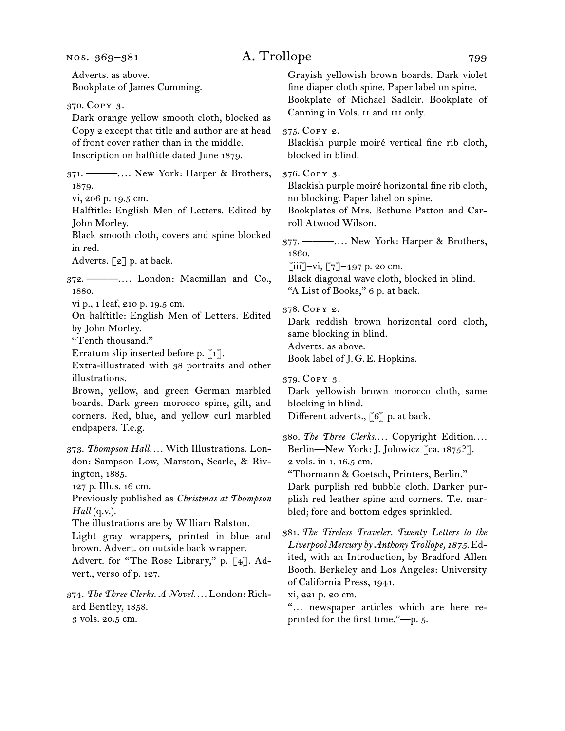Adverts. as above.
Bookplate of James Cumming.

370. Copy 3.
Dark orange yellow smooth cloth, blocked as Copy 2 except that title and author are at head of front cover rather than in the middle.
Inscription on halftitle dated June 1879.

371. ———.... New York: Harper & Brothers, 1879.
vi, 206 p. 19.5 cm.
Halftitle: English Men of Letters. Edited by John Morley.
Black smooth cloth, covers and spine blocked in red.
Adverts. [2] p. at back.

372. ———.... London: Macmillan and Co., 1880.
vi p., 1 leaf, 210 p. 19.5 cm.
On halftitle: English Men of Letters. Edited by John Morley.
"Tenth thousand."
Erratum slip inserted before p. [1].
Extra-illustrated with 38 portraits and other illustrations.
Brown, yellow, and green German marbled boards. Dark green morocco spine, gilt, and corners. Red, blue, and yellow curl marbled endpapers. T.e.g.

373. *Thompson Hall*.... With Illustrations. London: Sampson Low, Marston, Searle, & Rivington, 1885.
127 p. Illus. 16 cm.
Previously published as *Christmas at Thompson Hall* (q.v.).
The illustrations are by William Ralston.
Light gray wrappers, printed in blue and brown. Advert. on outside back wrapper.
Advert. for "The Rose Library," p. [4]. Advert., verso of p. 127.

374. *The Three Clerks. A Novel*.... London: Richard Bentley, 1858.
3 vols. 20.5 cm.
Grayish yellowish brown boards. Dark violet fine diaper cloth spine. Paper label on spine.
Bookplate of Michael Sadleir. Bookplate of Canning in Vols. II and III only.

375. Copy 2.
Blackish purple moiré vertical fine rib cloth, blocked in blind.

376. Copy 3.
Blackish purple moiré horizontal fine rib cloth, no blocking. Paper label on spine.
Bookplates of Mrs. Bethune Patton and Carroll Atwood Wilson.

377. ———.... New York: Harper & Brothers, 1860.
[iii]–vi, [7]–497 p. 20 cm.
Black diagonal wave cloth, blocked in blind.
"A List of Books," 6 p. at back.

378. Copy 2.
Dark reddish brown horizontal cord cloth, same blocking in blind.
Adverts. as above.
Book label of J. G. E. Hopkins.

379. Copy 3.
Dark yellowish brown morocco cloth, same blocking in blind.
Different adverts., [6] p. at back.

380. *The Three Clerks*.... Copyright Edition.... Berlin—New York: J. Jolowicz [ca. 1875?].
2 vols. in 1. 16.5 cm.
"Thormann & Goetsch, Printers, Berlin."
Dark purplish red bubble cloth. Darker purplish red leather spine and corners. T.e. marbled; fore and bottom edges sprinkled.

381. *The Tireless Traveler. Twenty Letters to the Liverpool Mercury by Anthony Trollope, 1875*. Edited, with an Introduction, by Bradford Allen Booth. Berkeley and Los Angeles: University of California Press, 1941.
xi, 221 p. 20 cm.
"... newspaper articles which are here reprinted for the first time."—p. 5.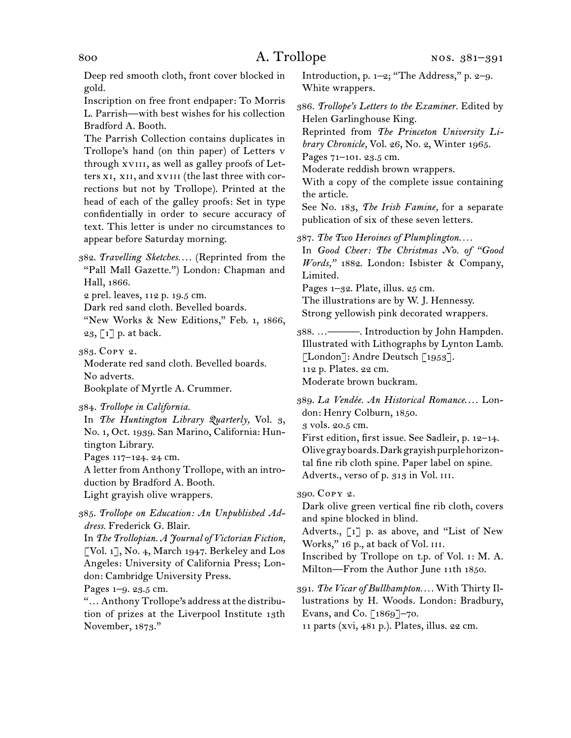Deep red smooth cloth, front cover blocked in gold.

Inscription on free front endpaper: To Morris L. Parrish—with best wishes for his collection Bradford A. Booth.

The Parrish Collection contains duplicates in Trollope's hand (on thin paper) of Letters v through xviii, as well as galley proofs of Letters xi, xii, and xviii (the last three with corrections but not by Trollope). Printed at the head of each of the galley proofs: Set in type confidentially in order to secure accuracy of text. This letter is under no circumstances to appear before Saturday morning.

382. *Travelling Sketches.*... (Reprinted from the "Pall Mall Gazette.") London: Chapman and Hall, 1866.
2 prel. leaves, 112 p. 19.5 cm.
Dark red sand cloth. Bevelled boards.
"New Works & New Editions," Feb. 1, 1866, 23, [1] p. at back.

383. Copy 2.
Moderate red sand cloth. Bevelled boards.
No adverts.
Bookplate of Myrtle A. Crummer.

384. *Trollope in California.*
In *The Huntington Library Quarterly,* Vol. 3, No. 1, Oct. 1939. San Marino, California: Huntington Library.
Pages 117–124. 24 cm.
A letter from Anthony Trollope, with an introduction by Bradford A. Booth.
Light grayish olive wrappers.

385. *Trollope on Education: An Unpublished Address.* Frederick G. Blair.
In *The Trollopian. A Journal of Victorian Fiction,* [Vol. 1], No. 4, March 1947. Berkeley and Los Angeles: University of California Press; London: Cambridge University Press.
Pages 1–9. 23.5 cm.
"... Anthony Trollope's address at the distribution of prizes at the Liverpool Institute 13th November, 1873."
Introduction, p. 1–2; "The Address," p. 2–9.
White wrappers.

386. *Trollope's Letters to the Examiner.* Edited by Helen Garlinghouse King.
Reprinted from *The Princeton University Library Chronicle,* Vol. 26, No. 2, Winter 1965.
Pages 71–101. 23.5 cm.
Moderate reddish brown wrappers.
With a copy of the complete issue containing the article.
See No. 183, *The Irish Famine,* for a separate publication of six of these seven letters.

387. *The Two Heroines of Plumplington.*...
In *Good Cheer: The Christmas No. of "Good Words,"* 1882. London: Isbister & Company, Limited.
Pages 1–32. Plate, illus. 25 cm.
The illustrations are by W. J. Hennessy.
Strong yellowish pink decorated wrappers.

388. ...———. Introduction by John Hampden. Illustrated with Lithographs by Lynton Lamb. [London]: Andre Deutsch [1953].
112 p. Plates. 22 cm.
Moderate brown buckram.

389. *La Vendée. An Historical Romance.*... London: Henry Colburn, 1850.
3 vols. 20.5 cm.
First edition, first issue. See Sadleir, p. 12–14.
Olive gray boards. Dark grayish purple horizontal fine rib cloth spine. Paper label on spine.
Adverts., verso of p. 313 in Vol. iii.

390. Copy 2.
Dark olive green vertical fine rib cloth, covers and spine blocked in blind.
Adverts., [1] p. as above, and "List of New Works," 16 p., at back of Vol. iii.
Inscribed by Trollope on t.p. of Vol. 1: M. A. Milton—From the Author June 11th 1850.

391. *The Vicar of Bullhampton.*... With Thirty Illustrations by H. Woods. London: Bradbury, Evans, and Co. [1869]–70.
11 parts (xvi, 481 p.). Plates, illus. 22 cm.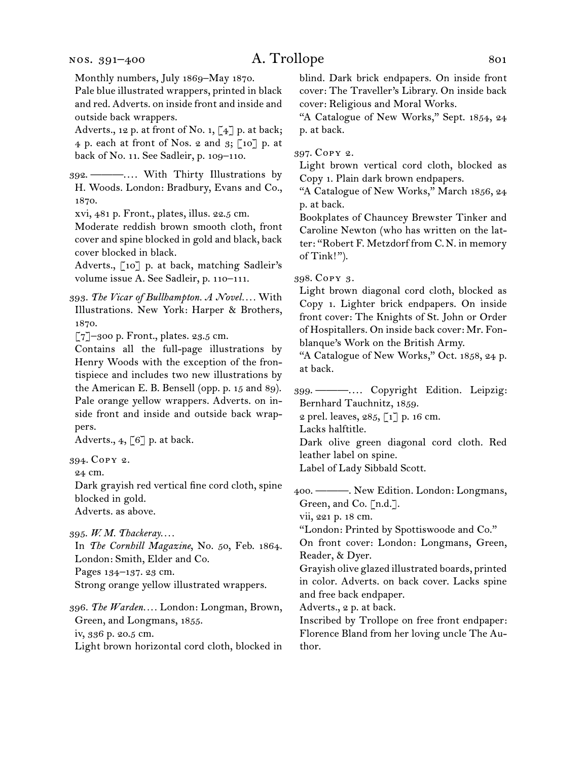Monthly numbers, July 1869–May 1870.
Pale blue illustrated wrappers, printed in black and red. Adverts. on inside front and inside and outside back wrappers.
Adverts., 12 p. at front of No. 1, [4] p. at back; 4 p. each at front of Nos. 2 and 3; [10] p. at back of No. 11. See Sadleir, p. 109–110.

392. ———. . . . With Thirty Illustrations by H. Woods. London: Bradbury, Evans and Co., 1870.
xvi, 481 p. Front., plates, illus. 22.5 cm.
Moderate reddish brown smooth cloth, front cover and spine blocked in gold and black, back cover blocked in black.
Adverts., [10] p. at back, matching Sadleir's volume issue A. See Sadleir, p. 110–111.

393. *The Vicar of Bullhampton. A Novel. . . .* With Illustrations. New York: Harper & Brothers, 1870.
[7]–300 p. Front., plates. 23.5 cm.
Contains all the full-page illustrations by Henry Woods with the exception of the frontispiece and includes two new illustrations by the American E. B. Bensell (opp. p. 15 and 89).
Pale orange yellow wrappers. Adverts. on inside front and inside and outside back wrappers.
Adverts., 4, [6] p. at back.

394. Copy 2.
24 cm.
Dark grayish red vertical fine cord cloth, spine blocked in gold.
Adverts. as above.

395. *W. M. Thackeray. . . .*
In *The Cornhill Magazine*, No. 50, Feb. 1864. London: Smith, Elder and Co.
Pages 134–137. 23 cm.
Strong orange yellow illustrated wrappers.

396. *The Warden. . . .* London: Longman, Brown, Green, and Longmans, 1855.
iv, 336 p. 20.5 cm.
Light brown horizontal cord cloth, blocked in blind. Dark brick endpapers. On inside front cover: The Traveller's Library. On inside back cover: Religious and Moral Works.
"A Catalogue of New Works," Sept. 1854, 24 p. at back.

397. Copy 2.
Light brown vertical cord cloth, blocked as Copy 1. Plain dark brown endpapers.
"A Catalogue of New Works," March 1856, 24 p. at back.
Bookplates of Chauncey Brewster Tinker and Caroline Newton (who has written on the latter: "Robert F. Metzdorf from C. N. in memory of Tink!").

398. Copy 3.
Light brown diagonal cord cloth, blocked as Copy 1. Lighter brick endpapers. On inside front cover: The Knights of St. John or Order of Hospitallers. On inside back cover: Mr. Fonblanque's Work on the British Army.
"A Catalogue of New Works," Oct. 1858, 24 p. at back.

399. ———. . . . Copyright Edition. Leipzig: Bernhard Tauchnitz, 1859.
2 prel. leaves, 285, [1] p. 16 cm.
Lacks halftitle.
Dark olive green diagonal cord cloth. Red leather label on spine.
Label of Lady Sibbald Scott.

400. ———. New Edition. London: Longmans, Green, and Co. [n.d.].
vii, 221 p. 18 cm.
"London: Printed by Spottiswoode and Co."
On front cover: London: Longmans, Green, Reader, & Dyer.
Grayish olive glazed illustrated boards, printed in color. Adverts. on back cover. Lacks spine and free back endpaper.
Adverts., 2 p. at back.
Inscribed by Trollope on free front endpaper: Florence Bland from her loving uncle The Author.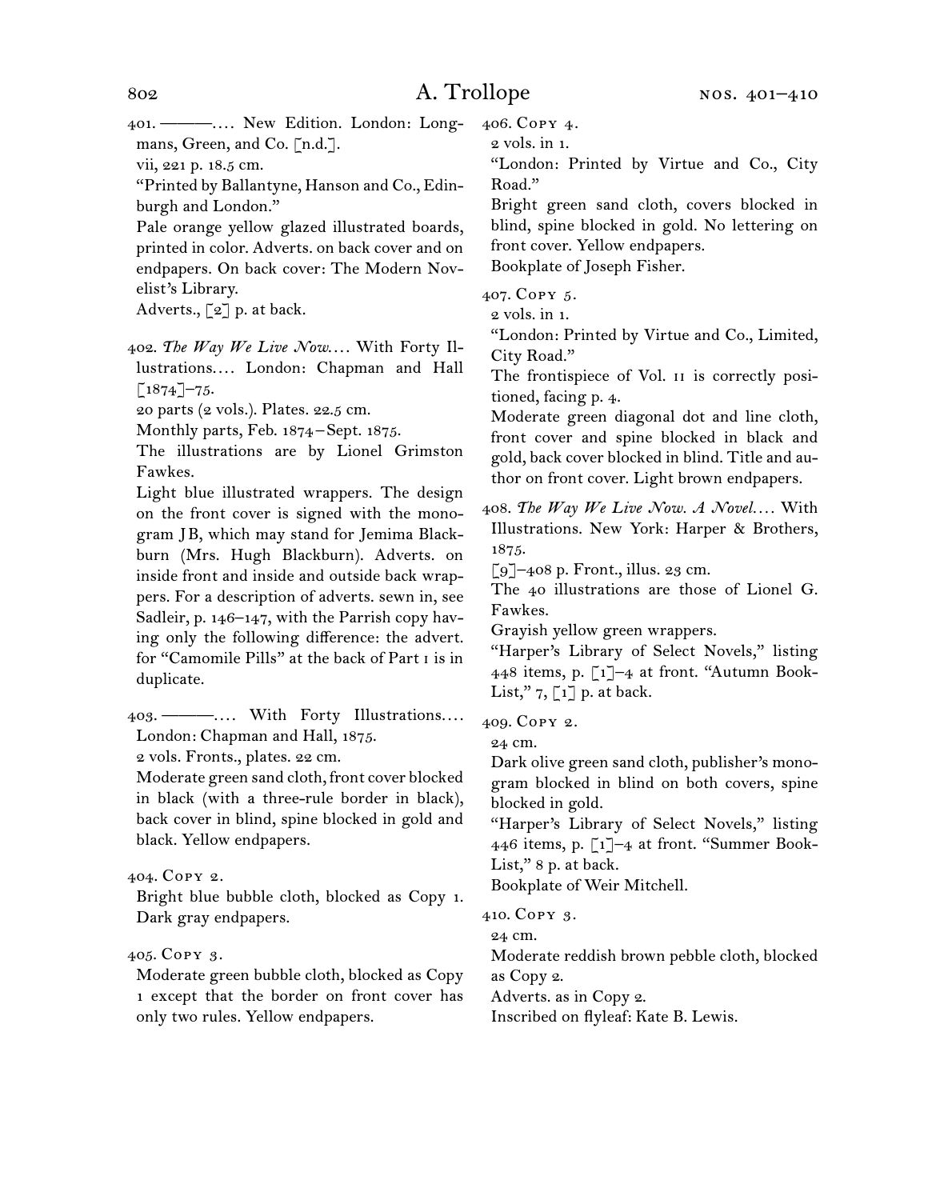401. ———. . . . New Edition. London: Longmans, Green, and Co. [n.d.].
vii, 221 p. 18.5 cm.
"Printed by Ballantyne, Hanson and Co., Edinburgh and London."
Pale orange yellow glazed illustrated boards, printed in color. Adverts. on back cover and on endpapers. On back cover: The Modern Novelist's Library.
Adverts., [2] p. at back.

402. *The Way We Live Now*. . . . With Forty Illustrations. . . . London: Chapman and Hall [1874]–75.
20 parts (2 vols.). Plates. 22.5 cm.
Monthly parts, Feb. 1874 – Sept. 1875.
The illustrations are by Lionel Grimston Fawkes.
Light blue illustrated wrappers. The design on the front cover is signed with the monogram JB, which may stand for Jemima Blackburn (Mrs. Hugh Blackburn). Adverts. on inside front and inside and outside back wrappers. For a description of adverts. sewn in, see Sadleir, p. 146–147, with the Parrish copy having only the following difference: the advert. for "Camomile Pills" at the back of Part I is in duplicate.

403. ———. . . . With Forty Illustrations. . . . London: Chapman and Hall, 1875.
2 vols. Fronts., plates. 22 cm.
Moderate green sand cloth, front cover blocked in black (with a three-rule border in black), back cover in blind, spine blocked in gold and black. Yellow endpapers.

404. Copy 2.
Bright blue bubble cloth, blocked as Copy 1. Dark gray endpapers.

405. Copy 3.
Moderate green bubble cloth, blocked as Copy 1 except that the border on front cover has only two rules. Yellow endpapers.

406. Copy 4.
2 vols. in 1.
"London: Printed by Virtue and Co., City Road."
Bright green sand cloth, covers blocked in blind, spine blocked in gold. No lettering on front cover. Yellow endpapers.
Bookplate of Joseph Fisher.

407. Copy 5.
2 vols. in 1.
"London: Printed by Virtue and Co., Limited, City Road."
The frontispiece of Vol. II is correctly positioned, facing p. 4.
Moderate green diagonal dot and line cloth, front cover and spine blocked in black and gold, back cover blocked in blind. Title and author on front cover. Light brown endpapers.

408. *The Way We Live Now. A Novel*. . . . With Illustrations. New York: Harper & Brothers, 1875.
[9]–408 p. Front., illus. 23 cm.
The 40 illustrations are those of Lionel G. Fawkes.
Grayish yellow green wrappers.
"Harper's Library of Select Novels," listing 448 items, p. [1]–4 at front. "Autumn Book-List," 7, [1] p. at back.

409. Copy 2.
24 cm.
Dark olive green sand cloth, publisher's monogram blocked in blind on both covers, spine blocked in gold.
"Harper's Library of Select Novels," listing 446 items, p. [1]–4 at front. "Summer Book-List," 8 p. at back.
Bookplate of Weir Mitchell.

410. Copy 3.
24 cm.
Moderate reddish brown pebble cloth, blocked as Copy 2.
Adverts. as in Copy 2.
Inscribed on flyleaf: Kate B. Lewis.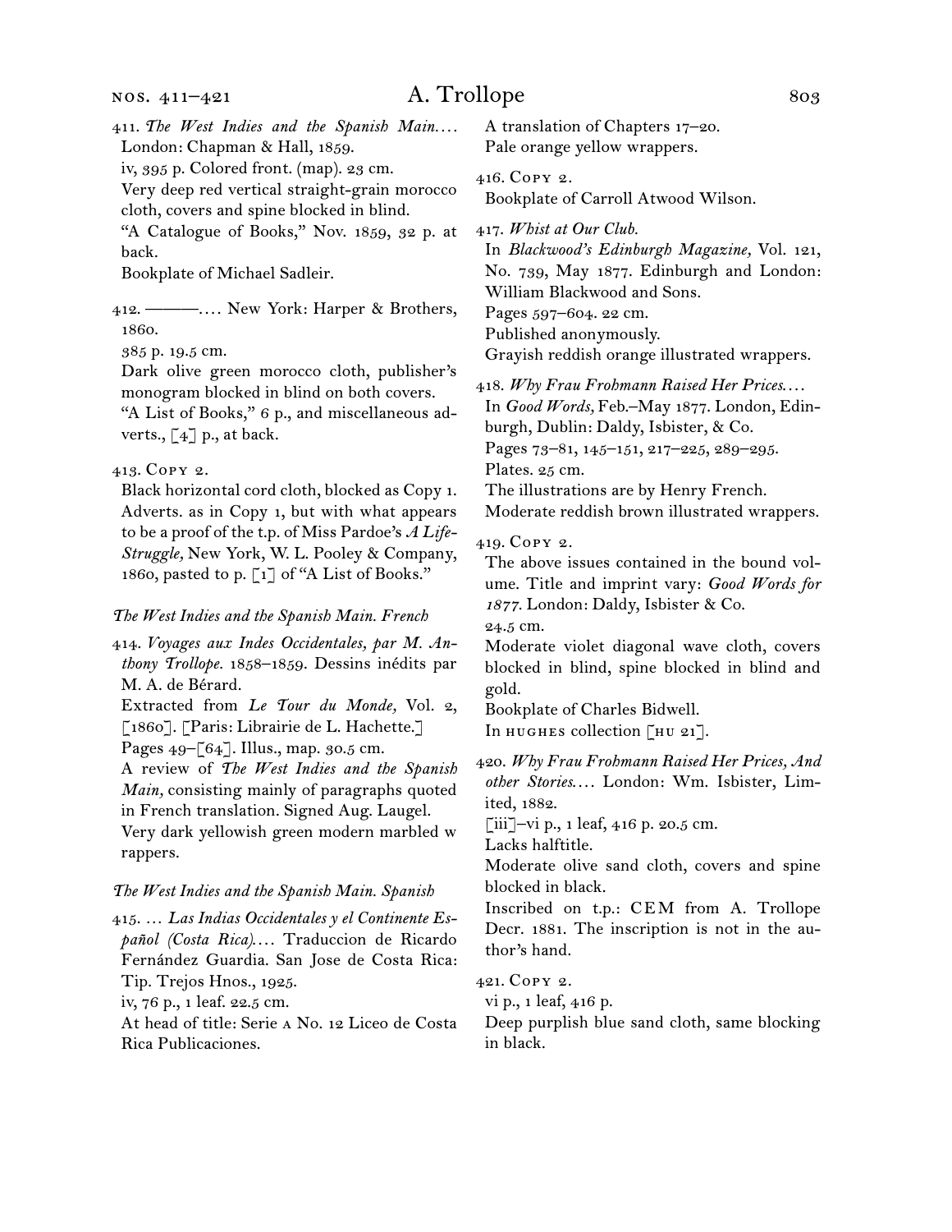411. *The West Indies and the Spanish Main.*… London: Chapman & Hall, 1859.
iv, 395 p. Colored front. (map). 23 cm.
Very deep red vertical straight-grain morocco cloth, covers and spine blocked in blind.
"A Catalogue of Books," Nov. 1859, 32 p. at back.
Bookplate of Michael Sadleir.

412. ———.… New York: Harper & Brothers, 1860.
385 p. 19.5 cm.
Dark olive green morocco cloth, publisher's monogram blocked in blind on both covers.
"A List of Books," 6 p., and miscellaneous adverts., [4] p., at back.

413. Copy 2.
Black horizontal cord cloth, blocked as Copy 1.
Adverts. as in Copy 1, but with what appears to be a proof of the t.p. of Miss Pardoe's *A Life-Struggle,* New York, W. L. Pooley & Company, 1860, pasted to p. [1] of "A List of Books."

*The West Indies and the Spanish Main. French*

414. *Voyages aux Indes Occidentales, par M. Anthony Trollope.* 1858–1859. Dessins inédits par M. A. de Bérard.
Extracted from *Le Tour du Monde,* Vol. 2, [1860]. [Paris: Librairie de L. Hachette.]
Pages 49–[64]. Illus., map. 30.5 cm.
A review of *The West Indies and the Spanish Main,* consisting mainly of paragraphs quoted in French translation. Signed Aug. Laugel.
Very dark yellowish green modern marbled wrappers.

*The West Indies and the Spanish Main. Spanish*

415. … *Las Indias Occidentales y el Continente Español (Costa Rica).*… Traduccion de Ricardo Fernández Guardia. San Jose de Costa Rica: Tip. Trejos Hnos., 1925.
iv, 76 p., 1 leaf. 22.5 cm.
At head of title: Serie A No. 12 Liceo de Costa Rica Publicaciones.
A translation of Chapters 17–20.
Pale orange yellow wrappers.

416. Copy 2.
Bookplate of Carroll Atwood Wilson.

417. *Whist at Our Club.*
In *Blackwood's Edinburgh Magazine,* Vol. 121, No. 739, May 1877. Edinburgh and London: William Blackwood and Sons.
Pages 597–604. 22 cm.
Published anonymously.
Grayish reddish orange illustrated wrappers.

418. *Why Frau Frohmann Raised Her Prices.*… In *Good Words,* Feb.–May 1877. London, Edinburgh, Dublin: Daldy, Isbister, & Co.
Pages 73–81, 145–151, 217–225, 289–295. Plates. 25 cm.
The illustrations are by Henry French.
Moderate reddish brown illustrated wrappers.

419. Copy 2.
The above issues contained in the bound volume. Title and imprint vary: *Good Words for 1877.* London: Daldy, Isbister & Co.
24.5 cm.
Moderate violet diagonal wave cloth, covers blocked in blind, spine blocked in blind and gold.
Bookplate of Charles Bidwell.
In HUGHES collection [HU 21].

420. *Why Frau Frohmann Raised Her Prices, And other Stories.*… London: Wm. Isbister, Limited, 1882.
[iii]–vi p., 1 leaf, 416 p. 20.5 cm.
Lacks halftitle.
Moderate olive sand cloth, covers and spine blocked in black.
Inscribed on t.p.: CEM from A. Trollope Decr. 1881. The inscription is not in the author's hand.

421. Copy 2.
vi p., 1 leaf, 416 p.
Deep purplish blue sand cloth, same blocking in black.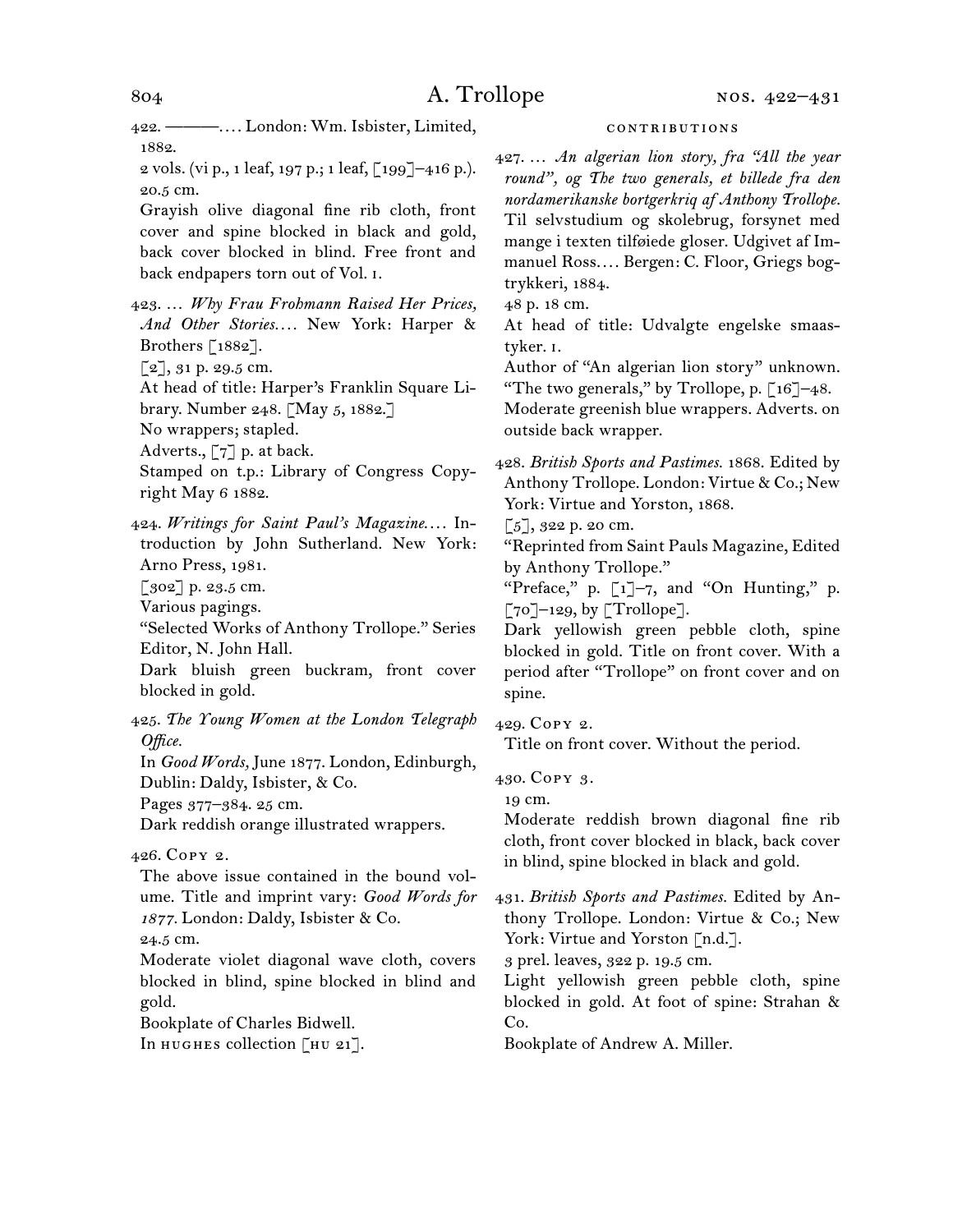422. ———. . . . London: Wm. Isbister, Limited, 1882.

2 vols. (vi p., 1 leaf, 197 p.; 1 leaf, [199]–416 p.). 20.5 cm.

Grayish olive diagonal fine rib cloth, front cover and spine blocked in black and gold, back cover blocked in blind. Free front and back endpapers torn out of Vol. 1.

423. . . . *Why Frau Frohmann Raised Her Prices, And Other Stories. . . .* New York: Harper & Brothers [1882].

[2], 31 p. 29.5 cm.

At head of title: Harper's Franklin Square Library. Number 248. [May 5, 1882.]

No wrappers; stapled.

Adverts., [7] p. at back.

Stamped on t.p.: Library of Congress Copyright May 6 1882.

424. *Writings for Saint Paul's Magazine. . . .* Introduction by John Sutherland. New York: Arno Press, 1981.

[302] p. 23.5 cm.

Various pagings.

"Selected Works of Anthony Trollope." Series Editor, N. John Hall.

Dark bluish green buckram, front cover blocked in gold.

425. *The Young Women at the London Telegraph Office.*

In *Good Words,* June 1877. London, Edinburgh, Dublin: Daldy, Isbister, & Co.

Pages 377–384. 25 cm.

Dark reddish orange illustrated wrappers.

426. Copy 2.

The above issue contained in the bound volume. Title and imprint vary: *Good Words for 1877.* London: Daldy, Isbister & Co.

24.5 cm.

Moderate violet diagonal wave cloth, covers blocked in blind, spine blocked in blind and gold.

Bookplate of Charles Bidwell.

In hughes collection [hu 21].

## contributions

427. . . . *An algerian lion story, fra "All the year round", og The two generals, et billede fra den nordamerikanske bortgerkriq af Anthony Trollope.* Til selvstudium og skolebrug, forsynet med mange i texten tilføiede gloser. Udgivet af Immanuel Ross. . . . Bergen: C. Floor, Griegs bogtrykkeri, 1884.

48 p. 18 cm.

At head of title: Udvalgte engelske smaastyker. 1.

Author of "An algerian lion story" unknown. "The two generals," by Trollope, p. [16]–48.

Moderate greenish blue wrappers. Adverts. on outside back wrapper.

428. *British Sports and Pastimes.* 1868. Edited by Anthony Trollope. London: Virtue & Co.; New York: Virtue and Yorston, 1868.

[5], 322 p. 20 cm.

"Reprinted from Saint Pauls Magazine, Edited by Anthony Trollope."

"Preface," p. [1]–7, and "On Hunting," p. [70]–129, by [Trollope].

Dark yellowish green pebble cloth, spine blocked in gold. Title on front cover. With a period after "Trollope" on front cover and on spine.

429. Copy 2.

Title on front cover. Without the period.

430. Copy 3.

19 cm.

Moderate reddish brown diagonal fine rib cloth, front cover blocked in black, back cover in blind, spine blocked in black and gold.

431. *British Sports and Pastimes.* Edited by Anthony Trollope. London: Virtue & Co.; New York: Virtue and Yorston [n.d.].

3 prel. leaves, 322 p. 19.5 cm.

Light yellowish green pebble cloth, spine blocked in gold. At foot of spine: Strahan & Co.

Bookplate of Andrew A. Miller.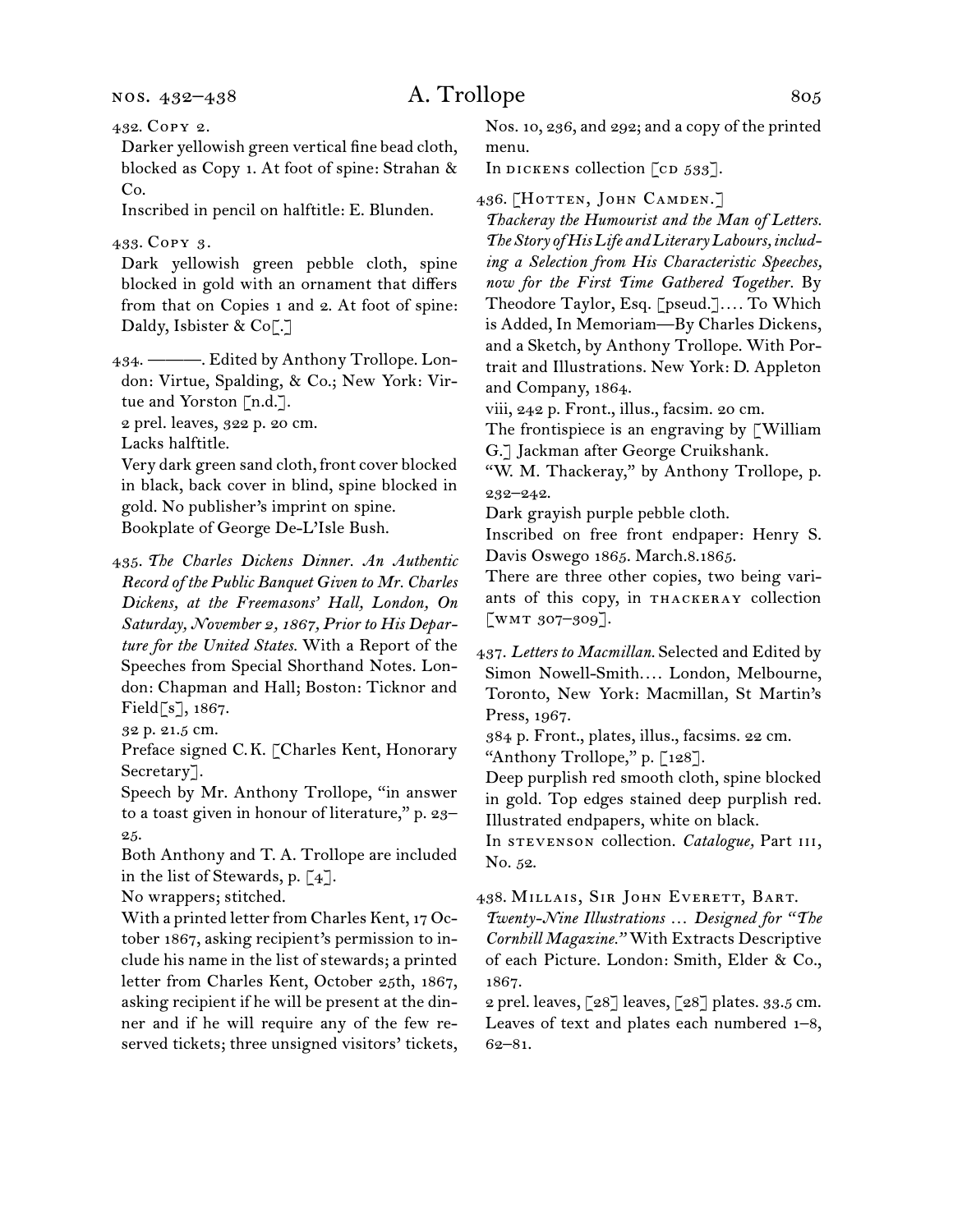432. Copy 2.

Darker yellowish green vertical fine bead cloth, blocked as Copy 1. At foot of spine: Strahan & Co.

Inscribed in pencil on halftitle: E. Blunden.

433. Copy 3.

Dark yellowish green pebble cloth, spine blocked in gold with an ornament that differs from that on Copies 1 and 2. At foot of spine: Daldy, Isbister & Co[.]

434. ———. Edited by Anthony Trollope. London: Virtue, Spalding, & Co.; New York: Virtue and Yorston [n.d.].

2 prel. leaves, 322 p. 20 cm.

Lacks halftitle.

Very dark green sand cloth, front cover blocked in black, back cover in blind, spine blocked in gold. No publisher's imprint on spine.

Bookplate of George De-L'Isle Bush.

435. *The Charles Dickens Dinner. An Authentic Record of the Public Banquet Given to Mr. Charles Dickens, at the Freemasons' Hall, London, On Saturday, November 2, 1867, Prior to His Departure for the United States.* With a Report of the Speeches from Special Shorthand Notes. London: Chapman and Hall; Boston: Ticknor and Field[s], 1867.

32 p. 21.5 cm.

Preface signed C.K. [Charles Kent, Honorary Secretary].

Speech by Mr. Anthony Trollope, "in answer to a toast given in honour of literature," p. 23–25.

Both Anthony and T. A. Trollope are included in the list of Stewards, p. [4].

No wrappers; stitched.

With a printed letter from Charles Kent, 17 October 1867, asking recipient's permission to include his name in the list of stewards; a printed letter from Charles Kent, October 25th, 1867, asking recipient if he will be present at the dinner and if he will require any of the few reserved tickets; three unsigned visitors' tickets, Nos. 10, 236, and 292; and a copy of the printed menu.

In dickens collection [cd 533].

436. [Hotten, John Camden.]

*Thackeray the Humourist and the Man of Letters. The Story of His Life and Literary Labours, including a Selection from His Characteristic Speeches, now for the First Time Gathered Together.* By Theodore Taylor, Esq. [pseud.].... To Which is Added, In Memoriam—By Charles Dickens, and a Sketch, by Anthony Trollope. With Portrait and Illustrations. New York: D. Appleton and Company, 1864.

viii, 242 p. Front., illus., facsim. 20 cm.

The frontispiece is an engraving by [William G.] Jackman after George Cruikshank.

"W. M. Thackeray," by Anthony Trollope, p. 232–242.

Dark grayish purple pebble cloth.

Inscribed on free front endpaper: Henry S. Davis Oswego 1865. March.8.1865.

There are three other copies, two being variants of this copy, in thackeray collection [wmt 307–309].

437. *Letters to Macmillan.* Selected and Edited by Simon Nowell-Smith.... London, Melbourne, Toronto, New York: Macmillan, St Martin's Press, 1967.

384 p. Front., plates, illus., facsims. 22 cm.

"Anthony Trollope," p. [128].

Deep purplish red smooth cloth, spine blocked in gold. Top edges stained deep purplish red. Illustrated endpapers, white on black.

In stevenson collection. *Catalogue,* Part iii, No. 52.

438. Millais, Sir John Everett, Bart.

*Twenty-Nine Illustrations ... Designed for "The Cornhill Magazine."* With Extracts Descriptive of each Picture. London: Smith, Elder & Co., 1867.

2 prel. leaves, [28] leaves, [28] plates. 33.5 cm.

Leaves of text and plates each numbered 1–8, 62–81.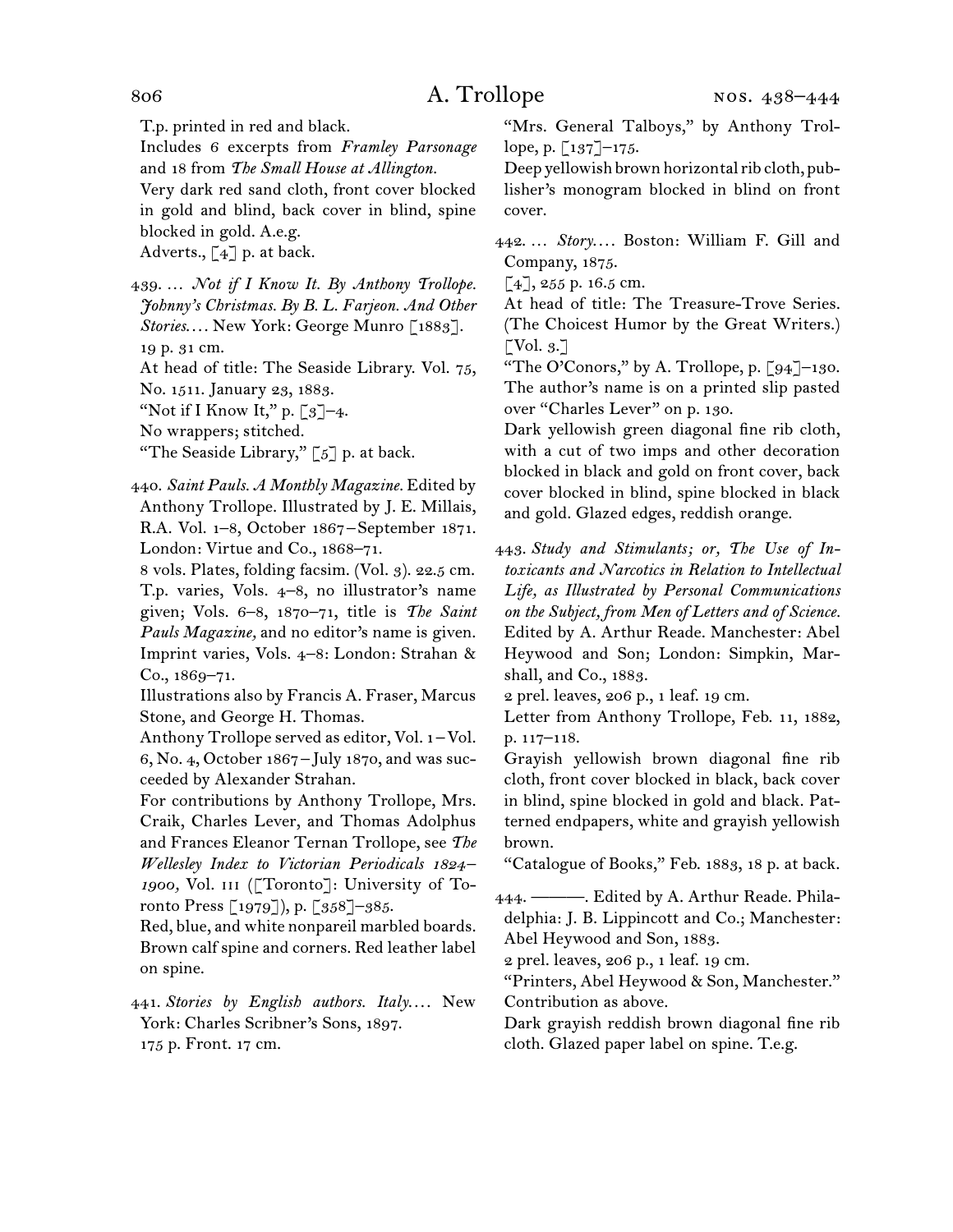T.p. printed in red and black.
Includes 6 excerpts from *Framley Parsonage* and 18 from *The Small House at Allington.*
Very dark red sand cloth, front cover blocked in gold and blind, back cover in blind, spine blocked in gold. A.e.g.
Adverts., [4] p. at back.

439. … *Not if I Know It. By Anthony Trollope. Johnny's Christmas. By B. L. Farjeon. And Other Stories.…* New York: George Munro [1883].
19 p. 31 cm.
At head of title: The Seaside Library. Vol. 75, No. 1511. January 23, 1883.
"Not if I Know It," p. [3]–4.
No wrappers; stitched.
"The Seaside Library," [5] p. at back.

440. *Saint Pauls. A Monthly Magazine.* Edited by Anthony Trollope. Illustrated by J. E. Millais, R.A. Vol. 1–8, October 1867 – September 1871. London: Virtue and Co., 1868–71.
8 vols. Plates, folding facsim. (Vol. 3). 22.5 cm.
T.p. varies, Vols. 4–8, no illustrator's name given; Vols. 6–8, 1870–71, title is *The Saint Pauls Magazine,* and no editor's name is given.
Imprint varies, Vols. 4–8: London: Strahan & Co., 1869–71.
Illustrations also by Francis A. Fraser, Marcus Stone, and George H. Thomas.
Anthony Trollope served as editor, Vol. 1 – Vol. 6, No. 4, October 1867 – July 1870, and was succeeded by Alexander Strahan.
For contributions by Anthony Trollope, Mrs. Craik, Charles Lever, and Thomas Adolphus and Frances Eleanor Ternan Trollope, see *The Wellesley Index to Victorian Periodicals 1824–1900,* Vol. III ([Toronto]: University of Toronto Press [1979]), p. [358]–385.
Red, blue, and white nonpareil marbled boards. Brown calf spine and corners. Red leather label on spine.

441. *Stories by English authors. Italy.…* New York: Charles Scribner's Sons, 1897.
175 p. Front. 17 cm.
"Mrs. General Talboys," by Anthony Trollope, p. [137]–175.
Deep yellowish brown horizontal rib cloth, publisher's monogram blocked in blind on front cover.

442. … *Story.…* Boston: William F. Gill and Company, 1875.
[4], 255 p. 16.5 cm.
At head of title: The Treasure-Trove Series. (The Choicest Humor by the Great Writers.) [Vol. 3.]
"The O'Conors," by A. Trollope, p. [94]–130.
The author's name is on a printed slip pasted over "Charles Lever" on p. 130.
Dark yellowish green diagonal fine rib cloth, with a cut of two imps and other decoration blocked in black and gold on front cover, back cover blocked in blind, spine blocked in black and gold. Glazed edges, reddish orange.

443. *Study and Stimulants; or, The Use of Intoxicants and Narcotics in Relation to Intellectual Life, as Illustrated by Personal Communications on the Subject, from Men of Letters and of Science.* Edited by A. Arthur Reade. Manchester: Abel Heywood and Son; London: Simpkin, Marshall, and Co., 1883.
2 prel. leaves, 206 p., 1 leaf. 19 cm.
Letter from Anthony Trollope, Feb. 11, 1882, p. 117–118.
Grayish yellowish brown diagonal fine rib cloth, front cover blocked in black, back cover in blind, spine blocked in gold and black. Patterned endpapers, white and grayish yellowish brown.
"Catalogue of Books," Feb. 1883, 18 p. at back.

444. ———. Edited by A. Arthur Reade. Philadelphia: J. B. Lippincott and Co.; Manchester: Abel Heywood and Son, 1883.
2 prel. leaves, 206 p., 1 leaf. 19 cm.
"Printers, Abel Heywood & Son, Manchester."
Contribution as above.
Dark grayish reddish brown diagonal fine rib cloth. Glazed paper label on spine. T.e.g.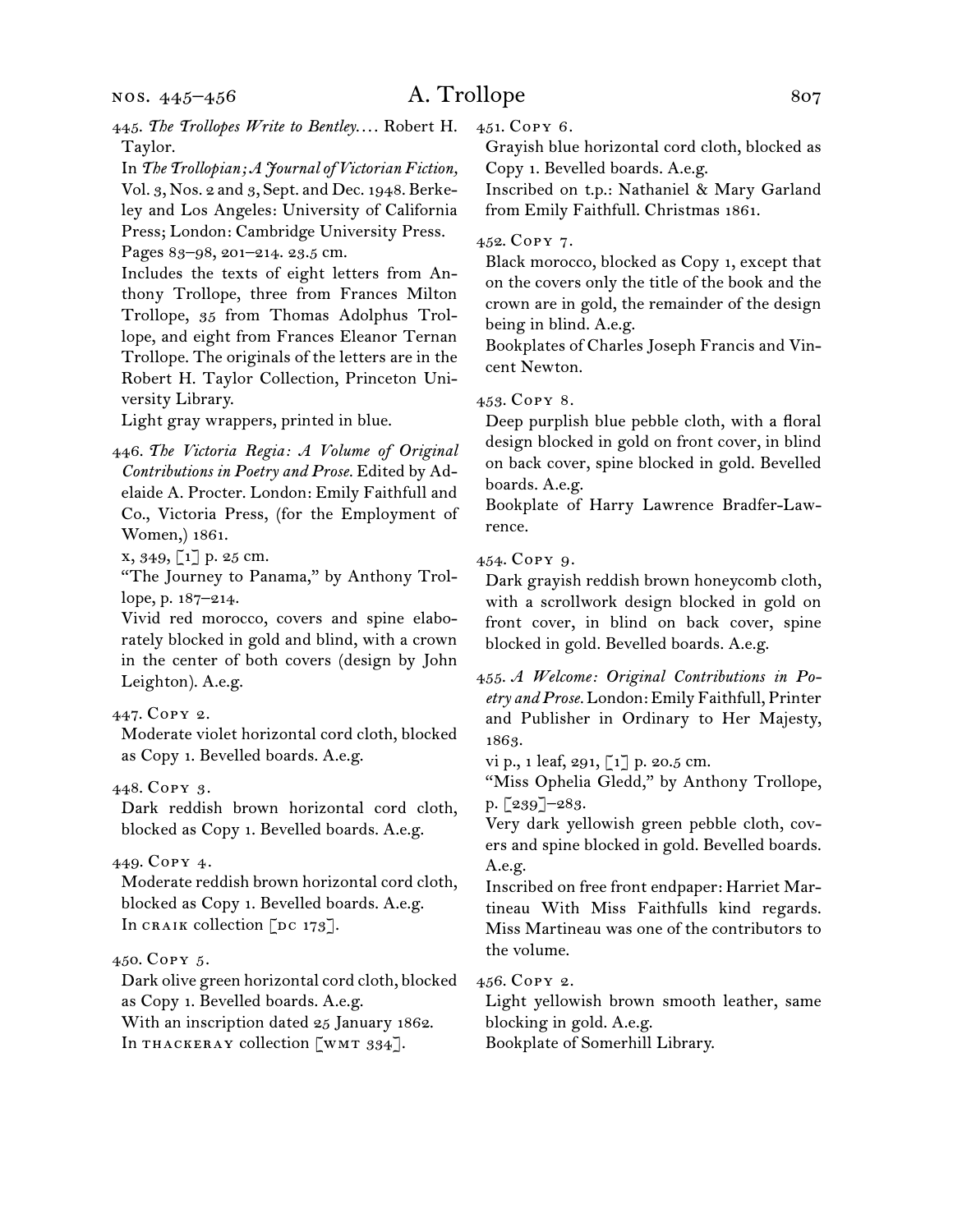445. *The Trollopes Write to Bentley....* Robert H. Taylor.

In *The Trollopian; A Journal of Victorian Fiction,* Vol. 3, Nos. 2 and 3, Sept. and Dec. 1948. Berkeley and Los Angeles: University of California Press; London: Cambridge University Press.

Pages 83–98, 201–214. 23.5 cm.

Includes the texts of eight letters from Anthony Trollope, three from Frances Milton Trollope, 35 from Thomas Adolphus Trollope, and eight from Frances Eleanor Ternan Trollope. The originals of the letters are in the Robert H. Taylor Collection, Princeton University Library.

Light gray wrappers, printed in blue.

446. *The Victoria Regia: A Volume of Original Contributions in Poetry and Prose.* Edited by Adelaide A. Procter. London: Emily Faithfull and Co., Victoria Press, (for the Employment of Women,) 1861.

x, 349, [1] p. 25 cm.

"The Journey to Panama," by Anthony Trollope, p. 187–214.

Vivid red morocco, covers and spine elaborately blocked in gold and blind, with a crown in the center of both covers (design by John Leighton). A.e.g.

447. Copy 2.

Moderate violet horizontal cord cloth, blocked as Copy 1. Bevelled boards. A.e.g.

448. Copy 3.

Dark reddish brown horizontal cord cloth, blocked as Copy 1. Bevelled boards. A.e.g.

449. Copy 4.

Moderate reddish brown horizontal cord cloth, blocked as Copy 1. Bevelled boards. A.e.g.

In CRAIK collection [DC 173].

450. Copy 5.

Dark olive green horizontal cord cloth, blocked as Copy 1. Bevelled boards. A.e.g.

With an inscription dated 25 January 1862.

In THACKERAY collection [WMT 334].

451. Copy 6.

Grayish blue horizontal cord cloth, blocked as Copy 1. Bevelled boards. A.e.g.

Inscribed on t.p.: Nathaniel & Mary Garland from Emily Faithfull. Christmas 1861.

452. Copy 7.

Black morocco, blocked as Copy 1, except that on the covers only the title of the book and the crown are in gold, the remainder of the design being in blind. A.e.g.

Bookplates of Charles Joseph Francis and Vincent Newton.

453. Copy 8.

Deep purplish blue pebble cloth, with a floral design blocked in gold on front cover, in blind on back cover, spine blocked in gold. Bevelled boards. A.e.g.

Bookplate of Harry Lawrence Bradfer-Lawrence.

454. Copy 9.

Dark grayish reddish brown honeycomb cloth, with a scrollwork design blocked in gold on front cover, in blind on back cover, spine blocked in gold. Bevelled boards. A.e.g.

455. *A Welcome: Original Contributions in Poetry and Prose.* London: Emily Faithfull, Printer and Publisher in Ordinary to Her Majesty, 1863.

vi p., 1 leaf, 291, [1] p. 20.5 cm.

"Miss Ophelia Gledd," by Anthony Trollope, p. [239]–283.

Very dark yellowish green pebble cloth, covers and spine blocked in gold. Bevelled boards. A.e.g.

Inscribed on free front endpaper: Harriet Martineau With Miss Faithfulls kind regards. Miss Martineau was one of the contributors to the volume.

456. Copy 2.

Light yellowish brown smooth leather, same blocking in gold. A.e.g.

Bookplate of Somerhill Library.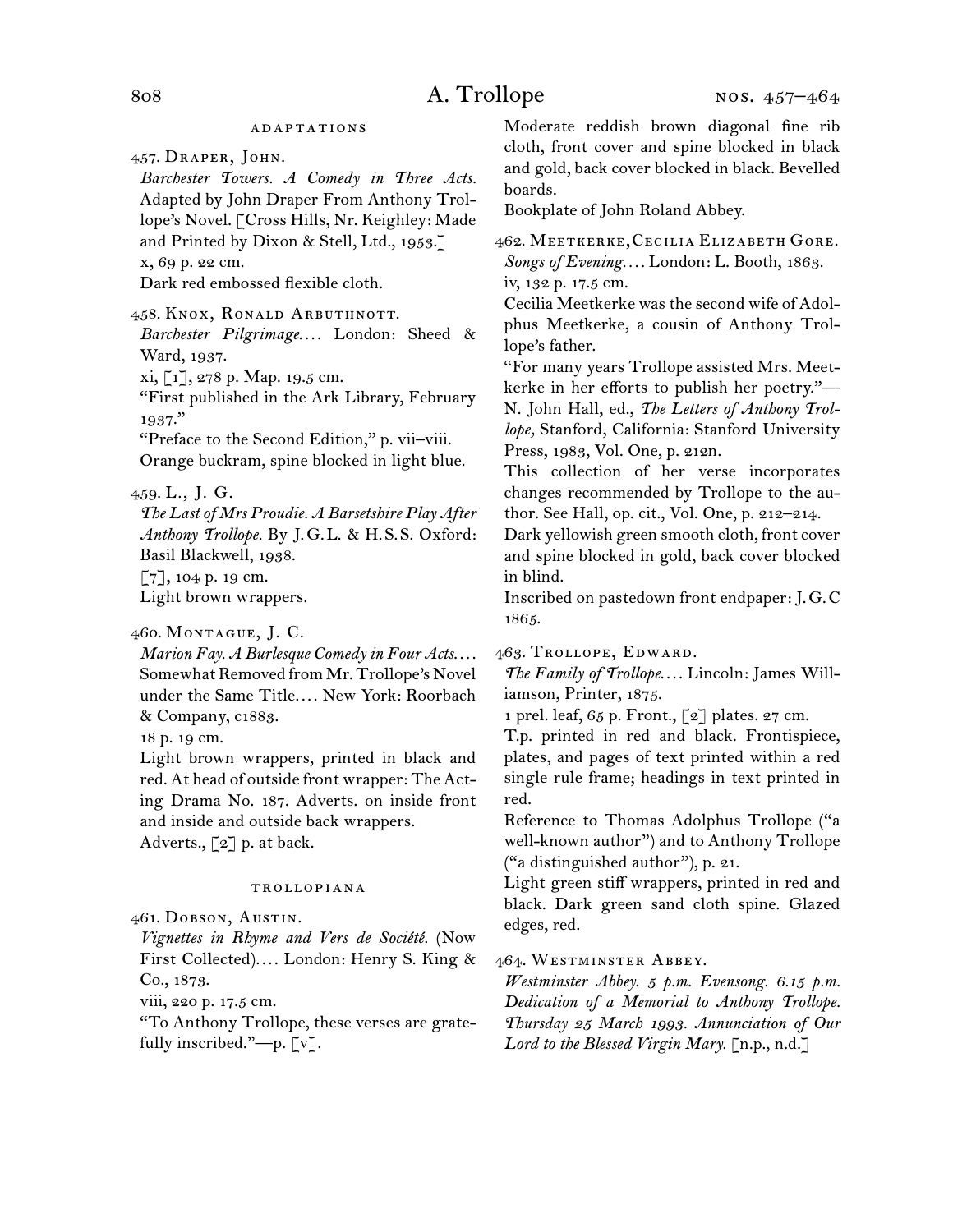## adaptations

457. Draper, John.
*Barchester Towers. A Comedy in Three Acts.* Adapted by John Draper From Anthony Trollope's Novel. [Cross Hills, Nr. Keighley: Made and Printed by Dixon & Stell, Ltd., 1953.]
x, 69 p. 22 cm.
Dark red embossed flexible cloth.

458. Knox, Ronald Arbuthnott.
*Barchester Pilgrimage.*… London: Sheed & Ward, 1937.
xi, [1], 278 p. Map. 19.5 cm.
"First published in the Ark Library, February 1937."
"Preface to the Second Edition," p. vii–viii.
Orange buckram, spine blocked in light blue.

459. L., J. G.
*The Last of Mrs Proudie. A Barsetshire Play After Anthony Trollope.* By J. G. L. & H. S. S. Oxford: Basil Blackwell, 1938.
[7], 104 p. 19 cm.
Light brown wrappers.

460. Montague, J. C.
*Marion Fay. A Burlesque Comedy in Four Acts.*… Somewhat Removed from Mr. Trollope's Novel under the Same Title.… New York: Roorbach & Company, c1883.
18 p. 19 cm.
Light brown wrappers, printed in black and red. At head of outside front wrapper: The Acting Drama No. 187. Adverts. on inside front and inside and outside back wrappers.
Adverts., [2] p. at back.

## trollopiana

461. Dobson, Austin.
*Vignettes in Rhyme and Vers de Société.* (Now First Collected).… London: Henry S. King & Co., 1873.
viii, 220 p. 17.5 cm.
"To Anthony Trollope, these verses are gratefully inscribed."—p. [v].
Moderate reddish brown diagonal fine rib cloth, front cover and spine blocked in black and gold, back cover blocked in black. Bevelled boards.
Bookplate of John Roland Abbey.

462. Meetkerke, Cecilia Elizabeth Gore.
*Songs of Evening.*… London: L. Booth, 1863.
iv, 132 p. 17.5 cm.
Cecilia Meetkerke was the second wife of Adolphus Meetkerke, a cousin of Anthony Trollope's father.
"For many years Trollope assisted Mrs. Meetkerke in her efforts to publish her poetry."—N. John Hall, ed., *The Letters of Anthony Trollope,* Stanford, California: Stanford University Press, 1983, Vol. One, p. 212n.
This collection of her verse incorporates changes recommended by Trollope to the author. See Hall, op. cit., Vol. One, p. 212–214.
Dark yellowish green smooth cloth, front cover and spine blocked in gold, back cover blocked in blind.
Inscribed on pastedown front endpaper: J. G. C 1865.

463. Trollope, Edward.
*The Family of Trollope.*… Lincoln: James Williamson, Printer, 1875.
1 prel. leaf, 65 p. Front., [2] plates. 27 cm.
T.p. printed in red and black. Frontispiece, plates, and pages of text printed within a red single rule frame; headings in text printed in red.
Reference to Thomas Adolphus Trollope ("a well-known author") and to Anthony Trollope ("a distinguished author"), p. 21.
Light green stiff wrappers, printed in red and black. Dark green sand cloth spine. Glazed edges, red.

464. Westminster Abbey.
*Westminster Abbey. 5 p.m. Evensong. 6.15 p.m. Dedication of a Memorial to Anthony Trollope. Thursday 25 March 1993. Annunciation of Our Lord to the Blessed Virgin Mary.* [n.p., n.d.]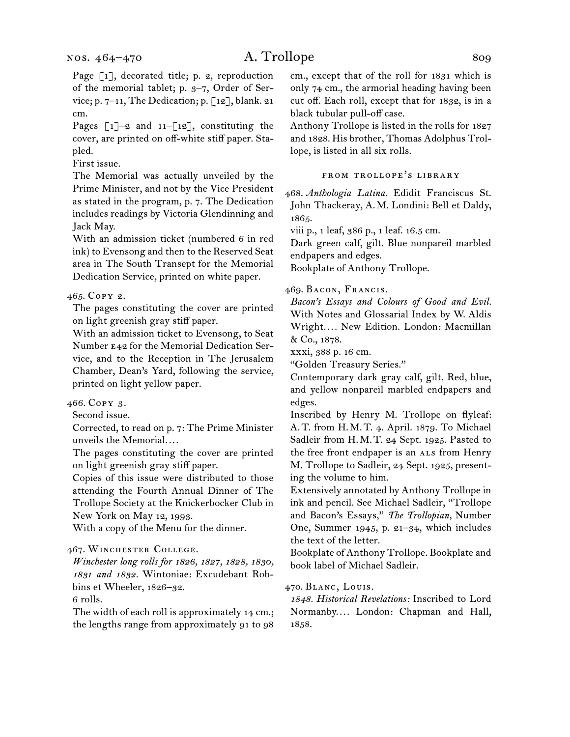Page [1], decorated title; p. 2, reproduction of the memorial tablet; p. 3–7, Order of Service; p. 7–11, The Dedication; p. [12], blank. 21 cm.

Pages [1]–2 and 11–[12], constituting the cover, are printed on off-white stiff paper. Stapled.

First issue.

The Memorial was actually unveiled by the Prime Minister, and not by the Vice President as stated in the program, p. 7. The Dedication includes readings by Victoria Glendinning and Jack May.

With an admission ticket (numbered 6 in red ink) to Evensong and then to the Reserved Seat area in The South Transept for the Memorial Dedication Service, printed on white paper.

465. Copy 2.

The pages constituting the cover are printed on light greenish gray stiff paper.

With an admission ticket to Evensong, to Seat Number E42 for the Memorial Dedication Service, and to the Reception in The Jerusalem Chamber, Dean's Yard, following the service, printed on light yellow paper.

466. Copy 3.

Second issue.

Corrected, to read on p. 7: The Prime Minister unveils the Memorial....

The pages constituting the cover are printed on light greenish gray stiff paper.

Copies of this issue were distributed to those attending the Fourth Annual Dinner of The Trollope Society at the Knickerbocker Club in New York on May 12, 1993.

With a copy of the Menu for the dinner.

467. Winchester College.

*Winchester long rolls for 1826, 1827, 1828, 1830, 1831 and 1832.* Wintoniae: Excudebant Robbins et Wheeler, 1826–32.

6 rolls.

The width of each roll is approximately 14 cm.; the lengths range from approximately 91 to 98 cm., except that of the roll for 1831 which is only 74 cm., the armorial heading having been cut off. Each roll, except that for 1832, is in a black tubular pull-off case.

Anthony Trollope is listed in the rolls for 1827 and 1828. His brother, Thomas Adolphus Trollope, is listed in all six rolls.

### from trollope's library

468. *Anthologia Latina.* Edidit Franciscus St. John Thackeray, A.M. Londini: Bell et Daldy, 1865.

viii p., 1 leaf, 386 p., 1 leaf. 16.5 cm.

Dark green calf, gilt. Blue nonpareil marbled endpapers and edges.

Bookplate of Anthony Trollope.

469. Bacon, Francis.

*Bacon's Essays and Colours of Good and Evil.* With Notes and Glossarial Index by W. Aldis Wright.... New Edition. London: Macmillan & Co., 1878.

xxxi, 388 p. 16 cm.

"Golden Treasury Series."

Contemporary dark gray calf, gilt. Red, blue, and yellow nonpareil marbled endpapers and edges.

Inscribed by Henry M. Trollope on flyleaf: A.T. from H.M.T. 4. April. 1879. To Michael Sadleir from H.M.T. 24 Sept. 1925. Pasted to the free front endpaper is an ALS from Henry M. Trollope to Sadleir, 24 Sept. 1925, presenting the volume to him.

Extensively annotated by Anthony Trollope in ink and pencil. See Michael Sadleir, "Trollope and Bacon's Essays," *The Trollopian,* Number One, Summer 1945, p. 21–34, which includes the text of the letter.

Bookplate of Anthony Trollope. Bookplate and book label of Michael Sadleir.

470. Blanc, Louis.

*1848. Historical Revelations:* Inscribed to Lord Normanby.... London: Chapman and Hall, 1858.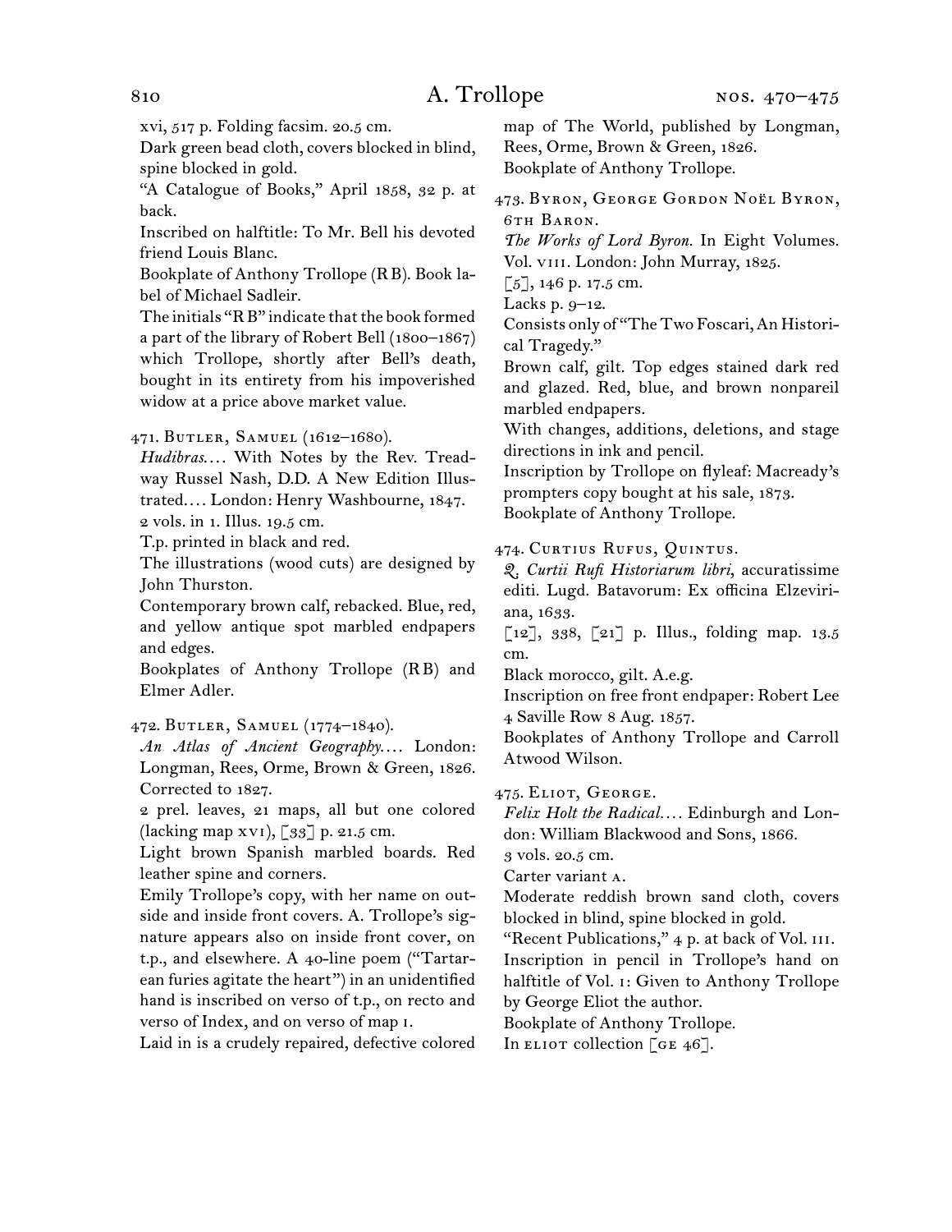xvi, 517 p. Folding facsim. 20.5 cm.

Dark green bead cloth, covers blocked in blind, spine blocked in gold.

"A Catalogue of Books," April 1858, 32 p. at back.

Inscribed on halftitle: To Mr. Bell his devoted friend Louis Blanc.

Bookplate of Anthony Trollope (RB). Book label of Michael Sadleir.

The initials "RB" indicate that the book formed a part of the library of Robert Bell (1800–1867) which Trollope, shortly after Bell's death, bought in its entirety from his impoverished widow at a price above market value.

471. Butler, Samuel (1612–1680).

*Hudibras*.... With Notes by the Rev. Treadway Russel Nash, D.D. A New Edition Illustrated.... London: Henry Washbourne, 1847.

2 vols. in 1. Illus. 19.5 cm.

T.p. printed in black and red.

The illustrations (wood cuts) are designed by John Thurston.

Contemporary brown calf, rebacked. Blue, red, and yellow antique spot marbled endpapers and edges.

Bookplates of Anthony Trollope (RB) and Elmer Adler.

472. Butler, Samuel (1774–1840).

*An Atlas of Ancient Geography*.... London: Longman, Rees, Orme, Brown & Green, 1826. Corrected to 1827.

2 prel. leaves, 21 maps, all but one colored (lacking map XVI), [33] p. 21.5 cm.

Light brown Spanish marbled boards. Red leather spine and corners.

Emily Trollope's copy, with her name on outside and inside front covers. A. Trollope's signature appears also on inside front cover, on t.p., and elsewhere. A 40-line poem ("Tartarean furies agitate the heart") in an unidentified hand is inscribed on verso of t.p., on recto and verso of Index, and on verso of map 1.

Laid in is a crudely repaired, defective colored map of The World, published by Longman, Rees, Orme, Brown & Green, 1826.

Bookplate of Anthony Trollope.

473. Byron, George Gordon Noël Byron, 6th Baron.

*The Works of Lord Byron*. In Eight Volumes. Vol. VIII. London: John Murray, 1825.

[5], 146 p. 17.5 cm.

Lacks p. 9–12.

Consists only of "The Two Foscari, An Historical Tragedy."

Brown calf, gilt. Top edges stained dark red and glazed. Red, blue, and brown nonpareil marbled endpapers.

With changes, additions, deletions, and stage directions in ink and pencil.

Inscription by Trollope on flyleaf: Macready's prompters copy bought at his sale, 1873.

Bookplate of Anthony Trollope.

474. Curtius Rufus, Quintus.

*Q. Curtii Rufi Historiarum libri*, accuratissime editi. Lugd. Batavorum: Ex officina Elzeviriana, 1633.

[12], 338, [21] p. Illus., folding map. 13.5 cm.

Black morocco, gilt. A.e.g.

Inscription on free front endpaper: Robert Lee 4 Saville Row 8 Aug. 1857.

Bookplates of Anthony Trollope and Carroll Atwood Wilson.

475. Eliot, George.

*Felix Holt the Radical*.... Edinburgh and London: William Blackwood and Sons, 1866.

3 vols. 20.5 cm.

Carter variant A.

Moderate reddish brown sand cloth, covers blocked in blind, spine blocked in gold.

"Recent Publications," 4 p. at back of Vol. III.

Inscription in pencil in Trollope's hand on halftitle of Vol. I: Given to Anthony Trollope by George Eliot the author.

Bookplate of Anthony Trollope.

In ELIOT collection [GE 46].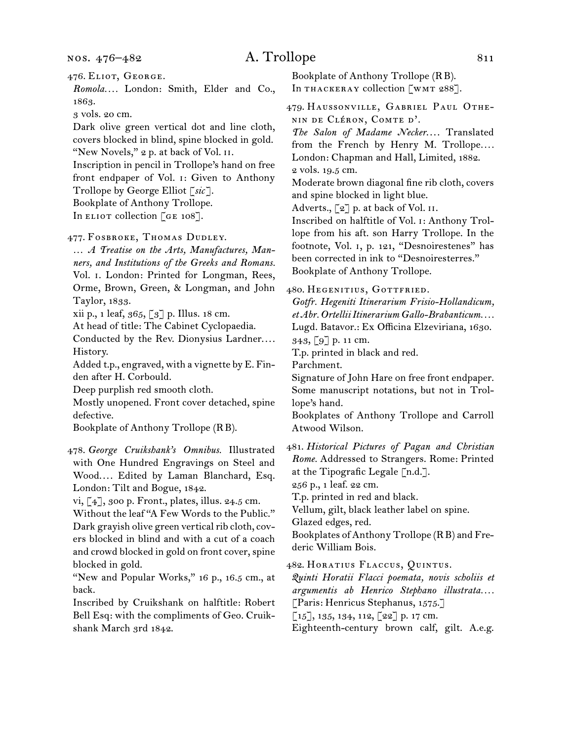476. Eliot, George.

*Romola*.... London: Smith, Elder and Co., 1863.

3 vols. 20 cm.

Dark olive green vertical dot and line cloth, covers blocked in blind, spine blocked in gold.

"New Novels," 2 p. at back of Vol. II.

Inscription in pencil in Trollope's hand on free front endpaper of Vol. I: Given to Anthony Trollope by George Elliot [*sic*].

Bookplate of Anthony Trollope.

In ELIOT collection [GE 108].

477. Fosbroke, Thomas Dudley.

... *A Treatise on the Arts, Manufactures, Manners, and Institutions of the Greeks and Romans*. Vol. I. London: Printed for Longman, Rees, Orme, Brown, Green, & Longman, and John Taylor, 1833.

xii p., 1 leaf, 365, [3] p. Illus. 18 cm.

At head of title: The Cabinet Cyclopaedia. Conducted by the Rev. Dionysius Lardner.... History.

Added t.p., engraved, with a vignette by E. Finden after H. Corbould.

Deep purplish red smooth cloth.

Mostly unopened. Front cover detached, spine defective.

Bookplate of Anthony Trollope (RB).

478. *George Cruikshank's Omnibus*. Illustrated with One Hundred Engravings on Steel and Wood.... Edited by Laman Blanchard, Esq. London: Tilt and Bogue, 1842.

vi, [4], 300 p. Front., plates, illus. 24.5 cm.

Without the leaf "A Few Words to the Public."

Dark grayish olive green vertical rib cloth, covers blocked in blind and with a cut of a coach and crowd blocked in gold on front cover, spine blocked in gold.

"New and Popular Works," 16 p., 16.5 cm., at back.

Inscribed by Cruikshank on halftitle: Robert Bell Esq: with the compliments of Geo. Cruikshank March 3rd 1842.

Bookplate of Anthony Trollope (RB).

In THACKERAY collection [WMT 288].

479. Haussonville, Gabriel Paul Othenin de Cléron, Comte d'.

*The Salon of Madame Necker*.... Translated from the French by Henry M. Trollope.... London: Chapman and Hall, Limited, 1882.

2 vols. 19.5 cm.

Moderate brown diagonal fine rib cloth, covers and spine blocked in light blue.

Adverts., [2] p. at back of Vol. II.

Inscribed on halftitle of Vol. I: Anthony Trollope from his aft. son Harry Trollope. In the footnote, Vol. I, p. 121, "Desnoirestenes" has been corrected in ink to "Desnoiresterres."

Bookplate of Anthony Trollope.

480. Hegenitius, Gottfried.

*Gotfr. Hegeniti Itinerarium Frisio-Hollandicum, et Abr. Ortellii Itinerarium Gallo-Brabanticum*.... Lugd. Batavor.: Ex Officina Elzeviriana, 1630.

343, [9] p. 11 cm.

T.p. printed in black and red.

Parchment.

Signature of John Hare on free front endpaper. Some manuscript notations, but not in Trollope's hand.

Bookplates of Anthony Trollope and Carroll Atwood Wilson.

481. *Historical Pictures of Pagan and Christian Rome*. Addressed to Strangers. Rome: Printed at the Tipografic Legale [n.d.].

256 p., 1 leaf. 22 cm.

T.p. printed in red and black.

Vellum, gilt, black leather label on spine.

Glazed edges, red.

Bookplates of Anthony Trollope (RB) and Frederic William Bois.

482. Horatius Flaccus, Quintus.

*Quinti Horatii Flacci poemata, novis scholiis et argumentis ab Henrico Stephano illustrata*.... [Paris: Henricus Stephanus, 1575.]

[15], 135, 134, 112, [22] p. 17 cm.

Eighteenth-century brown calf, gilt. A.e.g.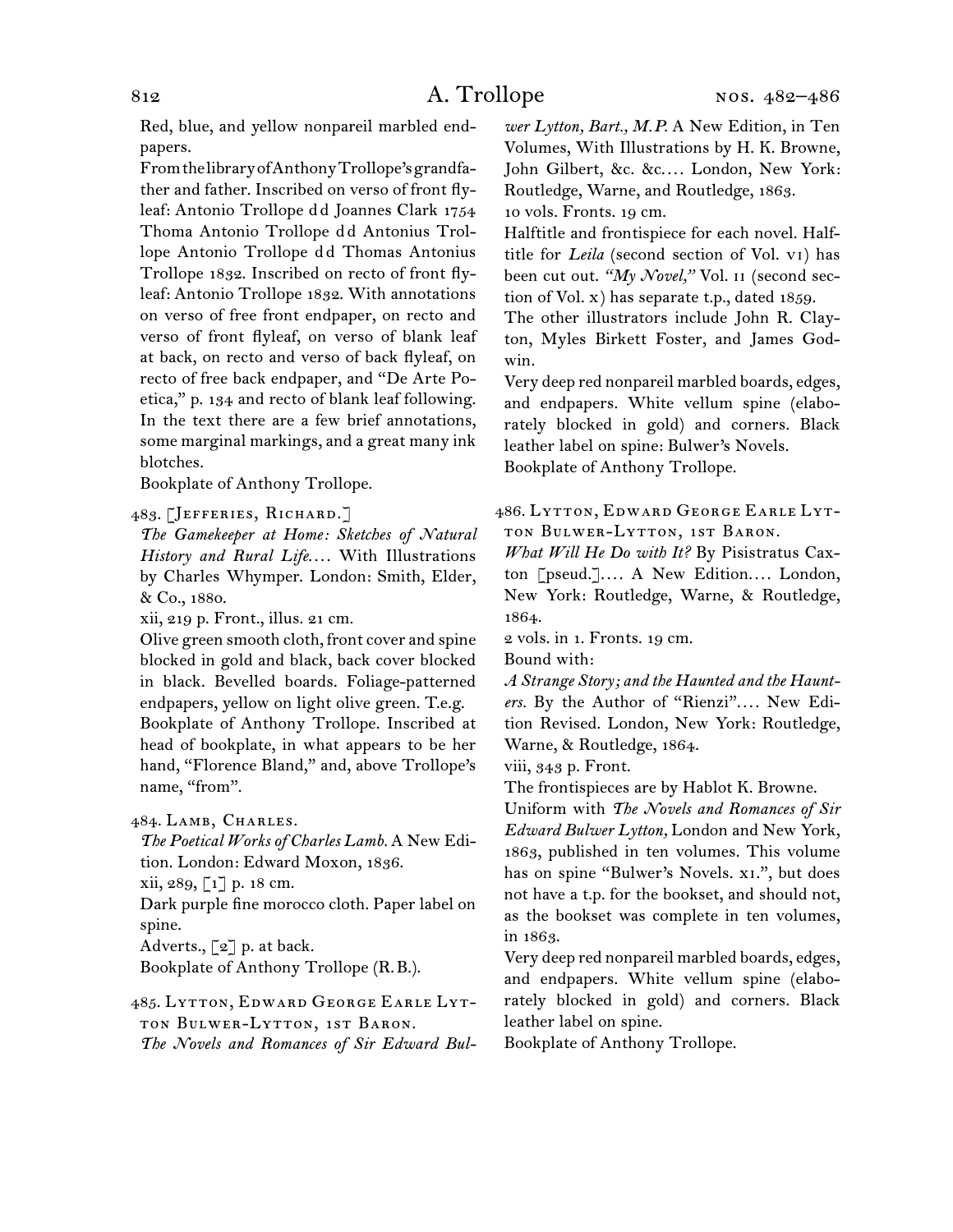Red, blue, and yellow nonpareil marbled endpapers.

From the library of Anthony Trollope's grandfather and father. Inscribed on verso of front flyleaf: Antonio Trollope d d Joannes Clark 1754 Thoma Antonio Trollope d d Antonius Trollope Antonio Trollope d d Thomas Antonius Trollope 1832. Inscribed on recto of front flyleaf: Antonio Trollope 1832. With annotations on verso of free front endpaper, on recto and verso of front flyleaf, on verso of blank leaf at back, on recto and verso of back flyleaf, on recto of free back endpaper, and "De Arte Poetica," p. 134 and recto of blank leaf following. In the text there are a few brief annotations, some marginal markings, and a great many ink blotches.

Bookplate of Anthony Trollope.

483. [Jefferies, Richard.]

*The Gamekeeper at Home: Sketches of Natural History and Rural Life.*... With Illustrations by Charles Whymper. London: Smith, Elder, & Co., 1880.

xii, 219 p. Front., illus. 21 cm.

Olive green smooth cloth, front cover and spine blocked in gold and black, back cover blocked in black. Bevelled boards. Foliage-patterned endpapers, yellow on light olive green. T.e.g.

Bookplate of Anthony Trollope. Inscribed at head of bookplate, in what appears to be her hand, "Florence Bland," and, above Trollope's name, "from".

484. Lamb, Charles.

*The Poetical Works of Charles Lamb.* A New Edition. London: Edward Moxon, 1836.

xii, 289, [1] p. 18 cm.

Dark purple fine morocco cloth. Paper label on spine.

Adverts., [2] p. at back.

Bookplate of Anthony Trollope (R.B.).

485. Lytton, Edward George Earle Lytton Bulwer-Lytton, 1st Baron.

*The Novels and Romances of Sir Edward Bulwer Lytton, Bart., M.P.* A New Edition, in Ten Volumes, With Illustrations by H. K. Browne, John Gilbert, &c. &c.... London, New York: Routledge, Warne, and Routledge, 1863.

10 vols. Fronts. 19 cm.

Halftitle and frontispiece for each novel. Halftitle for *Leila* (second section of Vol. vi) has been cut out. *"My Novel,"* Vol. ii (second section of Vol. x) has separate t.p., dated 1859.

The other illustrators include John R. Clayton, Myles Birkett Foster, and James Godwin.

Very deep red nonpareil marbled boards, edges, and endpapers. White vellum spine (elaborately blocked in gold) and corners. Black leather label on spine: Bulwer's Novels.

Bookplate of Anthony Trollope.

486. Lytton, Edward George Earle Lytton Bulwer-Lytton, 1st Baron.

*What Will He Do with It?* By Pisistratus Caxton [pseud.].... A New Edition.... London, New York: Routledge, Warne, & Routledge, 1864.

2 vols. in 1. Fronts. 19 cm.

Bound with:

*A Strange Story; and the Haunted and the Haunters.* By the Author of "Rienzi".... New Edition Revised. London, New York: Routledge, Warne, & Routledge, 1864.

viii, 343 p. Front.

The frontispieces are by Hablot K. Browne.

Uniform with *The Novels and Romances of Sir Edward Bulwer Lytton,* London and New York, 1863, published in ten volumes. This volume has on spine "Bulwer's Novels. xi.", but does not have a t.p. for the bookset, and should not, as the bookset was complete in ten volumes, in 1863.

Very deep red nonpareil marbled boards, edges, and endpapers. White vellum spine (elaborately blocked in gold) and corners. Black leather label on spine.

Bookplate of Anthony Trollope.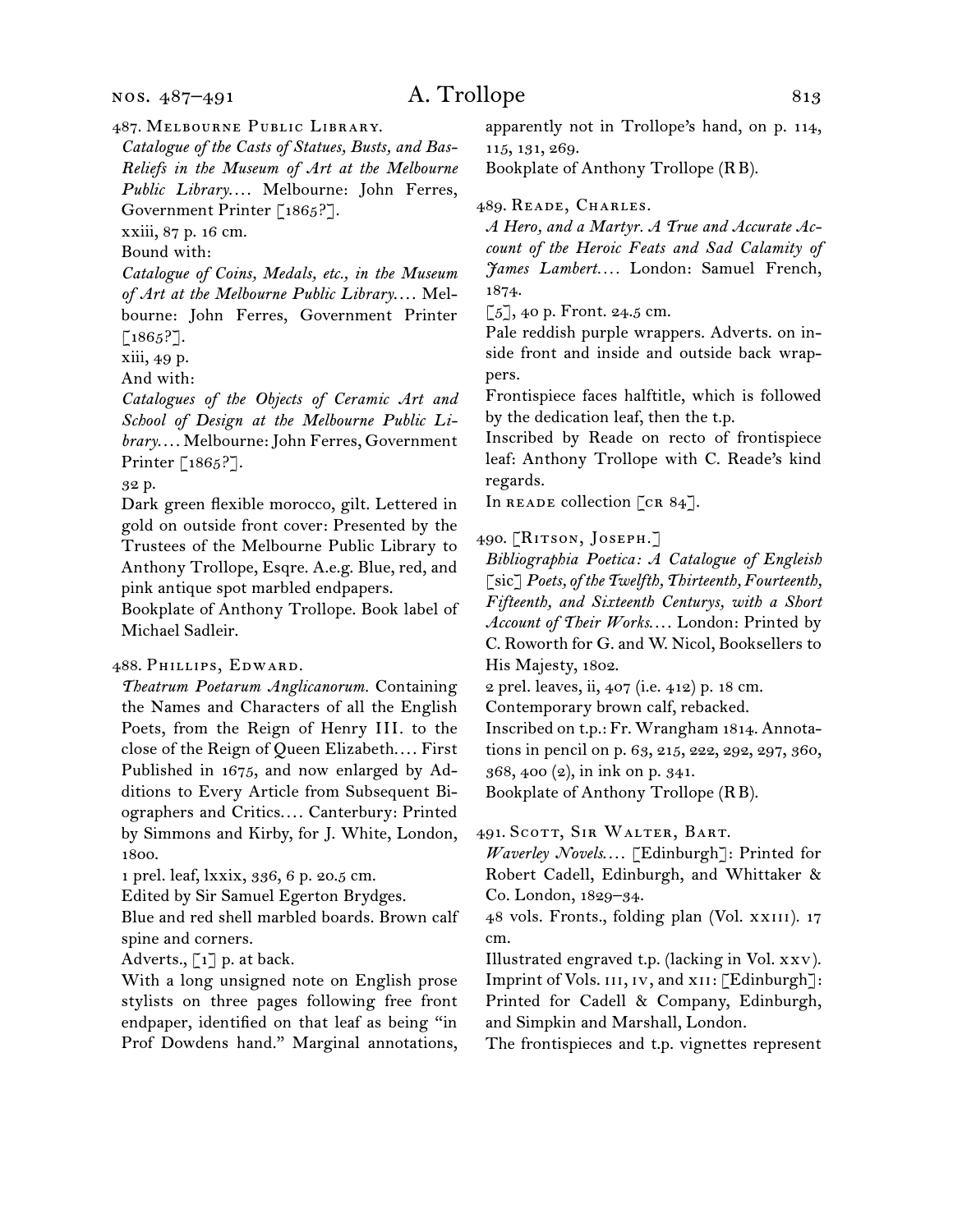487. Melbourne Public Library.

*Catalogue of the Casts of Statues, Busts, and Bas-Reliefs in the Museum of Art at the Melbourne Public Library.*… Melbourne: John Ferres, Government Printer [1865?].

xxiii, 87 p. 16 cm.

Bound with:

*Catalogue of Coins, Medals, etc., in the Museum of Art at the Melbourne Public Library.*… Melbourne: John Ferres, Government Printer [1865?].

xiii, 49 p.

And with:

*Catalogues of the Objects of Ceramic Art and School of Design at the Melbourne Public Library.*… Melbourne: John Ferres, Government Printer [1865?].

32 p.

Dark green flexible morocco, gilt. Lettered in gold on outside front cover: Presented by the Trustees of the Melbourne Public Library to Anthony Trollope, Esqre. A.e.g. Blue, red, and pink antique spot marbled endpapers.

Bookplate of Anthony Trollope. Book label of Michael Sadleir.

488. Phillips, Edward.

*Theatrum Poetarum Anglicanorum.* Containing the Names and Characters of all the English Poets, from the Reign of Henry III. to the close of the Reign of Queen Elizabeth.… First Published in 1675, and now enlarged by Additions to Every Article from Subsequent Biographers and Critics.… Canterbury: Printed by Simmons and Kirby, for J. White, London, 1800.

1 prel. leaf, lxxix, 336, 6 p. 20.5 cm.

Edited by Sir Samuel Egerton Brydges.

Blue and red shell marbled boards. Brown calf spine and corners.

Adverts., [1] p. at back.

With a long unsigned note on English prose stylists on three pages following free front endpaper, identified on that leaf as being "in Prof Dowdens hand." Marginal annotations, apparently not in Trollope's hand, on p. 114, 115, 131, 269.

Bookplate of Anthony Trollope (RB).

489. Reade, Charles.

*A Hero, and a Martyr. A True and Accurate Account of the Heroic Feats and Sad Calamity of James Lambert.*… London: Samuel French, 1874.

[5], 40 p. Front. 24.5 cm.

Pale reddish purple wrappers. Adverts. on inside front and inside and outside back wrappers.

Frontispiece faces halftitle, which is followed by the dedication leaf, then the t.p.

Inscribed by Reade on recto of frontispiece leaf: Anthony Trollope with C. Reade's kind regards.

In reade collection [cr 84].

490. [Ritson, Joseph.]

*Bibliographia Poetica: A Catalogue of Engleish* [sic] *Poets, of the Twelfth, Thirteenth, Fourteenth, Fifteenth, and Sixteenth Centurys, with a Short Account of Their Works.*… London: Printed by C. Roworth for G. and W. Nicol, Booksellers to His Majesty, 1802.

2 prel. leaves, ii, 407 (i.e. 412) p. 18 cm.

Contemporary brown calf, rebacked.

Inscribed on t.p.: Fr. Wrangham 1814. Annotations in pencil on p. 63, 215, 222, 292, 297, 360, 368, 400 (2), in ink on p. 341.

Bookplate of Anthony Trollope (RB).

491. Scott, Sir Walter, Bart.

*Waverley Novels.*… [Edinburgh]: Printed for Robert Cadell, Edinburgh, and Whittaker & Co. London, 1829–34.

48 vols. Fronts., folding plan (Vol. xxiii). 17 cm.

Illustrated engraved t.p. (lacking in Vol. xxv). Imprint of Vols. iii, iv, and xii: [Edinburgh]: Printed for Cadell & Company, Edinburgh, and Simpkin and Marshall, London.

The frontispieces and t.p. vignettes represent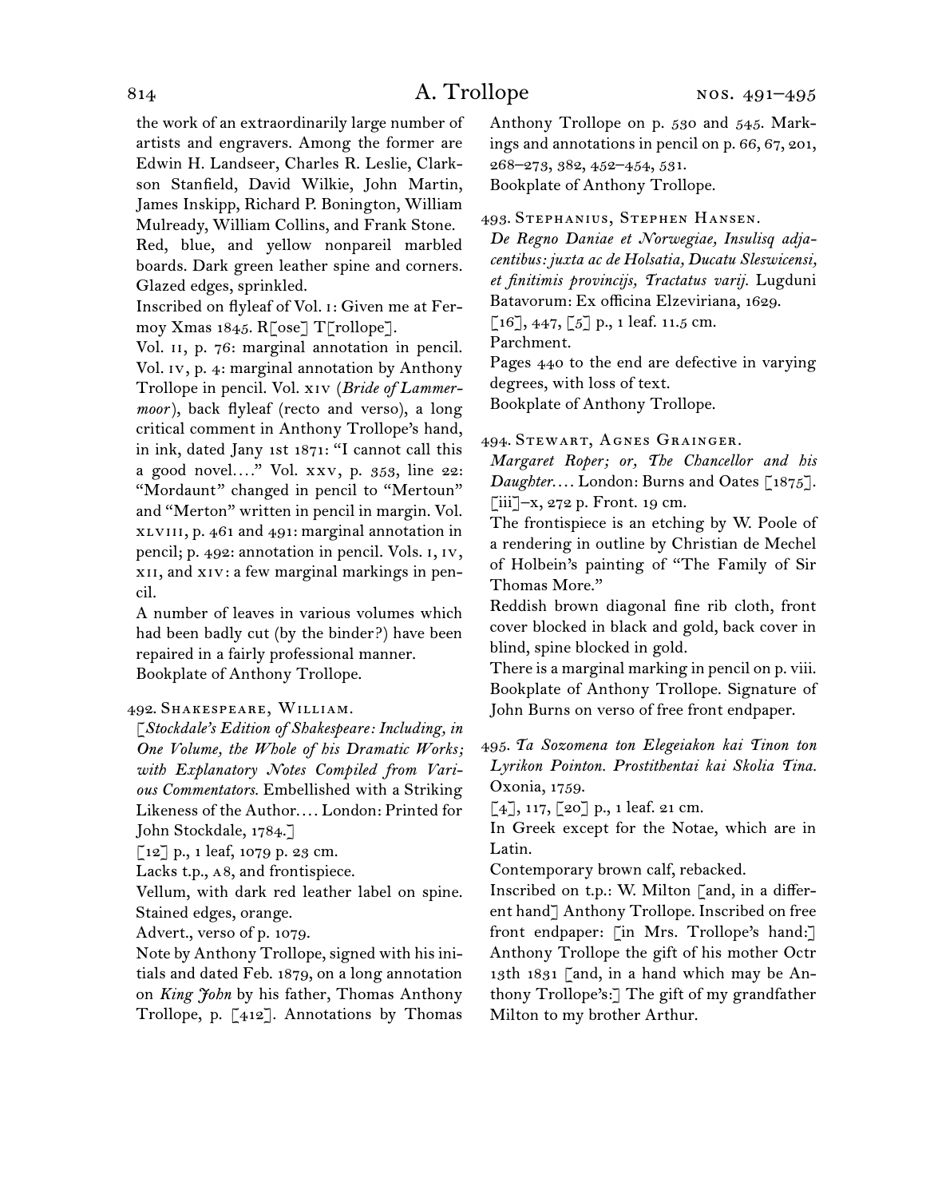the work of an extraordinarily large number of artists and engravers. Among the former are Edwin H. Landseer, Charles R. Leslie, Clarkson Stanfield, David Wilkie, John Martin, James Inskipp, Richard P. Bonington, William Mulready, William Collins, and Frank Stone.

Red, blue, and yellow nonpareil marbled boards. Dark green leather spine and corners. Glazed edges, sprinkled.

Inscribed on flyleaf of Vol. i: Given me at Fermoy Xmas 1845. R[ose] T[rollope].

Vol. ii, p. 76: marginal annotation in pencil. Vol. iv, p. 4: marginal annotation by Anthony Trollope in pencil. Vol. xiv (*Bride of Lammermoor*), back flyleaf (recto and verso), a long critical comment in Anthony Trollope's hand, in ink, dated Jany 1st 1871: "I cannot call this a good novel…." Vol. xxv, p. 353, line 22: "Mordaunt" changed in pencil to "Mertoun" and "Merton" written in pencil in margin. Vol. xlviii, p. 461 and 491: marginal annotation in pencil; p. 492: annotation in pencil. Vols. i, iv, xii, and xiv: a few marginal markings in pencil.

A number of leaves in various volumes which had been badly cut (by the binder?) have been repaired in a fairly professional manner.

Bookplate of Anthony Trollope.

492. Shakespeare, William.

[*Stockdale's Edition of Shakespeare: Including, in One Volume, the Whole of his Dramatic Works; with Explanatory Notes Compiled from Various Commentators.* Embellished with a Striking Likeness of the Author…. London: Printed for John Stockdale, 1784.]

[12] p., 1 leaf, 1079 p. 23 cm.

Lacks t.p., a8, and frontispiece.

Vellum, with dark red leather label on spine. Stained edges, orange.

Advert., verso of p. 1079.

Note by Anthony Trollope, signed with his initials and dated Feb. 1879, on a long annotation on *King John* by his father, Thomas Anthony Trollope, p. [412]. Annotations by Thomas Anthony Trollope on p. 530 and 545. Markings and annotations in pencil on p. 66, 67, 201, 268–273, 382, 452–454, 531.

Bookplate of Anthony Trollope.

493. Stephanius, Stephen Hansen.

*De Regno Daniae et Norwegiae, Insulisq adjacentibus: juxta ac de Holsatia, Ducatu Sleswicensi, et finitimis provincijs, Tractatus varij.* Lugduni Batavorum: Ex officina Elzeviriana, 1629.

[16], 447, [5] p., 1 leaf. 11.5 cm.

Parchment.

Pages 440 to the end are defective in varying degrees, with loss of text.

Bookplate of Anthony Trollope.

494. Stewart, Agnes Grainger.

*Margaret Roper; or, The Chancellor and his Daughter….* London: Burns and Oates [1875].

[iii]–x, 272 p. Front. 19 cm.

The frontispiece is an etching by W. Poole of a rendering in outline by Christian de Mechel of Holbein's painting of "The Family of Sir Thomas More."

Reddish brown diagonal fine rib cloth, front cover blocked in black and gold, back cover in blind, spine blocked in gold.

There is a marginal marking in pencil on p. viii.

Bookplate of Anthony Trollope. Signature of John Burns on verso of free front endpaper.

495. *Ta Sozomena ton Elegeiakon kai Tinon ton Lyrikon Pointon. Prostithentai kai Skolia Tina.* Oxonia, 1759.

[4], 117, [20] p., 1 leaf. 21 cm.

In Greek except for the Notae, which are in Latin.

Contemporary brown calf, rebacked.

Inscribed on t.p.: W. Milton [and, in a different hand] Anthony Trollope. Inscribed on free front endpaper: [in Mrs. Trollope's hand:] Anthony Trollope the gift of his mother Octr 13th 1831 [and, in a hand which may be Anthony Trollope's:] The gift of my grandfather Milton to my brother Arthur.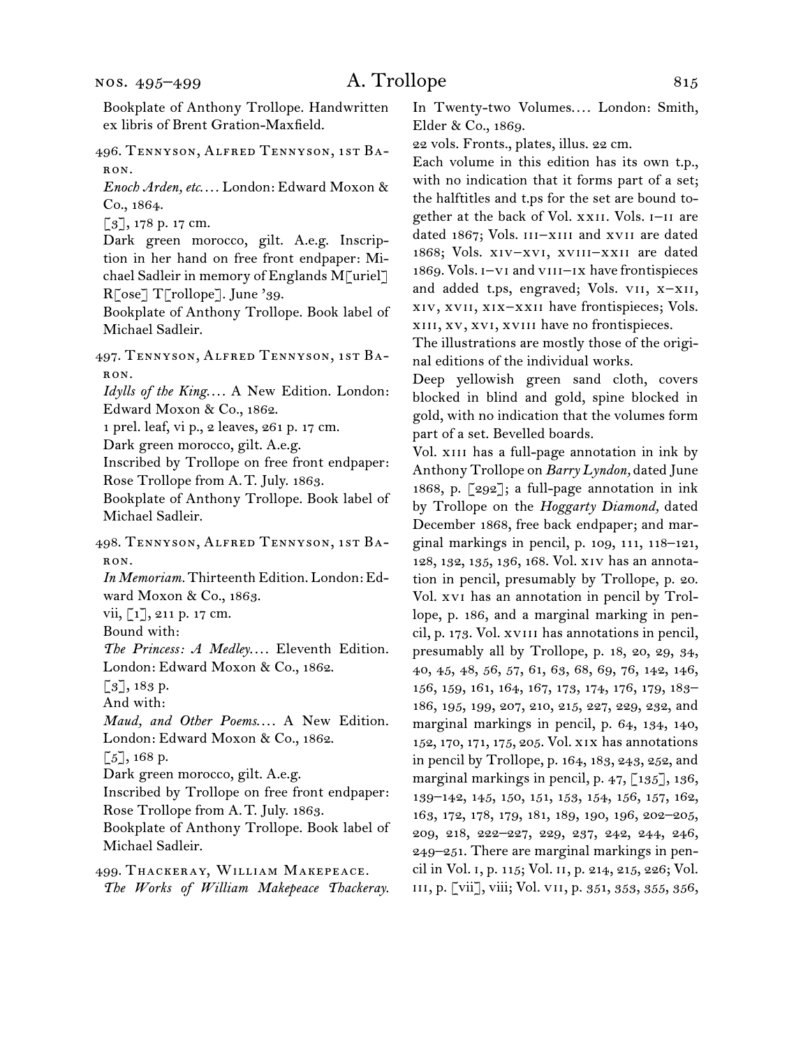Bookplate of Anthony Trollope. Handwritten ex libris of Brent Gration-Maxfield.

496. Tennyson, Alfred Tennyson, 1st Baron.

*Enoch Arden, etc.*… London: Edward Moxon & Co., 1864.

[3], 178 p. 17 cm.

Dark green morocco, gilt. A.e.g. Inscription in her hand on free front endpaper: Michael Sadleir in memory of Englands M[uriel] R[ose] T[rollope]. June '39.

Bookplate of Anthony Trollope. Book label of Michael Sadleir.

497. Tennyson, Alfred Tennyson, 1st Baron.

*Idylls of the King.*… A New Edition. London: Edward Moxon & Co., 1862.

1 prel. leaf, vi p., 2 leaves, 261 p. 17 cm.

Dark green morocco, gilt. A.e.g.

Inscribed by Trollope on free front endpaper: Rose Trollope from A. T. July. 1863.

Bookplate of Anthony Trollope. Book label of Michael Sadleir.

498. Tennyson, Alfred Tennyson, 1st Baron.

*In Memoriam.* Thirteenth Edition. London: Edward Moxon & Co., 1863.

vii, [1], 211 p. 17 cm.

Bound with:

*The Princess: A Medley.*… Eleventh Edition. London: Edward Moxon & Co., 1862.

[3], 183 p.

And with:

*Maud, and Other Poems.*… A New Edition. London: Edward Moxon & Co., 1862.

[5], 168 p.

Dark green morocco, gilt. A.e.g.

Inscribed by Trollope on free front endpaper: Rose Trollope from A. T. July. 1863.

Bookplate of Anthony Trollope. Book label of Michael Sadleir.

499. Thackeray, William Makepeace.

*The Works of William Makepeace Thackeray.* In Twenty-two Volumes.… London: Smith, Elder & Co., 1869.

22 vols. Fronts., plates, illus. 22 cm.

Each volume in this edition has its own t.p., with no indication that it forms part of a set; the halftitles and t.ps for the set are bound together at the back of Vol. xxii. Vols. i–ii are dated 1867; Vols. iii–xiii and xvii are dated 1868; Vols. xiv–xvi, xviii–xxii are dated 1869. Vols. i–vi and viii–ix have frontispieces and added t.ps, engraved; Vols. vii, x–xii, xiv, xvii, xix–xxii have frontispieces; Vols. xiii, xv, xvi, xviii have no frontispieces.

The illustrations are mostly those of the original editions of the individual works.

Deep yellowish green sand cloth, covers blocked in blind and gold, spine blocked in gold, with no indication that the volumes form part of a set. Bevelled boards.

Vol. xiii has a full-page annotation in ink by Anthony Trollope on *Barry Lyndon,* dated June 1868, p. [292]; a full-page annotation in ink by Trollope on the *Hoggarty Diamond,* dated December 1868, free back endpaper; and marginal markings in pencil, p. 109, 111, 118–121, 128, 132, 135, 136, 168. Vol. xiv has an annotation in pencil, presumably by Trollope, p. 20. Vol. xvi has an annotation in pencil by Trollope, p. 186, and a marginal marking in pencil, p. 173. Vol. xviii has annotations in pencil, presumably all by Trollope, p. 18, 20, 29, 34, 40, 45, 48, 56, 57, 61, 63, 68, 69, 76, 142, 146, 156, 159, 161, 164, 167, 173, 174, 176, 179, 183–186, 195, 199, 207, 210, 215, 227, 229, 232, and marginal markings in pencil, p. 64, 134, 140, 152, 170, 171, 175, 205. Vol. xix has annotations in pencil by Trollope, p. 164, 183, 243, 252, and marginal markings in pencil, p. 47, [135], 136, 139–142, 145, 150, 151, 153, 154, 156, 157, 162, 163, 172, 178, 179, 181, 189, 190, 196, 202–205, 209, 218, 222–227, 229, 237, 242, 244, 246, 249–251. There are marginal markings in pencil in Vol. i, p. 115; Vol. ii, p. 214, 215, 226; Vol. iii, p. [vii], viii; Vol. vii, p. 351, 353, 355, 356,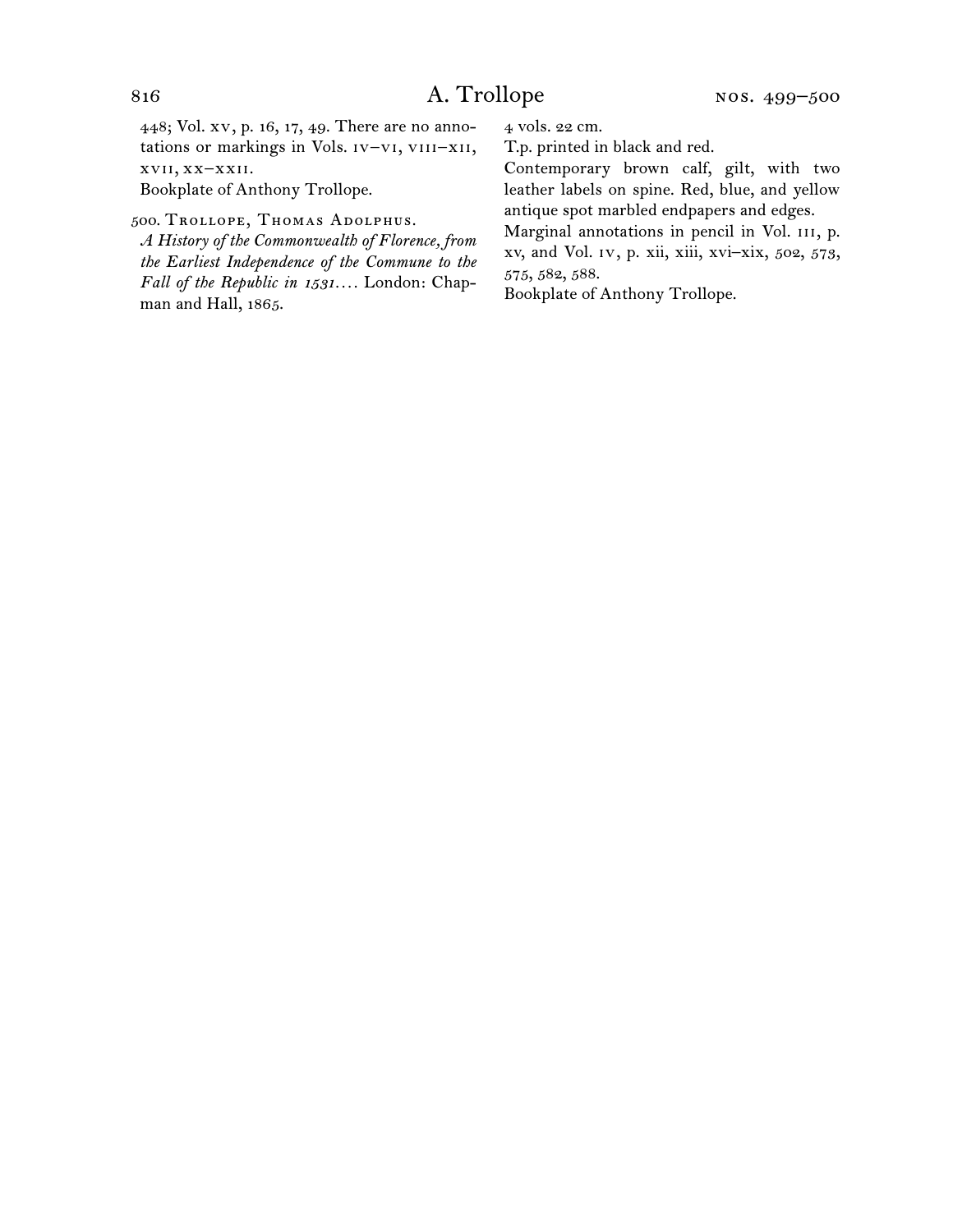448; Vol. xv, p. 16, 17, 49. There are no annotations or markings in Vols. iv–vi, viii–xii, xvii, xx–xxii.

Bookplate of Anthony Trollope.

500. Trollope, Thomas Adolphus.

*A History of the Commonwealth of Florence, from the Earliest Independence of the Commune to the Fall of the Republic in 1531.*… London: Chapman and Hall, 1865.

4 vols. 22 cm.

T.p. printed in black and red.

Contemporary brown calf, gilt, with two leather labels on spine. Red, blue, and yellow antique spot marbled endpapers and edges.

Marginal annotations in pencil in Vol. iii, p. xv, and Vol. iv, p. xii, xiii, xvi–xix, 502, 573, 575, 582, 588.

Bookplate of Anthony Trollope.